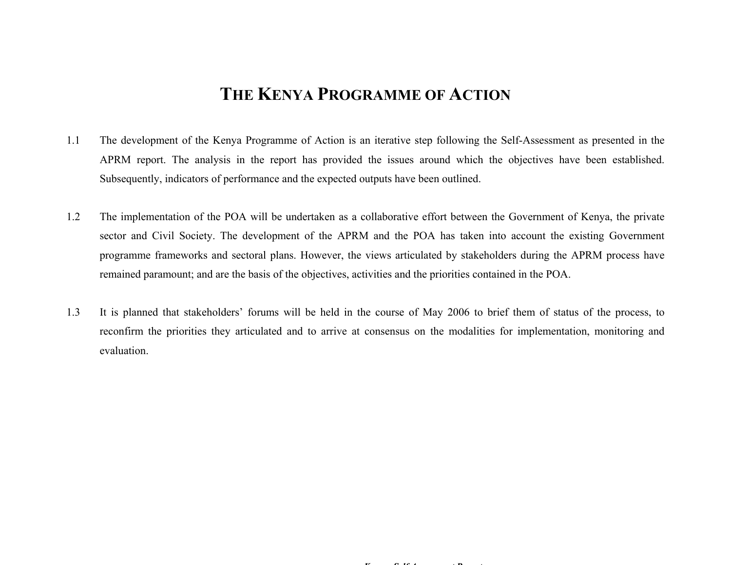# THE KENYA PROGRAMME OF ACTION

1.1 The development of the Kenya Programme of Action is an iterative step following the Self-Assessment as presented in the APRM report. The analysis in the report has provided the issues around which the objectives have been established. Subsequently, indicators of performance and the expected outputs have been outlined.

1.2 The implementation of the POA will be undertaken as a collaborative effort between the Government of Kenya, the private sector and Civil Society. The development of the APRM and the POA has taken into account the existing Government programme frameworks and sectoral plans. However, the views articulated by stakeholders during the APRM process have remained paramount; and are the basis of the objectives, activities and the priorities contained in the POA.

1.3 It is planned that stakeholders' forums will be held in the course of May 2006 to brief them of status of the process, to reconfirm the priorities they articulated and to arrive at consensus on the modalities for implementation, monitoring and evaluation.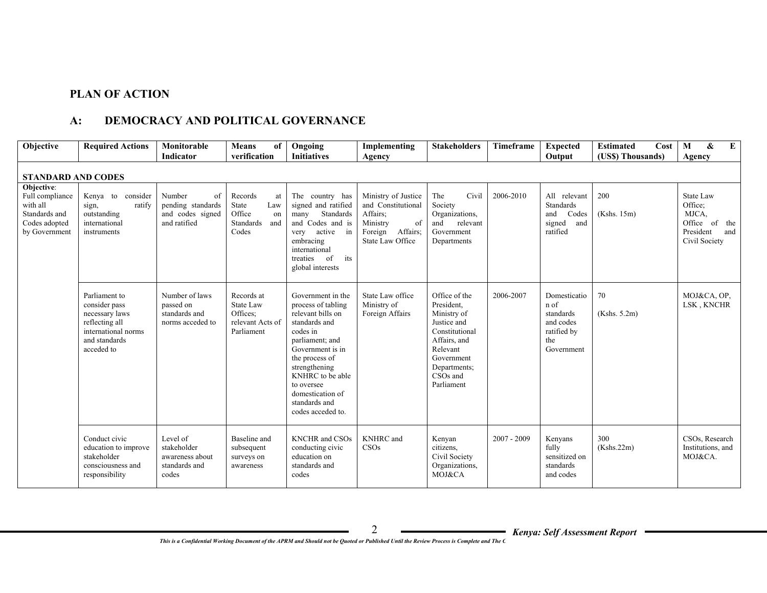## PLAN OF ACTION

### A: DEMOCRACY AND POLITICAL GOVERNANCE

| Objective | Required Actions | Monitorable Indicator | Means of verification | Ongoing Initiatives | Implementing Agency | Stakeholders | Timeframe | Expected Output | Estimated Cost (US$) Thousands) | M & E Agency |
|---|---|---|---|---|---|---|---|---|---|---|
| **STANDARD AND CODES** | | | | | | | | | | |
| **Objective**: Full compliance with all Standards and Codes adopted by Government | Kenya to consider sign, ratify outstanding international instruments | Number of pending standards and codes signed and ratified | Records at State Law Office on Standards and Codes | The country has signed and ratified many Standards and Codes and is very active in embracing international treaties of its global interests | Ministry of Justice and Constitutional Affairs; Ministry of Foreign Affairs; State Law Office | The Civil Society Organizations, and relevant Government Departments | 2006-2010 | All relevant Standards and Codes signed and ratified | 200 (Kshs. 15m) | State Law Office; MJCA, Office of the President and Civil Society |
| | Parliament to consider pass necessary laws reflecting all international norms and standards acceded to | Number of laws passed on standards and norms acceded to | Records at State Law Offices; relevant Acts of Parliament | Government in the process of tabling relevant bills on standards and codes in parliament; and Government is in the process of strengthening KNHRC to be able to oversee domestication of standards and codes acceded to. | State Law office Ministry of Foreign Affairs | Office of the President, Ministry of Justice and Constitutional Affairs, and Relevant Government Departments; CSOs and Parliament | 2006-2007 | Domestication of standards and codes ratified by the Government | 70 (Kshs. 5.2m) | MOJ&CA, OP, LSK , KNCHR |
| | Conduct civic education to improve stakeholder consciousness and responsibility | Level of stakeholder awareness about standards and codes | Baseline and subsequent surveys on awareness | KNCHR and CSOs conducting civic education on standards and codes | KNHRC and CSOs | Kenyan citizens, Civil Society Organizations, MOJ&CA | 2007 - 2009 | Kenyans fully sensitized on standards and codes | 300 (Kshs.22m) | CSOs, Research Institutions, and MOJ&CA. |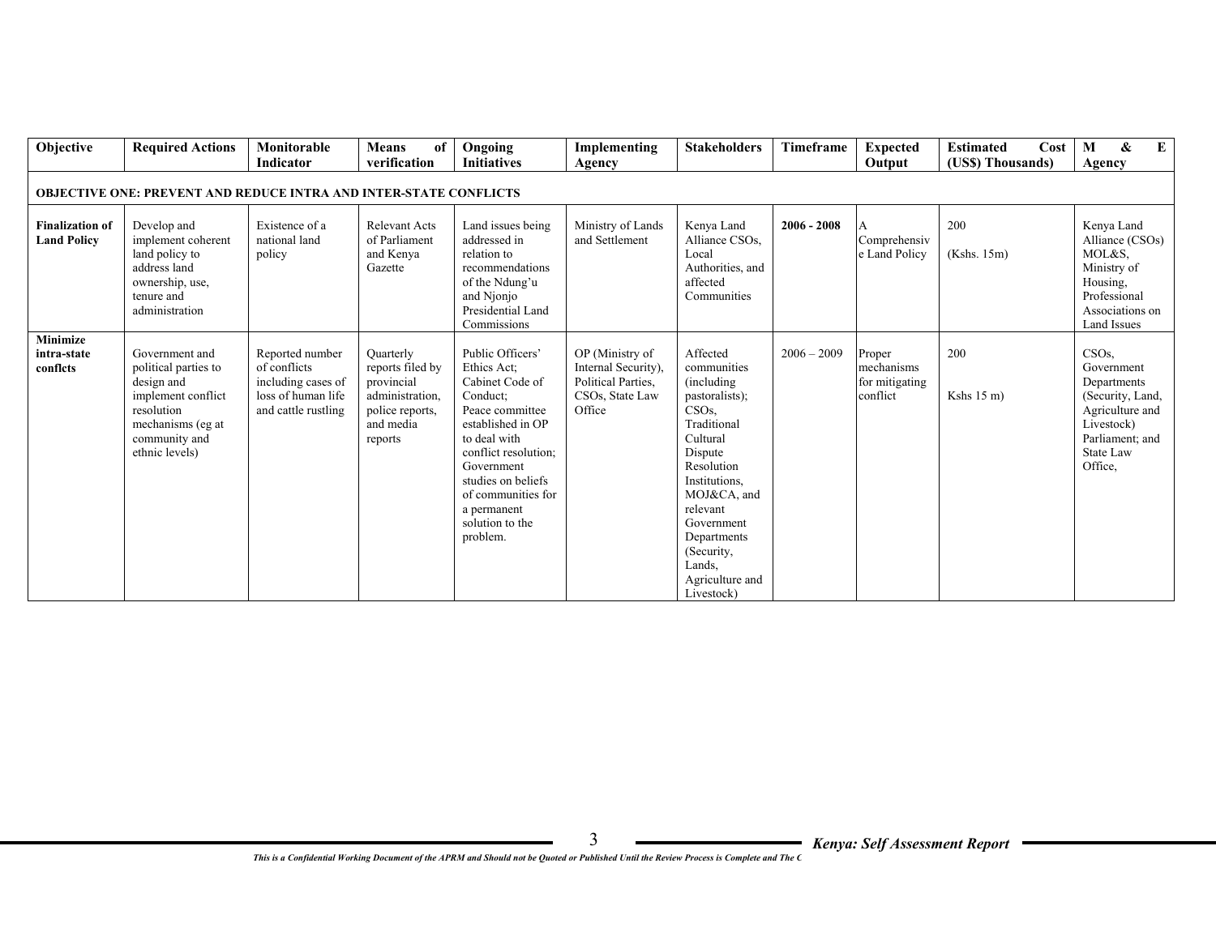| Objective | Required Actions | Monitorable Indicator | Means of verification | Ongoing Initiatives | Implementing Agency | Stakeholders | Timeframe | Expected Output | Estimated Cost (US$) Thousands) | M & E Agency |
|---|---|---|---|---|---|---|---|---|---|---|
| **OBJECTIVE ONE: PREVENT AND REDUCE INTRA AND INTER-STATE CONFLICTS** | | | | | | | | | | |
| **Finalization of Land Policy** | Develop and implement coherent land policy to address land ownership, use, tenure and administration | Existence of a national land policy | Relevant Acts of Parliament and Kenya Gazette | Land issues being addressed in relation to recommendations of the Ndung'u and Njonjo Presidential Land Commissions | Ministry of Lands and Settlement | Kenya Land Alliance CSOs, Local Authorities, and affected Communities | **2006 - 2008** | A Comprehensive Land Policy | 200 (Kshs. 15m) | Kenya Land Alliance (CSOs) MOL&S, Ministry of Housing, Professional Associations on Land Issues |
| **Minimize intra-state conflcts** | Government and political parties to design and implement conflict resolution mechanisms (eg at community and ethnic levels) | Reported number of conflicts including cases of loss of human life and cattle rustling | Quarterly reports filed by provincial administration, police reports, and media reports | Public Officers' Ethics Act; Cabinet Code of Conduct; Peace committee established in OP to deal with conflict resolution; Government studies on beliefs of communities for a permanent solution to the problem. | OP (Ministry of Internal Security), Political Parties, CSOs, State Law Office | Affected communities (including pastoralists); CSOs, Traditional Cultural Dispute Resolution Institutions, MOJ&CA, and relevant Government Departments (Security, Lands, Agriculture and Livestock) | 2006 – 2009 | Proper mechanisms for mitigating conflict | 200 Kshs 15 m) | CSOs, Government Departments (Security, Land, Agriculture and Livestock) Parliament; and State Law Office, |

*This is a Confidential Working Document of the APRM and Should not be Quoted or Published Until the Review Process is Complete and The C*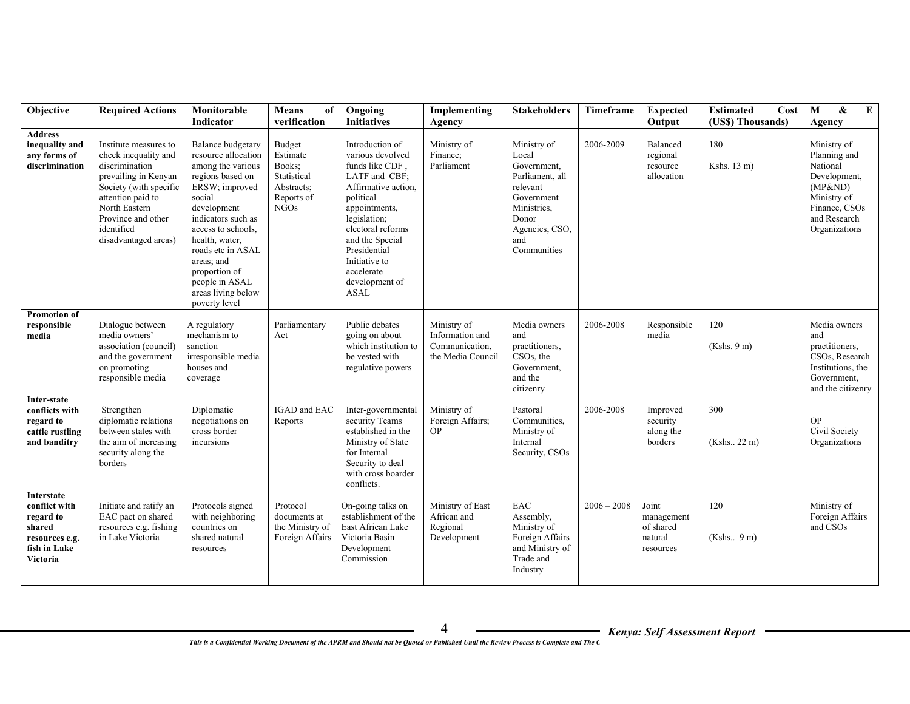| Objective | Required Actions | Monitorable Indicator | Means of verification | Ongoing Initiatives | Implementing Agency | Stakeholders | Timeframe | Expected Output | Estimated Cost (US$) Thousands) | M & E Agency |
|---|---|---|---|---|---|---|---|---|---|---|
| **Address inequality and any forms of discrimination** | Institute measures to check inequality and discrimination prevailing in Kenyan Society (with specific attention paid to North Eastern Province and other identified disadvantaged areas) | Balance budgetary resource allocation among the various regions based on ERSW; improved social development indicators such as access to schools, health, water, roads etc in ASAL areas; and proportion of people in ASAL areas living below poverty level | Budget Estimate Books; Statistical Abstracts; Reports of NGOs | Introduction of various devolved funds like CDF , LATF and CBF; Affirmative action, political appointments, legislation; electoral reforms and the Special Presidential Initiative to accelerate development of ASAL | Ministry of Finance; Parliament | Ministry of Local Government, Parliament, all relevant Government Ministries, Donor Agencies, CSO, and Communities | 2006-2009 | Balanced regional resource allocation | 180<br><br>Kshs. 13 m) | Ministry of Planning and National Development, (MP&ND) Ministry of Finance, CSOs and Research Organizations |
| **Promotion of responsible media** | Dialogue between media owners' association (council) and the government on promoting responsible media | A regulatory mechanism to sanction irresponsible media houses and coverage | Parliamentary Act | Public debates going on about which institution to be vested with regulative powers | Ministry of Information and Communication, the Media Council | Media owners and practitioners, CSOs, the Government, and the citizenry | 2006-2008 | Responsible media | 120<br><br>(Kshs. 9 m) | Media owners and practitioners, CSOs, Research Institutions, the Government, and the citizenry |
| **Inter-state conflicts with regard to cattle rustling and banditry** | Strengthen diplomatic relations between states with the aim of increasing security along the borders | Diplomatic negotiations on cross border incursions | IGAD and EAC Reports | Inter-governmental security Teams established in the Ministry of State for Internal Security to deal with cross boarder conflicts. | Ministry of Foreign Affairs; OP | Pastoral Communities, Ministry of Internal Security, CSOs | 2006-2008 | Improved security along the borders | 300<br><br>(Kshs.. 22 m) | OP<br>Civil Society Organizations |
| **Interstate conflict with regard to shared resources e.g. fish in Lake Victoria** | Initiate and ratify an EAC pact on shared resources e.g. fishing in Lake Victoria | Protocols signed with neighboring countries on shared natural resources | Protocol documents at the Ministry of Foreign Affairs | On-going talks on establishment of the East African Lake Victoria Basin Development Commission | Ministry of East African and Regional Development | EAC Assembly, Ministry of Foreign Affairs and Ministry of Trade and Industry | 2006 – 2008 | Joint management of shared natural resources | 120<br><br>(Kshs.. 9 m) | Ministry of Foreign Affairs and CSOs |

*This is a Confidential Working Document of the APRM and Should not be Quoted or Published Until the Review Process is Complete and The C*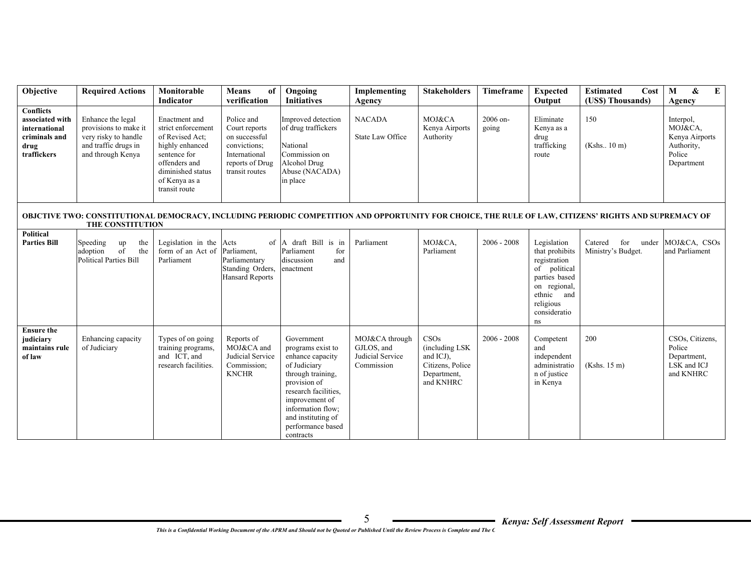| Objective | Required Actions | Monitorable Indicator | Means of verification | Ongoing Initiatives | Implementing Agency | Stakeholders | Timeframe | Expected Output | Estimated Cost (US$) Thousands) | M & E Agency |
|---|---|---|---|---|---|---|---|---|---|---|
| **Conflicts associated with international criminals and drug traffickers** | Enhance the legal provisions to make it very risky to handle and traffic drugs in and through Kenya | Enactment and strict enforcement of Revised Act; highly enhanced sentence for offenders and diminished status of Kenya as a transit route | Police and Court reports on successful convictions; International reports of Drug transit routes | Improved detection of drug traffickers<br><br>National Commission on Alcohol Drug Abuse (NACADA) in place | NACADA<br><br>State Law Office | MOJ&CA Kenya Airports Authority | 2006 on-going | Eliminate Kenya as a drug trafficking route | 150<br><br>(Kshs.. 10 m) | Interpol, MOJ&CA, Kenya Airports Authority, Police Department |
| **OBJCTIVE TWO: CONSTITUTIONAL DEMOCRACY, INCLUDING PERIODIC COMPETITION AND OPPORTUNITY FOR CHOICE, THE RULE OF LAW, CITIZENS' RIGHTS AND SUPREMACY OF THE CONSTITUTION** | | | | | | | | | | |
| **Political Parties Bill** | Speeding up the adoption of the Political Parties Bill | Legislation in the form of an Act of Parliament | Acts of Parliament, Parliamentary Standing Orders, Hansard Reports | A draft Bill is in Parliament for discussion and enactment | Parliament | MOJ&CA, Parliament | 2006 - 2008 | Legislation that prohibits registration of political parties based on regional, ethnic and religious considerations | Catered for under Ministry's Budget. | MOJ&CA, CSOs and Parliament |
| **Ensure the judiciary maintains rule of law** | Enhancing capacity of Judiciary | Types of on going training programs, and ICT, and research facilities. | Reports of MOJ&CA and Judicial Service Commission; KNCHR | Government programs exist to enhance capacity of Judiciary through training, provision of research facilities, improvement of information flow; and instituting of performance based contracts | MOJ&CA through GJLOS, and Judicial Service Commission | CSOs (including LSK and ICJ), Citizens, Police Department, and KNHRC | 2006 - 2008 | Competent and independent administration of justice in Kenya | 200<br><br>(Kshs. 15 m) | CSOs, Citizens, Police Department, LSK and ICJ and KNHRC |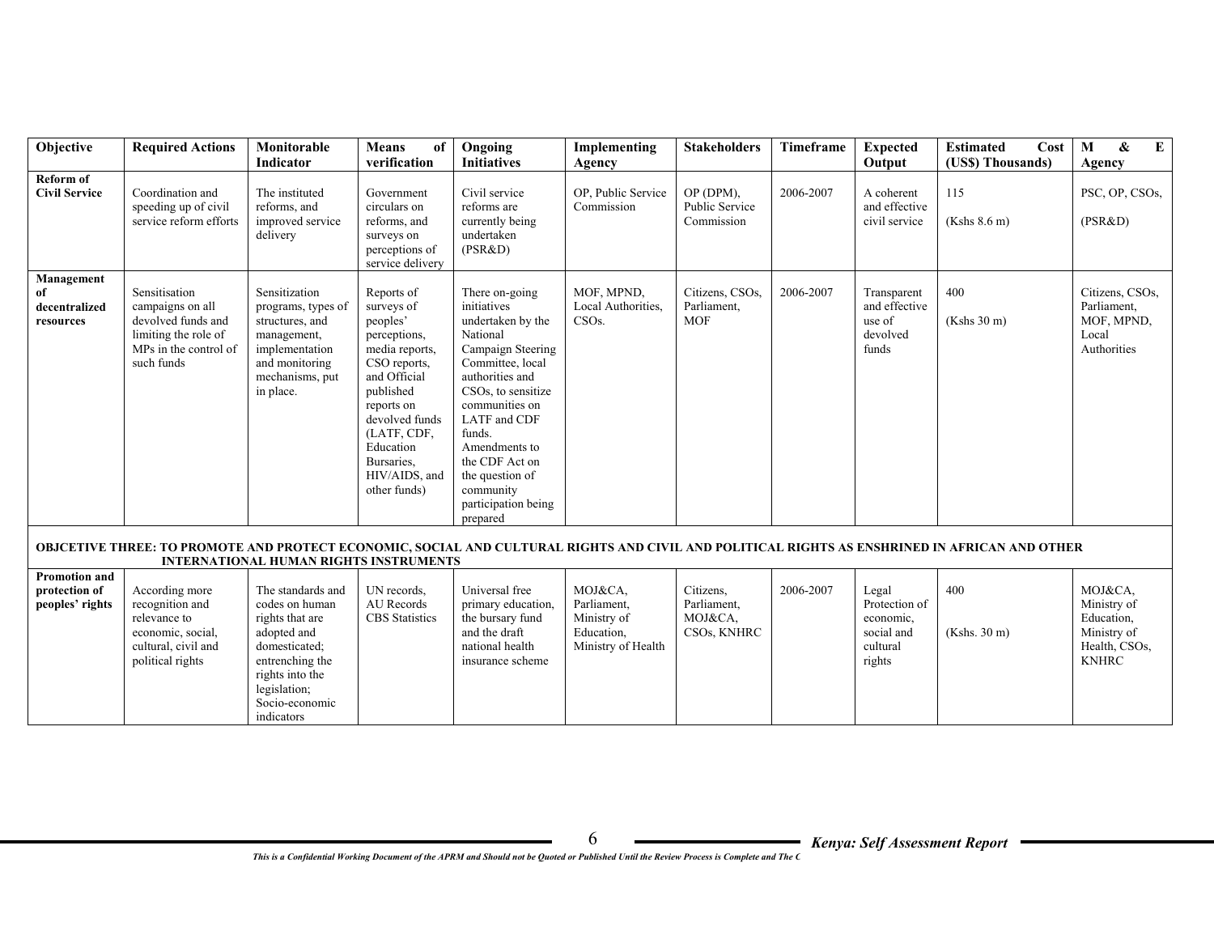| Objective | Required Actions | Monitorable Indicator | Means of verification | Ongoing Initiatives | Implementing Agency | Stakeholders | Timeframe | Expected Output | Estimated Cost (US$) Thousands) | M & E Agency |
|---|---|---|---|---|---|---|---|---|---|---|
| **Reform of Civil Service** | Coordination and speeding up of civil service reform efforts | The instituted reforms, and improved service delivery | Government circulars on reforms, and surveys on perceptions of service delivery | Civil service reforms are currently being undertaken (PSR&D) | OP, Public Service Commission | OP (DPM), Public Service Commission | 2006-2007 | A coherent and effective civil service | 115<br><br>(Kshs 8.6 m) | PSC, OP, CSOs,<br><br>(PSR&D) |
| **Management of decentralized resources** | Sensitisation campaigns on all devolved funds and limiting the role of MPs in the control of such funds | Sensitization programs, types of structures, and management, implementation and monitoring mechanisms, put in place. | Reports of surveys of peoples' perceptions, media reports, CSO reports, and Official published reports on devolved funds (LATF, CDF, Education Bursaries, HIV/AIDS, and other funds) | There on-going initiatives undertaken by the National Campaign Steering Committee, local authorities and CSOs, to sensitize communities on LATF and CDF funds. Amendments to the CDF Act on the question of community participation being prepared | MOF, MPND, Local Authorities, CSOs. | Citizens, CSOs, Parliament, MOF | 2006-2007 | Transparent and effective use of devolved funds | 400<br><br>(Kshs 30 m) | Citizens, CSOs, Parliament, MOF, MPND, Local Authorities |
| **OBJCETIVE THREE: TO PROMOTE AND PROTECT ECONOMIC, SOCIAL AND CULTURAL RIGHTS AND CIVIL AND POLITICAL RIGHTS AS ENSHRINED IN AFRICAN AND OTHER INTERNATIONAL HUMAN RIGHTS INSTRUMENTS** | | | | | | | | | | |
| **Promotion and protection of peoples' rights** | According more recognition and relevance to economic, social, cultural, civil and political rights | The standards and codes on human rights that are adopted and domesticated; entrenching the rights into the legislation; Socio-economic indicators | UN records, AU Records CBS Statistics | Universal free primary education, the bursary fund and the draft national health insurance scheme | MOJ&CA, Parliament, Ministry of Education, Ministry of Health | Citizens, Parliament, MOJ&CA, CSOs, KNHRC | 2006-2007 | Legal Protection of economic, social and cultural rights | 400<br><br>(Kshs. 30 m) | MOJ&CA, Ministry of Education, Ministry of Health, CSOs, KNHRC |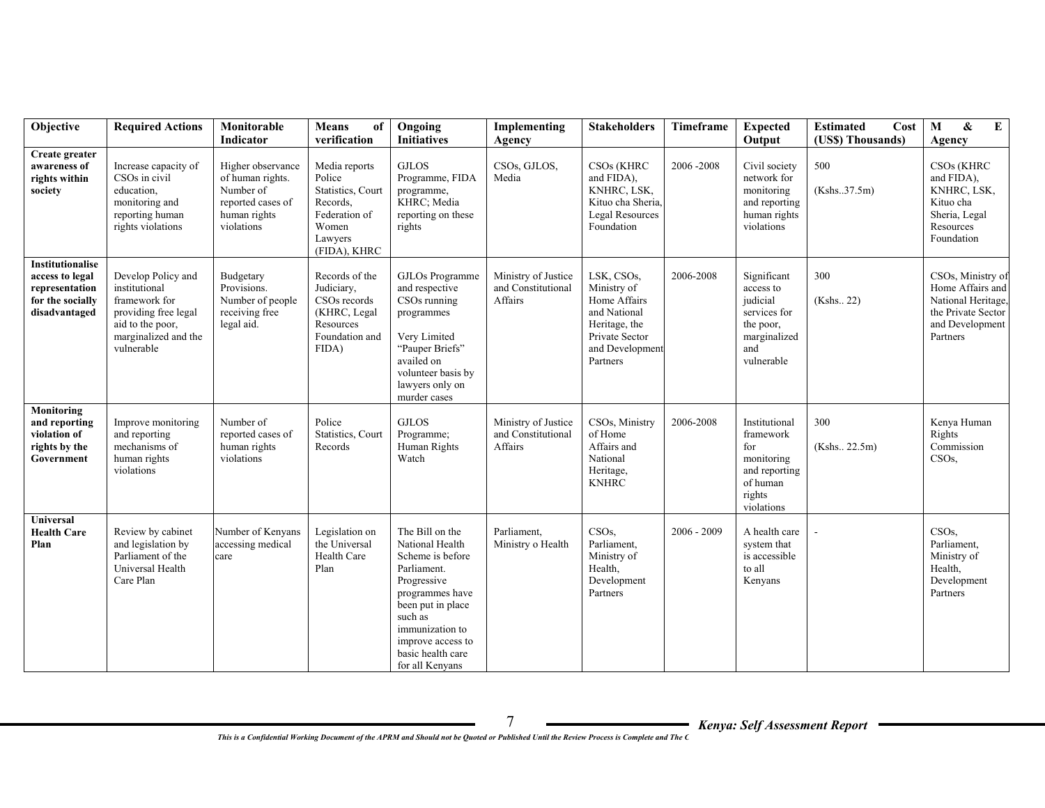| Objective | Required Actions | Monitorable Indicator | Means of verification | Ongoing Initiatives | Implementing Agency | Stakeholders | Timeframe | Expected Output | Estimated Cost (US$) Thousands) | M & E Agency |
|---|---|---|---|---|---|---|---|---|---|---|
| **Create greater awareness of rights within society** | Increase capacity of CSOs in civil education, monitoring and reporting human rights violations | Higher observance of human rights. Number of reported cases of human rights violations | Media reports Police Statistics, Court Records, Federation of Women Lawyers (FIDA), KHRC | GJLOS Programme, FIDA programme, KHRC; Media reporting on these rights | CSOs, GJLOS, Media | CSOs (KHRC and FIDA), KNHRC, LSK, Kituo cha Sheria, Legal Resources Foundation | 2006 -2008 | Civil society network for monitoring and reporting human rights violations | 500 (Kshs..37.5m) | CSOs (KHRC and FIDA), KNHRC, LSK, Kituo cha Sheria, Legal Resources Foundation |
| **Institutionalise access to legal representation for the socially disadvantaged** | Develop Policy and institutional framework for providing free legal aid to the poor, marginalized and the vulnerable | Budgetary Provisions. Number of people receiving free legal aid. | Records of the Judiciary, CSOs records (KHRC, Legal Resources Foundation and FIDA) | GJLOs Programme and respective CSOs running programmes<br><br>Very Limited "Pauper Briefs" availed on volunteer basis by lawyers only on murder cases | Ministry of Justice and Constitutional Affairs | LSK, CSOs, Ministry of Home Affairs and National Heritage, the Private Sector and Development Partners | 2006-2008 | Significant access to judicial services for the poor, marginalized and vulnerable | 300 (Kshs.. 22) | CSOs, Ministry of Home Affairs and National Heritage, the Private Sector and Development Partners |
| **Monitoring and reporting violation of rights by the Government** | Improve monitoring and reporting mechanisms of human rights violations | Number of reported cases of human rights violations | Police Statistics, Court Records | GJLOS Programme; Human Rights Watch | Ministry of Justice and Constitutional Affairs | CSOs, Ministry of Home Affairs and National Heritage, KNHRC | 2006-2008 | Institutional framework for monitoring and reporting of human rights violations | 300 (Kshs.. 22.5m) | Kenya Human Rights Commission CSOs, |
| **Universal Health Care Plan** | Review by cabinet and legislation by Parliament of the Universal Health Care Plan | Number of Kenyans accessing medical care | Legislation on the Universal Health Care Plan | The Bill on the National Health Scheme is before Parliament. Progressive programmes have been put in place such as immunization to improve access to basic health care for all Kenyans | Parliament, Ministry o Health | CSOs, Parliament, Ministry of Health, Development Partners | 2006 - 2009 | A health care system that is accessible to all Kenyans | - | CSOs, Parliament, Ministry of Health, Development Partners |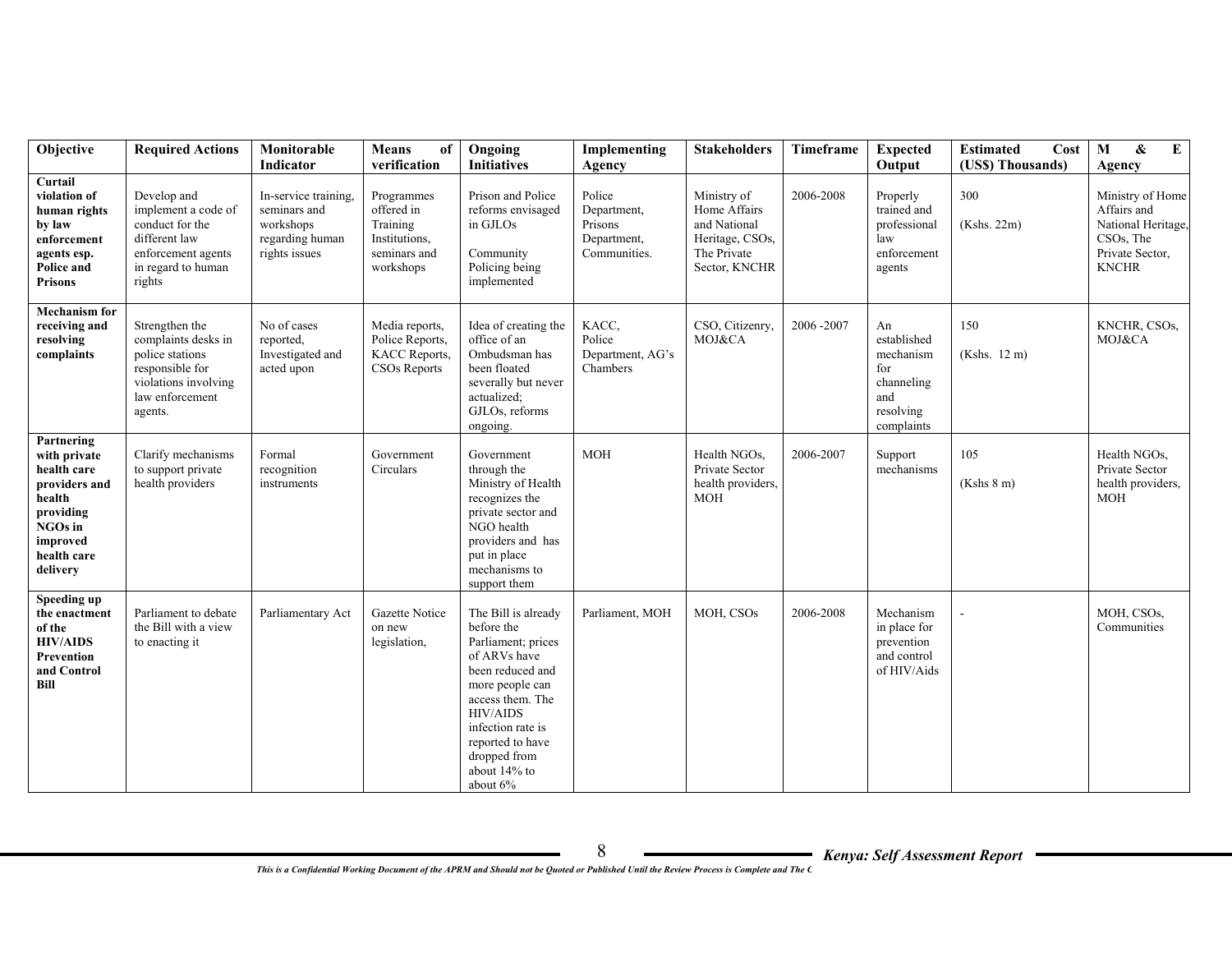| Objective | Required Actions | Monitorable Indicator | Means of verification | Ongoing Initiatives | Implementing Agency | Stakeholders | Timeframe | Expected Output | Estimated Cost (US$) Thousands) | M & E Agency |
|---|---|---|---|---|---|---|---|---|---|---|
| **Curtail violation of human rights by law enforcement agents esp. Police and Prisons** | Develop and implement a code of conduct for the different law enforcement agents in regard to human rights | In-service training, seminars and workshops regarding human rights issues | Programmes offered in Training Institutions, seminars and workshops | Prison and Police reforms envisaged in GJLOs<br><br>Community Policing being implemented | Police Department, Prisons Department, Communities. | Ministry of Home Affairs and National Heritage, CSOs, The Private Sector, KNCHR | 2006-2008 | Properly trained and professional law enforcement agents | 300<br><br>(Kshs. 22m) | Ministry of Home Affairs and National Heritage, CSOs, The Private Sector, KNCHR |
| **Mechanism for receiving and resolving complaints** | Strengthen the complaints desks in police stations responsible for violations involving law enforcement agents. | No of cases reported, Investigated and acted upon | Media reports, Police Reports, KACC Reports, CSOs Reports | Idea of creating the office of an Ombudsman has been floated severally but never actualized; GJLOs, reforms ongoing. | KACC, Police Department, AG's Chambers | CSO, Citizenry, MOJ&CA | 2006 -2007 | An established mechanism for channeling and resolving complaints | 150<br><br>(Kshs. 12 m) | KNCHR, CSOs, MOJ&CA |
| **Partnering with private health care providers and health providing NGOs in improved health care delivery** | Clarify mechanisms to support private health providers | Formal recognition instruments | Government Circulars | Government through the Ministry of Health recognizes the private sector and NGO health providers and has put in place mechanisms to support them | MOH | Health NGOs, Private Sector health providers, MOH | 2006-2007 | Support mechanisms | 105<br><br>(Kshs 8 m) | Health NGOs, Private Sector health providers, MOH |
| **Speeding up the enactment of the HIV/AIDS Prevention and Control Bill** | Parliament to debate the Bill with a view to enacting it | Parliamentary Act | Gazette Notice on new legislation, | The Bill is already before the Parliament; prices of ARVs have been reduced and more people can access them. The HIV/AIDS infection rate is reported to have dropped from about 14% to about 6% | Parliament, MOH | MOH, CSOs | 2006-2008 | Mechanism in place for prevention and control of HIV/Aids | - | MOH, CSOs, Communities |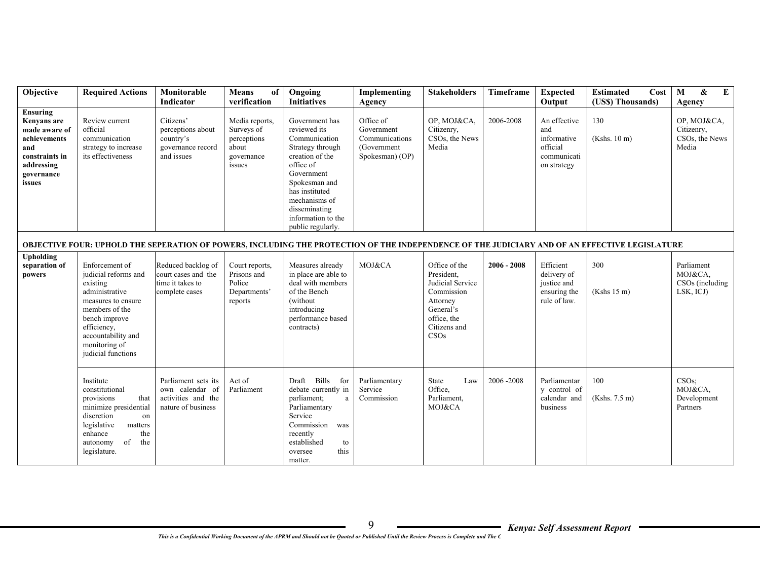| Objective | Required Actions | Monitorable Indicator | Means of verification | Ongoing Initiatives | Implementing Agency | Stakeholders | Timeframe | Expected Output | Estimated Cost (US$) Thousands) | M & E Agency |
|---|---|---|---|---|---|---|---|---|---|---|
| **Ensuring Kenyans are made aware of achievements and constraints in addressing governance issues** | Review current official communication strategy to increase its effectiveness | Citizens' perceptions about country's governance record and issues | Media reports, Surveys of perceptions about governance issues | Government has reviewed its Communication Strategy through creation of the office of Government Spokesman and has instituted mechanisms of disseminating information to the public regularly. | Office of Government Communications (Government Spokesman) (OP) | OP, MOJ&CA, Citizenry, CSOs, the News Media | 2006-2008 | An effective and informative official communication strategy | 130<br><br>(Kshs. 10 m) | OP, MOJ&CA, Citizenry, CSOs, the News Media |
| **OBJECTIVE FOUR: UPHOLD THE SEPERATION OF POWERS, INCLUDING THE PROTECTION OF THE INDEPENDENCE OF THE JUDICIARY AND OF AN EFFECTIVE LEGISLATURE** | | | | | | | | | | |
| **Upholding separation of powers** | Enforcement of judicial reforms and existing administrative measures to ensure members of the bench improve efficiency, accountability and monitoring of judicial functions | Reduced backlog of court cases and the time it takes to complete cases | Court reports, Prisons and Police Departments' reports | Measures already in place are able to deal with members of the Bench (without introducing performance based contracts) | MOJ&CA | Office of the President, Judicial Service Commission Attorney General's office, the Citizens and CSOs | **2006 - 2008** | Efficient delivery of justice and ensuring the rule of law. | 300<br><br>(Kshs 15 m) | Parliament MOJ&CA, CSOs (including LSK, ICJ) |
| | Institute constitutional provisions that minimize presidential discretion on legislative matters enhance the autonomy of the legislature. | Parliament sets its own calendar of activities and the nature of business | Act of Parliament | Draft Bills for debate currently in parliament; a Parliamentary Service Commission was recently established to oversee this matter. | Parliamentary Service Commission | State Law Office, Parliament, MOJ&CA | 2006 -2008 | Parliamentary control of calendar and business | 100<br><br>(Kshs. 7.5 m) | CSOs; MOJ&CA, Development Partners |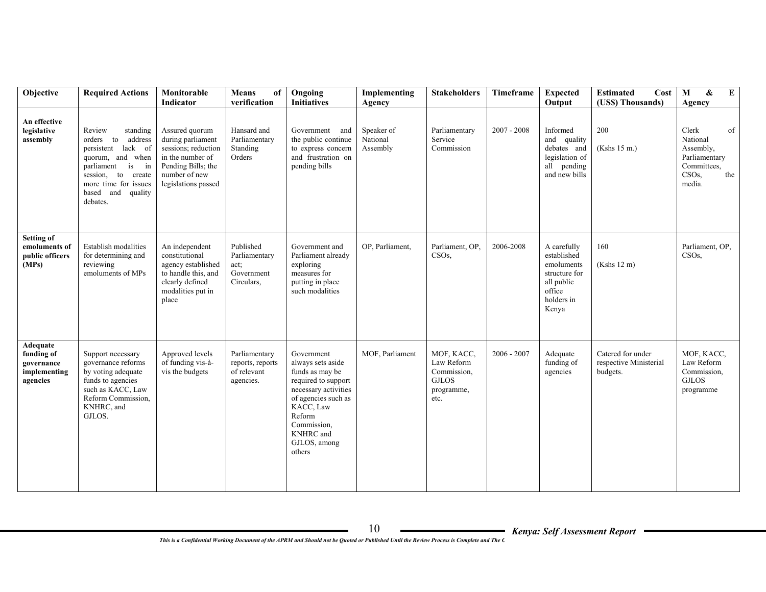| Objective | Required Actions | Monitorable Indicator | Means of verification | Ongoing Initiatives | Implementing Agency | Stakeholders | Timeframe | Expected Output | Estimated Cost (US$) Thousands) | M & E Agency |
|---|---|---|---|---|---|---|---|---|---|---|
| **An effective legislative assembly** | Review standing orders to address persistent lack of quorum, and when parliament is in session, to create more time for issues based and quality debates. | Assured quorum during parliament sessions; reduction in the number of Pending Bills; the number of new legislations passed | Hansard and Parliamentary Standing Orders | Government and the public continue to express concern and frustration on pending bills | Speaker of National Assembly | Parliamentary Service Commission | 2007 - 2008 | Informed and quality debates and legislation of all pending and new bills | 200 (Kshs 15 m.) | Clerk of National Assembly, Parliamentary Committees, CSOs, the media. |
| **Setting of emoluments of public officers (MPs)** | Establish modalities for determining and reviewing emoluments of MPs | An independent constitutional agency established to handle this, and clearly defined modalities put in place | Published Parliamentary act; Government Circulars, | Government and Parliament already exploring measures for putting in place such modalities | OP, Parliament, | Parliament, OP, CSOs, | 2006-2008 | A carefully established emoluments structure for all public office holders in Kenya | 160 (Kshs 12 m) | Parliament, OP, CSOs, |
| **Adequate funding of governance implementing agencies** | Support necessary governance reforms by voting adequate funds to agencies such as KACC, Law Reform Commission, KNHRC, and GJLOS. | Approved levels of funding vis-à-vis the budgets | Parliamentary reports, reports of relevant agencies. | Government always sets aside funds as may be required to support necessary activities of agencies such as KACC, Law Reform Commission, KNHRC and GJLOS, among others | MOF, Parliament | MOF, KACC, Law Reform Commission, GJLOS programme, etc. | 2006 - 2007 | Adequate funding of agencies | Catered for under respective Ministerial budgets. | MOF, KACC, Law Reform Commission, GJLOS programme |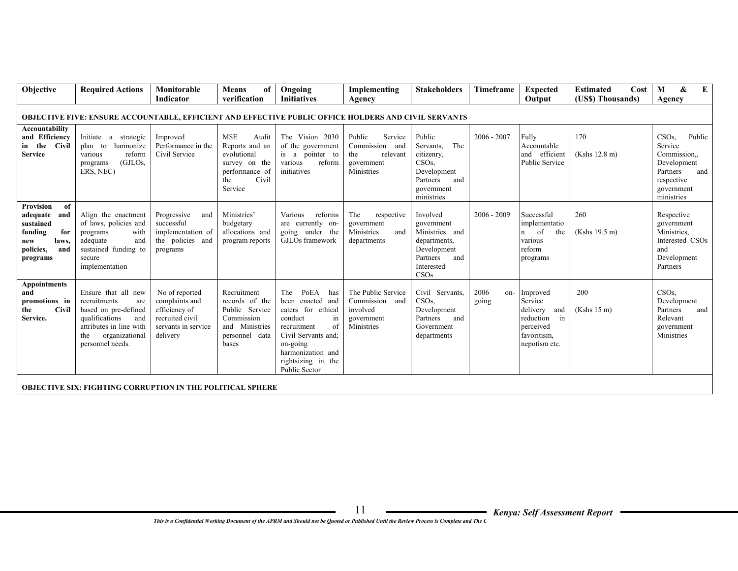| Objective | Required Actions | Monitorable Indicator | Means of verification | Ongoing Initiatives | Implementing Agency | Stakeholders | Timeframe | Expected Output | Estimated Cost (US$) Thousands) | M & E Agency |
|---|---|---|---|---|---|---|---|---|---|---|
| **OBJECTIVE FIVE: ENSURE ACCOUNTABLE, EFFICIENT AND EFFECTIVE PUBLIC OFFICE HOLDERS AND CIVIL SERVANTS** | | | | | | | | | | |
| **Accountability and Efficiency in the Civil Service** | Initiate a strategic plan to harmonize various reform programs (GJLOs, ERS, NEC) | Improved Performance in the Civil Service | M$E Audit Reports and an evolutional survey on the performance of the Civil Service | The Vision 2030 of the government is a pointer to various reform initiatives | Public Service Commission and the relevant government Ministries | Public Servants, The citizenry, CSOs, Development Partners and government ministries | 2006 - 2007 | Fully Accountable and efficient Public Service | 170 (Kshs 12.8 m) | CSOs, Public Service Commission,, Development Partners and respective government ministries |
| **Provision of adequate and sustained funding for new laws, policies, and programs** | Align the enactment of laws, policies and programs with adequate and sustained funding to secure implementation | Progressive and successful implementation of the policies and programs | Ministries' budgetary allocations and program reports | Various reforms are currently on-going under the GJLOs framework | The respective government Ministries and departments | Involved government Ministries and departments, Development Partners and Interested CSOs | 2006 - 2009 | Successful implementation of the various reform programs | 260 (Kshs 19.5 m) | Respective government Ministries, Interested CSOs and Development Partners |
| **Appointments and promotions in the Civil Service.** | Ensure that all new recruitments are based on pre-defined qualifications and attributes in line with the organizational personnel needs. | No of reported complaints and efficiency of recruited civil servants in service delivery | Recruitment records of the Public Service Commission and Ministries personnel data bases | The PoEA has been enacted and caters for ethical conduct in recruitment of Civil Servants and; on-going harmonization and rightsizing in the Public Sector | The Public Service Commission and involved government Ministries | Civil Servants, CSOs, Development Partners and Government departments | 2006 on-going | Improved Service delivery and reduction in perceived favoritism, nepotism etc. | 200 (Kshs 15 m) | CSOs, Development Partners and Relevant government Ministries |
| **OBJECTIVE SIX: FIGHTING CORRUPTION IN THE POLITICAL SPHERE** | | | | | | | | | | |

*This is a Confidential Working Document of the APRM and Should not be Quoted or Published Until the Review Process is Complete and The C*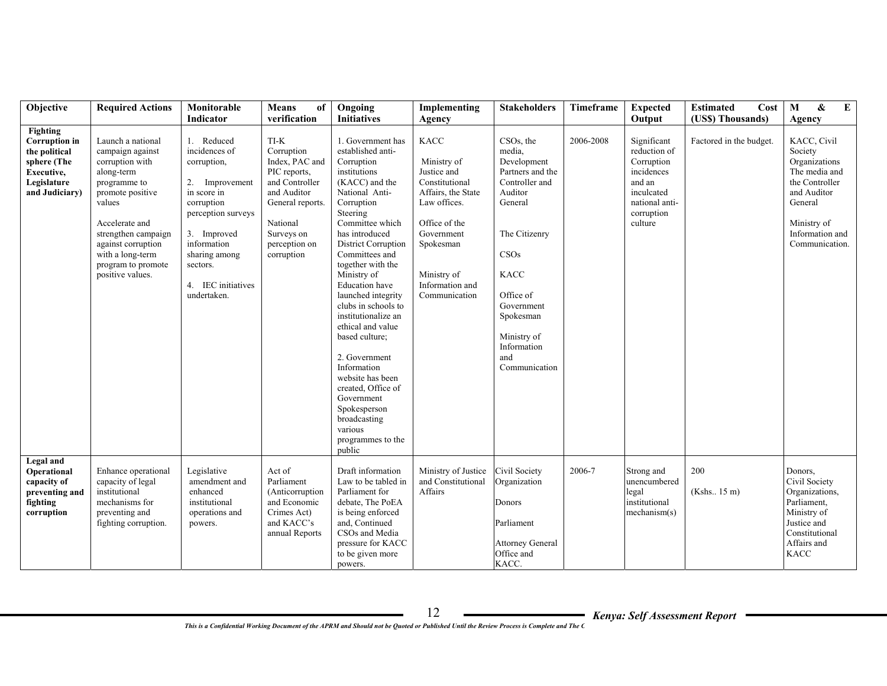| Objective | Required Actions | Monitorable Indicator | Means of verification | Ongoing Initiatives | Implementing Agency | Stakeholders | Timeframe | Expected Output | Estimated Cost (US$) Thousands) | M & E Agency |
|---|---|---|---|---|---|---|---|---|---|---|
| **Fighting Corruption in the political sphere (The Executive, Legislature and Judiciary)** | Launch a national campaign against corruption with along-term programme to promote positive values<br><br>Accelerate and strengthen campaign against corruption with a long-term program to promote positive values. | 1. Reduced incidences of corruption,<br><br>2. Improvement in score in corruption perception surveys<br><br>3. Improved information sharing among sectors.<br><br>4. IEC initiatives undertaken. | TI-K Corruption Index, PAC and PIC reports, and Controller and Auditor General reports.<br><br>National Surveys on perception on corruption | 1. Government has established anti-Corruption institutions (KACC) and the National Anti-Corruption Steering Committee which has introduced District Corruption Committees and together with the Ministry of Education have launched integrity clubs in schools to institutionalize an ethical and value based culture;<br><br>2. Government Information website has been created, Office of Government Spokesperson broadcasting various programmes to the public | KACC<br><br>Ministry of Justice and Constitutional Affairs, the State Law offices.<br><br>Office of the Government Spokesman<br><br>Ministry of Information and Communication | CSOs, the media, Development Partners and the Controller and Auditor General<br><br>The Citizenry<br><br>CSOs<br><br>KACC<br><br>Office of Government Spokesman<br><br>Ministry of Information and Communication | 2006-2008 | Significant reduction of Corruption incidences and an inculcated national anti-corruption culture | Factored in the budget. | KACC, Civil Society Organizations The media and the Controller and Auditor General<br><br>Ministry of Information and Communication. |
| **Legal and Operational capacity of preventing and fighting corruption** | Enhance operational capacity of legal institutional mechanisms for preventing and fighting corruption. | Legislative amendment and enhanced institutional operations and powers. | Act of Parliament (Anticorruption and Economic Crimes Act) and KACC's annual Reports | Draft information Law to be tabled in Parliament for debate, The PoEA is being enforced and, Continued CSOs and Media pressure for KACC to be given more powers. | Ministry of Justice and Constitutional Affairs | Civil Society Organization<br><br>Donors<br><br>Parliament<br><br>Attorney General Office and KACC. | 2006-7 | Strong and unencumbered legal institutional mechanism(s) | 200<br><br>(Kshs.. 15 m) | Donors, Civil Society Organizations, Parliament, Ministry of Justice and Constitutional Affairs and KACC |

*This is a Confidential Working Document of the APRM and Should not be Quoted or Published Until the Review Process is Complete and The C*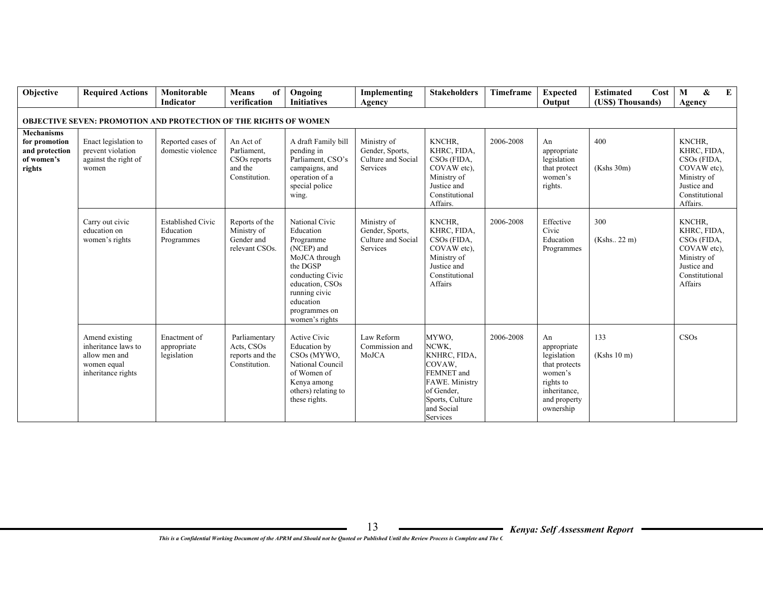| Objective | Required Actions | Monitorable Indicator | Means of verification | Ongoing Initiatives | Implementing Agency | Stakeholders | Timeframe | Expected Output | Estimated Cost (US$) Thousands) | M & E Agency |
|---|---|---|---|---|---|---|---|---|---|---|
| **OBJECTIVE SEVEN: PROMOTION AND PROTECTION OF THE RIGHTS OF WOMEN** | | | | | | | | | | |
| **Mechanisms for promotion and protection of women's rights** | Enact legislation to prevent violation against the right of women | Reported cases of domestic violence | An Act of Parliament, CSOs reports and the Constitution. | A draft Family bill pending in Parliament, CSO's campaigns, and operation of a special police wing. | Ministry of Gender, Sports, Culture and Social Services | KNCHR, KHRC, FIDA, CSOs (FIDA, COVAW etc), Ministry of Justice and Constitutional Affairs. | 2006-2008 | An appropriate legislation that protect women's rights. | 400 (Kshs 30m) | KNCHR, KHRC, FIDA, CSOs (FIDA, COVAW etc), Ministry of Justice and Constitutional Affairs. |
| | Carry out civic education on women's rights | Established Civic Education Programmes | Reports of the Ministry of Gender and relevant CSOs. | National Civic Education Programme (NCEP) and MoJCA through the DGSP conducting Civic education, CSOs running civic education programmes on women's rights | Ministry of Gender, Sports, Culture and Social Services | KNCHR, KHRC, FIDA, CSOs (FIDA, COVAW etc), Ministry of Justice and Constitutional Affairs | 2006-2008 | Effective Civic Education Programmes | 300 (Kshs.. 22 m) | KNCHR, KHRC, FIDA, CSOs (FIDA, COVAW etc), Ministry of Justice and Constitutional Affairs |
| | Amend existing inheritance laws to allow men and women equal inheritance rights | Enactment of appropriate legislation | Parliamentary Acts, CSOs reports and the Constitution. | Active Civic Education by CSOs (MYWO, National Council of Women of Kenya among others) relating to these rights. | Law Reform Commission and MoJCA | MYWO, NCWK, KNHRC, FIDA, COVAW, FEMNET and FAWE. Ministry of Gender, Sports, Culture and Social Services | 2006-2008 | An appropriate legislation that protects women's rights to inheritance, and property ownership | 133 (Kshs 10 m) | CSOs |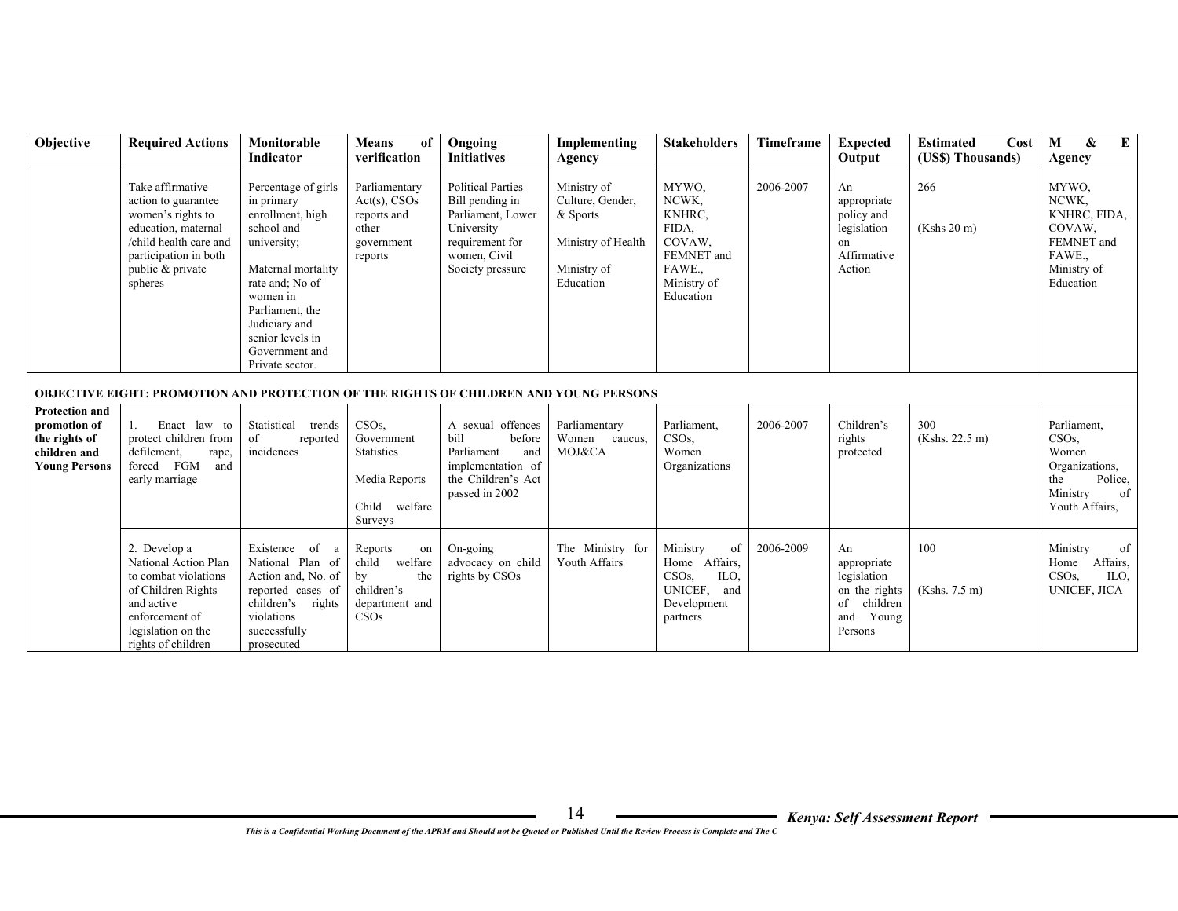| Objective | Required Actions | Monitorable Indicator | Means of verification | Ongoing Initiatives | Implementing Agency | Stakeholders | Timeframe | Expected Output | Estimated Cost (US$) Thousands) | M & E Agency |
|---|---|---|---|---|---|---|---|---|---|---|
| | Take affirmative action to guarantee women's rights to education, maternal /child health care and participation in both public & private spheres | Percentage of girls in primary enrollment, high school and university; Maternal mortality rate and; No of women in Parliament, the Judiciary and senior levels in Government and Private sector. | Parliamentary Act(s), CSOs reports and other government reports | Political Parties Bill pending in Parliament, Lower University requirement for women, Civil Society pressure | Ministry of Culture, Gender, & Sports Ministry of Health Ministry of Education | MYWO, NCWK, KNHRC, FIDA, COVAW, FEMNET and FAWE., Ministry of Education | 2006-2007 | An appropriate policy and legislation on Affirmative Action | 266 (Kshs 20 m) | MYWO, NCWK, KNHRC, FIDA, COVAW, FEMNET and FAWE., Ministry of Education |
| **OBJECTIVE EIGHT: PROMOTION AND PROTECTION OF THE RIGHTS OF CHILDREN AND YOUNG PERSONS** | | | | | | | | | | |
| **Protection and promotion of the rights of children and Young Persons** | 1. Enact law to protect children from defilement, rape, forced FGM and early marriage | Statistical trends of reported incidences | CSOs, Government Statistics Media Reports Child welfare Surveys | A sexual offences bill before Parliament and implementation of the Children's Act passed in 2002 | Parliamentary Women caucus, MOJ&CA | Parliament, CSOs, Women Organizations | 2006-2007 | Children's rights protected | 300 (Kshs. 22.5 m) | Parliament, CSOs, Women Organizations, the Police, Ministry of Youth Affairs, |
| | 2. Develop a National Action Plan to combat violations of Children Rights and active enforcement of legislation on the rights of children | Existence of a National Plan of Action and, No. of reported cases of children's rights violations successfully prosecuted | Reports on child welfare by the children's department and CSOs | On-going advocacy on child rights by CSOs | The Ministry for Youth Affairs | Ministry of Home Affairs, CSOs, ILO, UNICEF, and Development partners | 2006-2009 | An appropriate legislation on the rights of children and Young Persons | 100 (Kshs. 7.5 m) | Ministry of Home Affairs, CSOs, ILO, UNICEF, JICA |

*This is a Confidential Working Document of the APRM and Should not be Quoted or Published Until the Review Process is Complete and The C*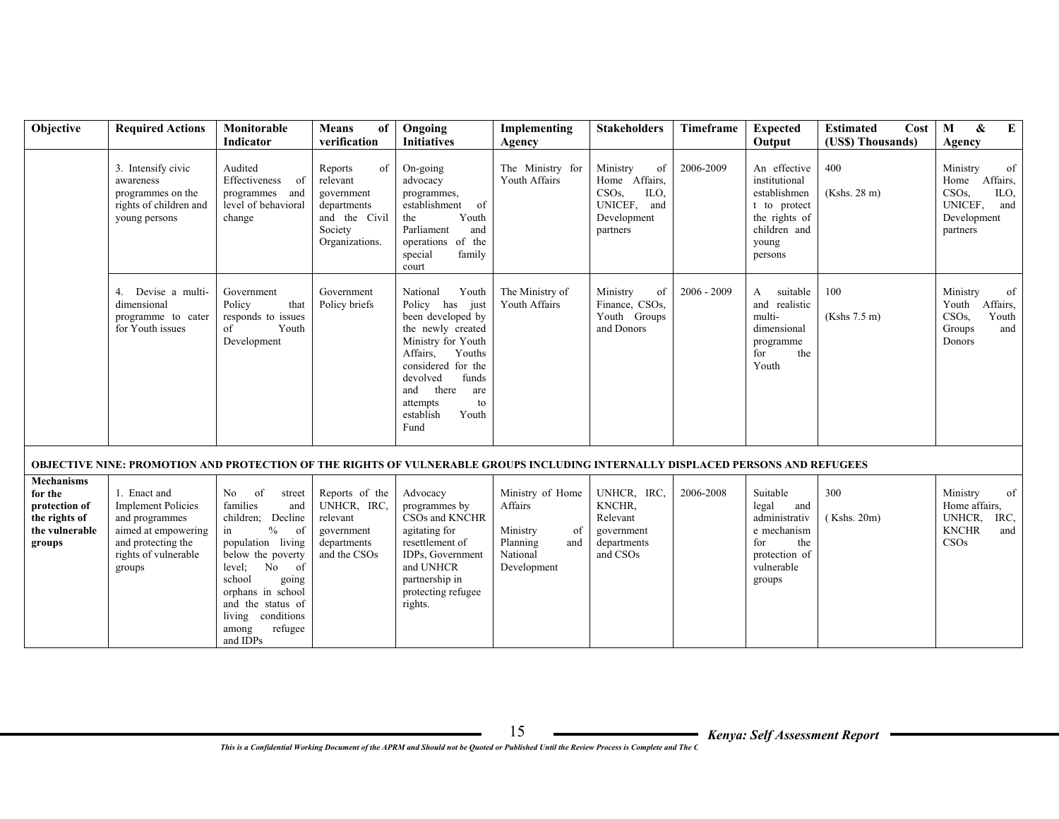| Objective | Required Actions | Monitorable Indicator | Means of verification | Ongoing Initiatives | Implementing Agency | Stakeholders | Timeframe | Expected Output | Estimated Cost (US$) Thousands) | M & E Agency |
|---|---|---|---|---|---|---|---|---|---|---|
| | 3. Intensify civic awareness programmes on the rights of children and young persons | Audited Effectiveness of programmes and level of behavioral change | Reports of relevant government departments and the Civil Society Organizations. | On-going advocacy programmes, establishment of the Youth Parliament and operations of the special family court | The Ministry for Youth Affairs | Ministry of Home Affairs, CSOs, ILO, UNICEF, and Development partners | 2006-2009 | An effective institutional establishment to protect the rights of children and young persons | 400 (Kshs. 28 m) | Ministry of Home Affairs, CSOs, ILO, UNICEF, and Development partners |
| | 4. Devise a multi-dimensional programme to cater for Youth issues | Government Policy that responds to issues of Youth Development | Government Policy briefs | National Youth Policy has just been developed by the newly created Ministry for Youth Affairs, Youths considered for the devolved funds and there are attempts to establish Youth Fund | The Ministry of Youth Affairs | Ministry of Finance, CSOs, Youth Groups and Donors | 2006 - 2009 | A suitable and realistic multi-dimensional programme for the Youth | 100 (Kshs 7.5 m) | Ministry of Youth Affairs, CSOs, Youth Groups and Donors |
| **OBJECTIVE NINE: PROMOTION AND PROTECTION OF THE RIGHTS OF VULNERABLE GROUPS INCLUDING INTERNALLY DISPLACED PERSONS AND REFUGEES** | | | | | | | | | | |
| **Mechanisms for the protection of the rights of the vulnerable groups** | 1. Enact and Implement Policies and programmes aimed at empowering and protecting the rights of vulnerable groups | No of street families and children; Decline in % of population living below the poverty level; No of school going orphans in school and the status of living conditions among refugee and IDPs | Reports of the UNHCR, IRC, relevant government departments and the CSOs | Advocacy programmes by CSOs and KNCHR agitating for resettlement of IDPs, Government and UNHCR partnership in protecting refugee rights. | Ministry of Home Affairs<br><br>Ministry of Planning and National Development | UNHCR, IRC, KNCHR, Relevant government departments and CSOs | 2006-2008 | Suitable legal and administrative mechanism for the protection of vulnerable groups | 300 ( Kshs. 20m) | Ministry of Home affairs, UNHCR, IRC, KNCHR and CSOs |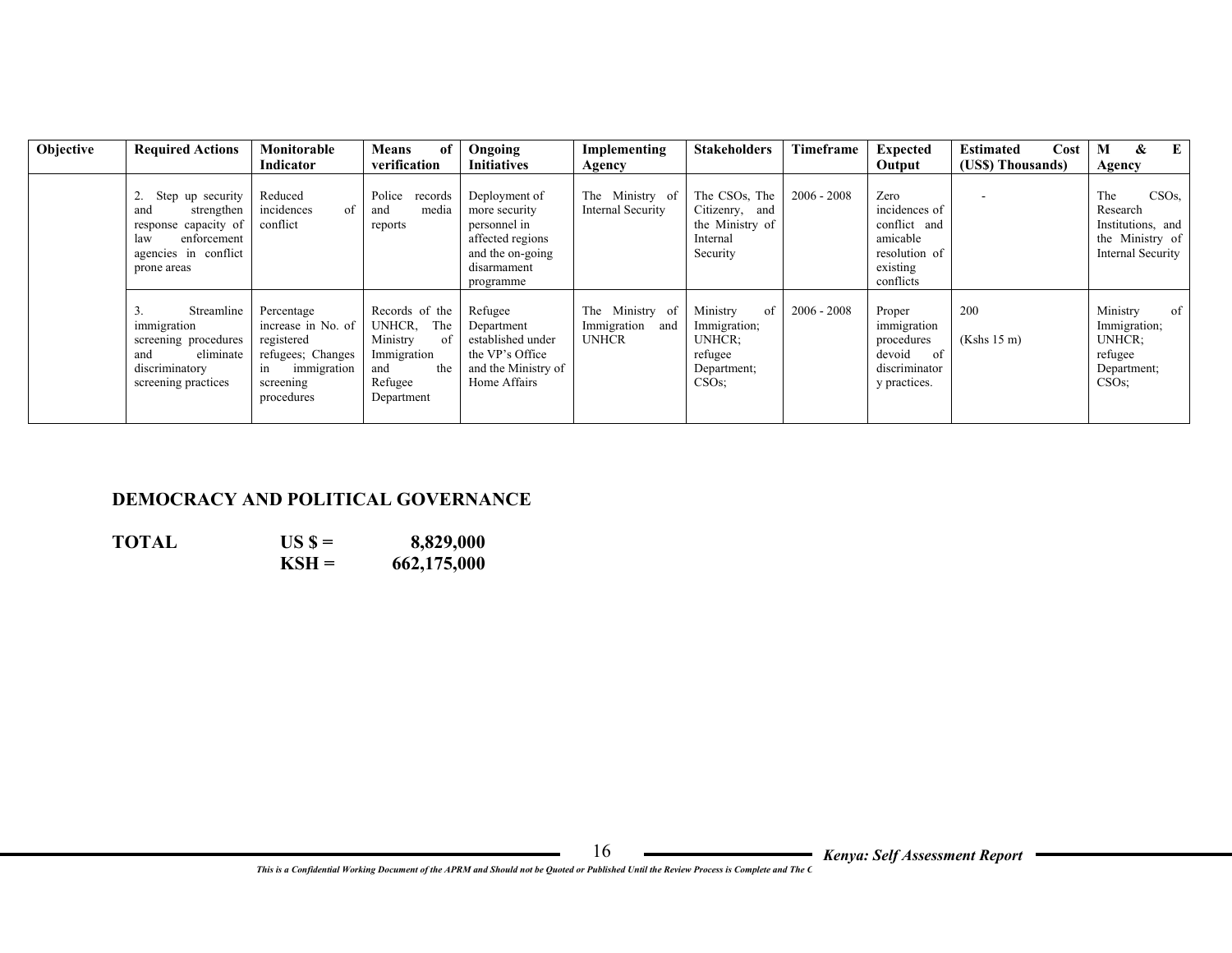| Objective | Required Actions | Monitorable Indicator | Means of verification | Ongoing Initiatives | Implementing Agency | Stakeholders | Timeframe | Expected Output | Estimated Cost (US$) Thousands) | M & E Agency |
|---|---|---|---|---|---|---|---|---|---|---|
| | 2. Step up security and strengthen response capacity of law enforcement agencies in conflict prone areas | Reduced incidences of conflict | Police records and media reports | Deployment of more security personnel in affected regions and the on-going disarmament programme | The Ministry of Internal Security | The CSOs, The Citizenry, and the Ministry of Internal Security | 2006 - 2008 | Zero incidences of conflict and amicable resolution of existing conflicts | - | The CSOs, Research Institutions, and the Ministry of Internal Security |
| | 3. Streamline immigration screening procedures and eliminate discriminatory screening practices | Percentage increase in No. of registered refugees; Changes in immigration screening procedures | Records of the UNHCR, The Ministry of Immigration and the Refugee Department | Refugee Department established under the VP's Office and the Ministry of Home Affairs | The Ministry of Immigration and UNHCR | Ministry of Immigration; UNHCR; refugee Department; CSOs; | 2006 - 2008 | Proper immigration procedures devoid of discriminatory practices. | 200<br><br>(Kshs 15 m) | Ministry of Immigration; UNHCR; refugee Department; CSOs; |

**DEMOCRACY AND POLITICAL GOVERNANCE**

| | | |
|---|---|---|
| **TOTAL** | **US $ =** | **8,829,000** |
| | **KSH =** | **662,175,000** |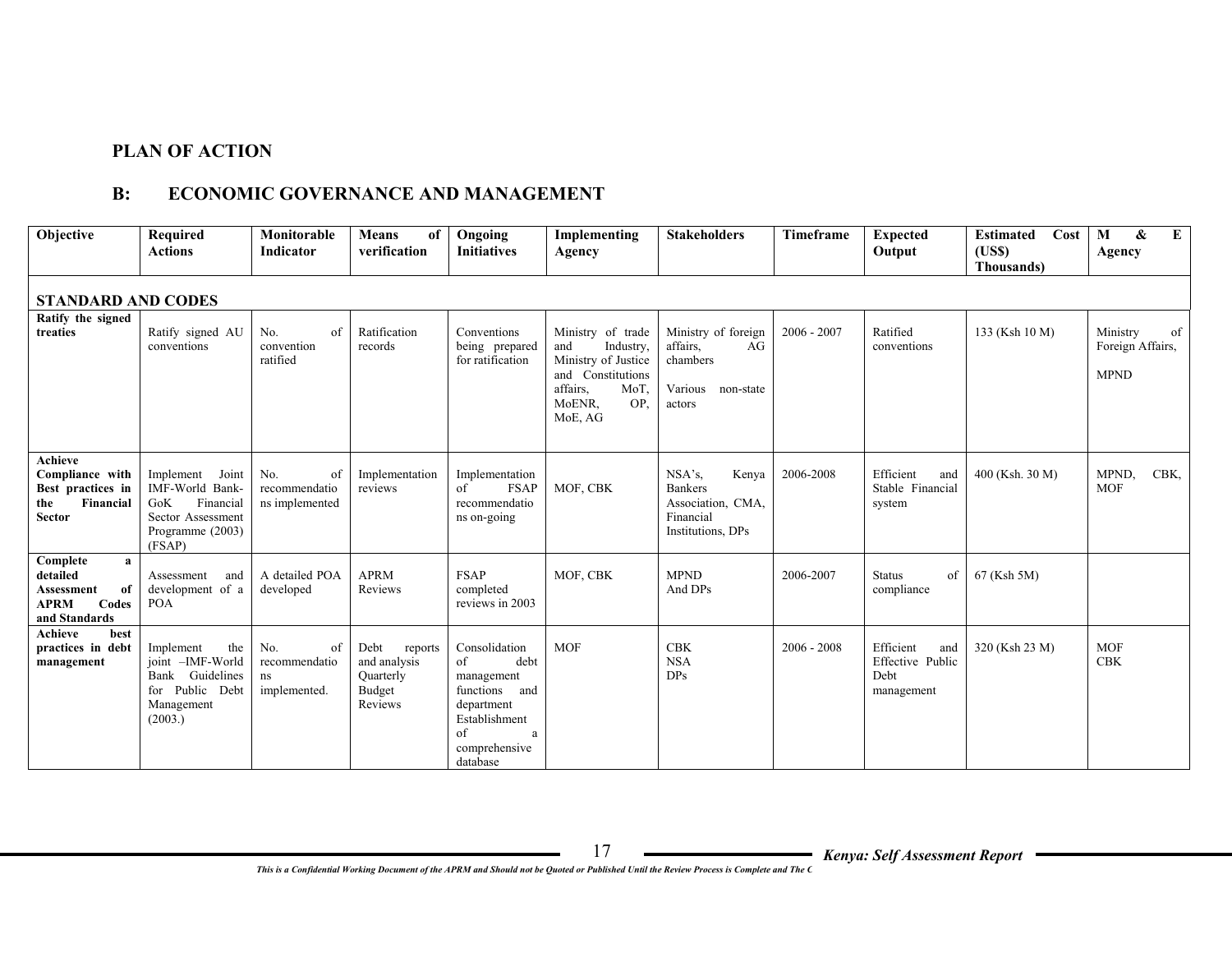## PLAN OF ACTION

## B: ECONOMIC GOVERNANCE AND MANAGEMENT

| Objective | Required Actions | Monitorable Indicator | Means of verification | Ongoing Initiatives | Implementing Agency | Stakeholders | Timeframe | Expected Output | Estimated Cost (US$) Thousands) | M & E Agency |
|---|---|---|---|---|---|---|---|---|---|---|
| **STANDARD AND CODES** | | | | | | | | | | |
| **Ratify the signed treaties** | Ratify signed AU conventions | No. of convention ratified | Ratification records | Conventions being prepared for ratification | Ministry of trade and Industry, Ministry of Justice and Constitutions affairs, MoT, MoENR, OP, MoE, AG | Ministry of foreign affairs, AG chambers<br><br>Various non-state actors | 2006 - 2007 | Ratified conventions | 133 (Ksh 10 M) | Ministry of Foreign Affairs,<br><br>MPND |
| **Achieve Compliance with Best practices in the Financial Sector** | Implement Joint IMF-World Bank-GoK Financial Sector Assessment Programme (2003) (FSAP) | No. of recommendations implemented | Implementation reviews | Implementation of FSAP recommendations on-going | MOF, CBK | NSA's, Kenya Bankers Association, CMA, Financial Institutions, DPs | 2006-2008 | Efficient and Stable Financial system | 400 (Ksh. 30 M) | MPND, CBK, MOF |
| **Complete a detailed Assessment of APRM Codes and Standards** | Assessment and development of a POA | A detailed POA developed | APRM Reviews | FSAP completed reviews in 2003 | MOF, CBK | MPND And DPs | 2006-2007 | Status of compliance | 67 (Ksh 5M) | |
| **Achieve best practices in debt management** | Implement the joint –IMF-World Bank Guidelines for Public Debt Management (2003.) | No. of recommendations implemented. | Debt reports and analysis Quarterly Budget Reviews | Consolidation of debt management functions and department Establishment of a comprehensive database | MOF | CBK<br>NSA<br>DPs | 2006 - 2008 | Efficient and Effective Public Debt management | 320 (Ksh 23 M) | MOF<br>CBK |

*This is a Confidential Working Document of the APRM and Should not be Quoted or Published Until the Review Process is Complete and The C*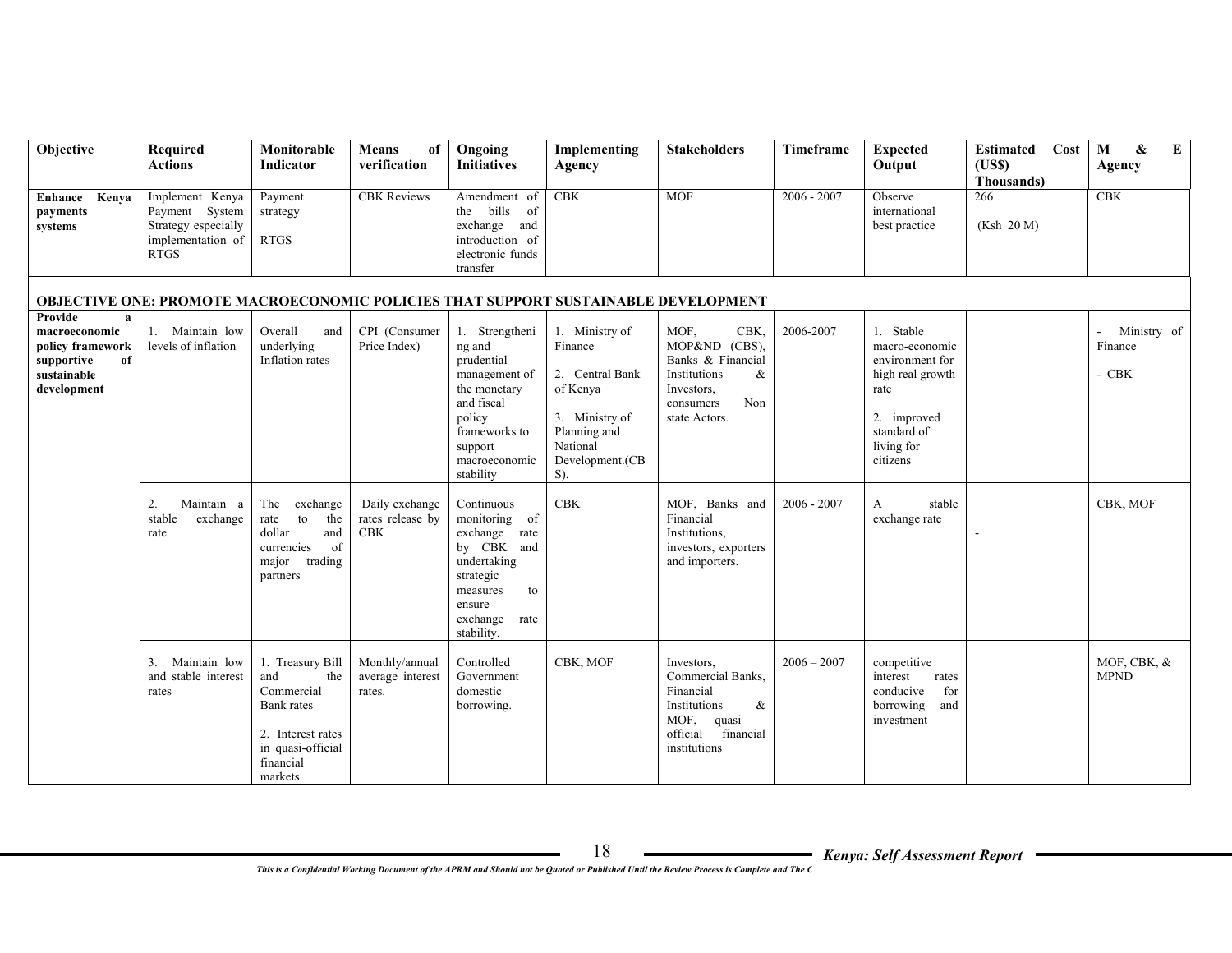| Objective | Required Actions | Monitorable Indicator | Means of verification | Ongoing Initiatives | Implementing Agency | Stakeholders | Timeframe | Expected Output | Estimated Cost (US$) Thousands) | M & E Agency |
|---|---|---|---|---|---|---|---|---|---|---|
| **Enhance Kenya payments systems** | Implement Kenya Payment System Strategy especially implementation of RTGS | Payment strategy<br><br>RTGS | CBK Reviews | Amendment of the bills of exchange and introduction of electronic funds transfer | CBK | MOF | 2006 - 2007 | Observe international best practice | 266<br><br>(Ksh 20 M) | CBK |
| **OBJECTIVE ONE: PROMOTE MACROECONOMIC POLICIES THAT SUPPORT SUSTAINABLE DEVELOPMENT** | | | | | | | | | | |
| **Provide a macroeconomic policy framework supportive of sustainable development** | 1. Maintain low levels of inflation | Overall and underlying Inflation rates | CPI (Consumer Price Index) | 1. Strengthening and prudential management of the monetary and fiscal policy frameworks to support macroeconomic stability | 1. Ministry of Finance<br><br>2. Central Bank of Kenya<br><br>3. Ministry of Planning and National Development.(CBS). | MOF, CBK, MOP&ND (CBS), Banks & Financial Institutions & Investors, consumers Non state Actors. | 2006-2007 | 1. Stable macro-economic environment for high real growth rate<br><br>2. improved standard of living for citizens | | - Ministry of Finance<br><br>- CBK |
| | 2. Maintain a stable exchange rate | The exchange rate to the dollar and currencies of major trading partners | Daily exchange rates release by CBK | Continuous monitoring of exchange rate by CBK and undertaking strategic measures to ensure exchange rate stability. | CBK | MOF, Banks and Financial Institutions, investors, exporters and importers. | 2006 - 2007 | A stable exchange rate | - | CBK, MOF |
| | 3. Maintain low and stable interest rates | 1. Treasury Bill and the Commercial Bank rates<br><br>2. Interest rates in quasi-official financial markets. | Monthly/annual average interest rates. | Controlled Government domestic borrowing. | CBK, MOF | Investors, Commercial Banks, Financial Institutions & MOF, quasi – official financial institutions | 2006 – 2007 | competitive interest rates conducive for borrowing and investment | | MOF, CBK, & MPND |

*This is a Confidential Working Document of the APRM and Should not be Quoted or Published Until the Review Process is Complete and The C*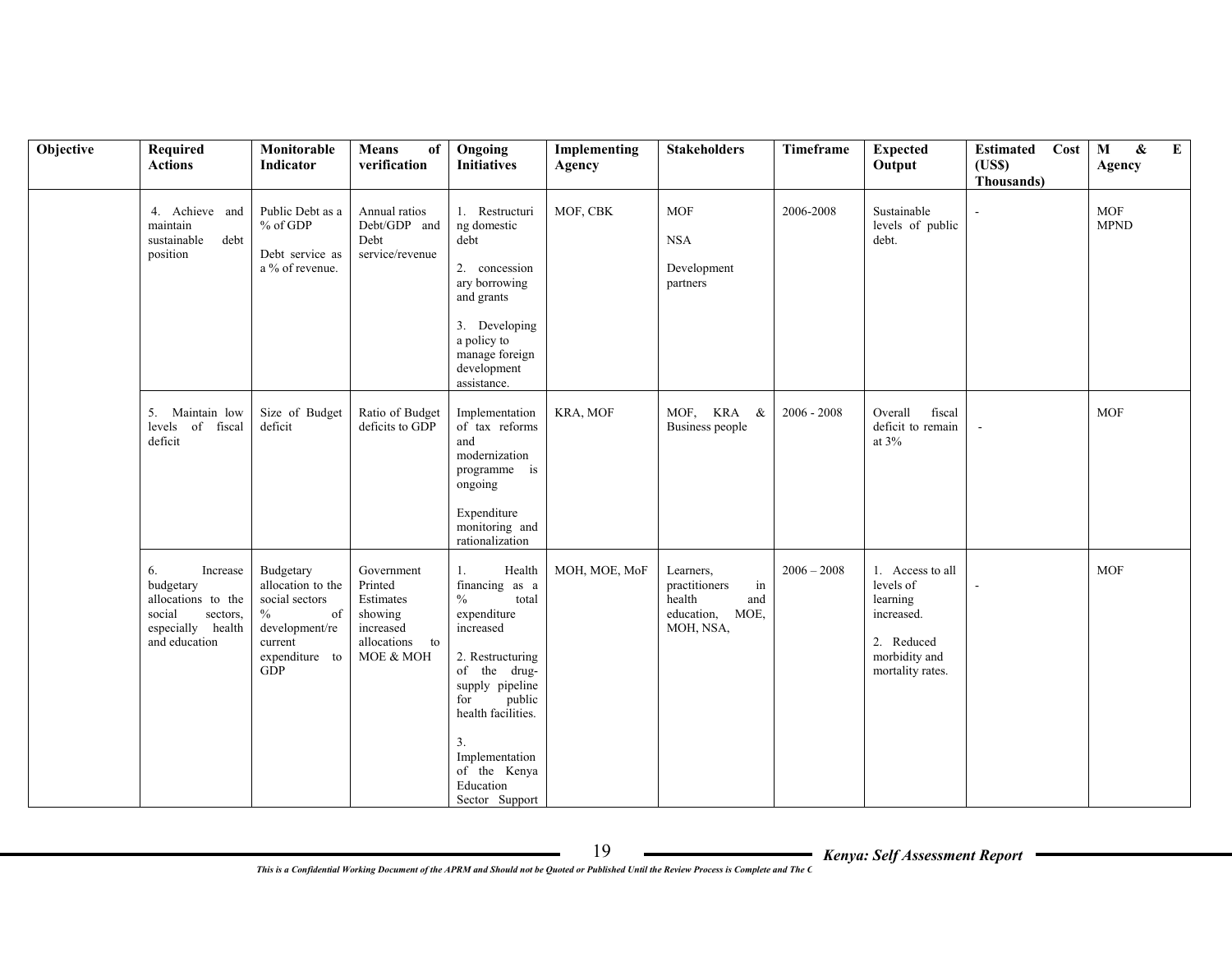| Objective | Required Actions | Monitorable Indicator | Means of verification | Ongoing Initiatives | Implementing Agency | Stakeholders | Timeframe | Expected Output | Estimated Cost (US$) Thousands) | M & E Agency |
|---|---|---|---|---|---|---|---|---|---|---|
| | 4. Achieve and maintain sustainable debt position | Public Debt as a % of GDP<br><br>Debt service as a % of revenue. | Annual ratios Debt/GDP and Debt service/revenue | 1. Restructuring domestic debt<br><br>2. concessionary borrowing and grants<br><br>3. Developing a policy to manage foreign development assistance. | MOF, CBK | MOF<br><br>NSA<br><br>Development partners | 2006-2008 | Sustainable levels of public debt. | - | MOF MPND |
| | 5. Maintain low levels of fiscal deficit | Size of Budget deficit | Ratio of Budget deficits to GDP | Implementation of tax reforms and modernization programme is ongoing<br><br>Expenditure monitoring and rationalization | KRA, MOF | MOF, KRA & Business people | 2006 - 2008 | Overall fiscal deficit to remain at 3% | - | MOF |
| | 6. Increase budgetary allocations to the social sectors, especially health and education | Budgetary allocation to the social sectors % of development/recurrent expenditure to GDP | Government Printed Estimates showing increased allocations to MOE & MOH | 1. Health financing as a % total expenditure increased<br><br>2. Restructuring of the drug-supply pipeline for public health facilities.<br><br>3. Implementation of the Kenya Education Sector Support | MOH, MOE, MoF | Learners, practitioners in health and education, MOE, MOH, NSA, | 2006 – 2008 | 1. Access to all levels of learning increased.<br><br>2. Reduced morbidity and mortality rates. | - | MOF |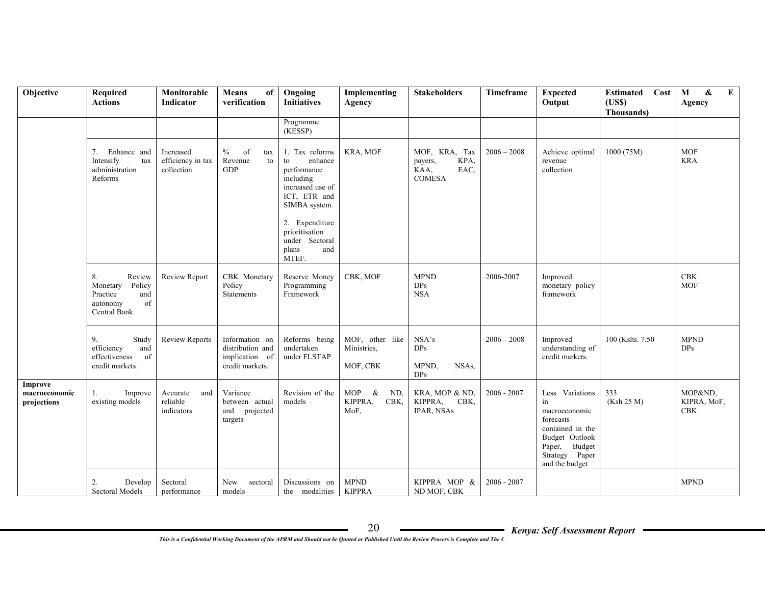| Objective | Required Actions | Monitorable Indicator | Means of verification | Ongoing Initiatives | Implementing Agency | Stakeholders | Timeframe | Expected Output | Estimated Cost (US$) Thousands) | M & E Agency |
|---|---|---|---|---|---|---|---|---|---|---|
| | | | | Programme (KESSP) | | | | | | |
| | 7. Enhance and Intensify tax administration Reforms | Increased efficiency in tax collection | % of tax Revenue to GDP | 1. Tax reforms to enhance performance including increased use of ICT, ETR and SIMBA system.<br><br>2. Expenditure prioritisation under Sectoral plans and MTEF. | KRA, MOF | MOF, KRA, Tax payers, KPA, KAA, EAC, COMESA | 2006 – 2008 | Achieve optimal revenue collection | 1000 (75M) | MOF<br>KRA |
| | 8. Review Monetary Policy Practice and autonomy of Central Bank | Review Report | CBK Monetary Policy Statements | Reserve Money Programming Framework | CBK, MOF | MPND<br>DPs<br>NSA | 2006-2007 | Improved monetary policy framework | | CBK<br>MOF |
| | 9. Study efficiency and effectiveness of credit markets. | Review Reports | Information on distribution and implication of credit markets. | Reforms being undertaken under FLSTAP | MOF, other like Ministries,<br><br>MOF, CBK | NSA's<br>DPs<br><br>MPND, NSAs, DPs | 2006 – 2008 | Improved understanding of credit markets. | 100 (Kshs. 7.50 | MPND<br>DPs |
| **Improve macroeconomic projections** | 1. Improve existing models | Accurate and reliable indicators | Variance between actual and projected targets | Revision of the models | MOP & ND, KIPPRA, CBK, MoF, | KRA, MOP & ND, KIPPRA, CBK, IPAR, NSAs | 2006 - 2007 | Less Variations in macroeconomic forecasts contained in the Budget Outlook Paper, Budget Strategy Paper and the budget | 333<br>(Ksh 25 M) | MOP&ND, KIPRA, MoF, CBK |
| | 2. Develop Sectoral Models | Sectoral performance | New sectoral models | Discussions on the modalities | MPND<br>KIPPRA | KIPPRA MOP & ND MOF, CBK | 2006 - 2007 | | | MPND |

*This is a Confidential Working Document of the APRM and Should not be Quoted or Published Until the Review Process is Complete and The C*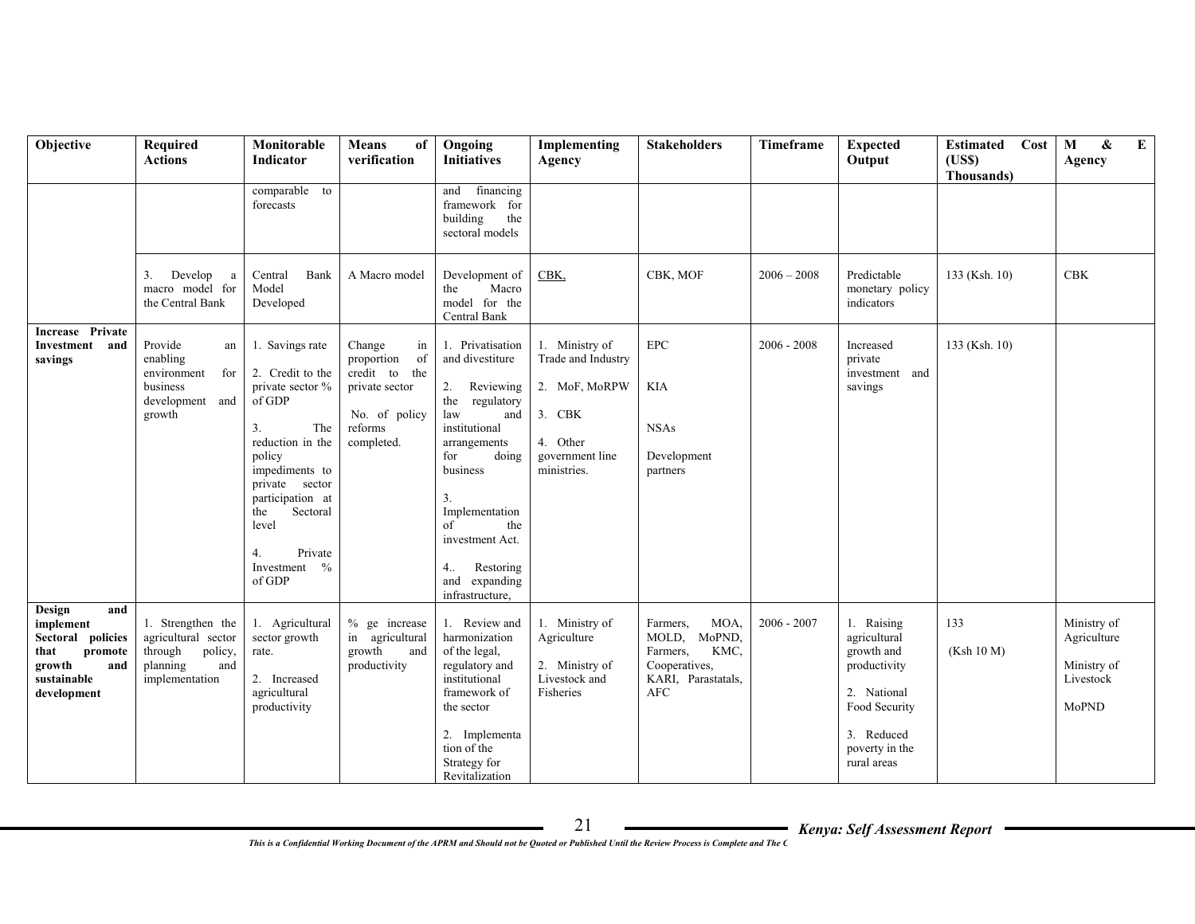| Objective | Required Actions | Monitorable Indicator | Means of verification | Ongoing Initiatives | Implementing Agency | Stakeholders | Timeframe | Expected Output | Estimated Cost (US$) Thousands) | M & E Agency |
|---|---|---|---|---|---|---|---|---|---|---|
| | | comparable to forecasts | | and financing framework for building the sectoral models | | | | | | |
| | 3. Develop a macro model for the Central Bank | Central Bank Model Developed | A Macro model | Development of the Macro model for the Central Bank | CBK, | CBK, MOF | 2006 – 2008 | Predictable monetary policy indicators | 133 (Ksh. 10) | CBK |
| **Increase Private Investment and savings** | Provide an enabling environment for business development and growth | 1. Savings rate<br><br>2. Credit to the private sector % of GDP<br><br>3. The reduction in the policy impediments to private sector participation at the Sectoral level<br><br>4. Private Investment % of GDP | Change in proportion of credit to the private sector<br><br>No. of policy reforms completed. | 1. Privatisation and divestiture<br><br>2. Reviewing the regulatory law and institutional arrangements for doing business<br><br>3. Implementation of the investment Act.<br><br>4.. Restoring and expanding infrastructure, | 1. Ministry of Trade and Industry<br><br>2. MoF, MoRPW<br><br>3. CBK<br><br>4. Other government line ministries. | EPC<br><br>KIA<br><br>NSAs<br><br>Development partners | 2006 - 2008 | Increased private investment and savings | 133 (Ksh. 10) | |
| **Design and implement Sectoral policies that promote growth and sustainable development** | 1. Strengthen the agricultural sector through policy, planning and implementation | 1. Agricultural sector growth rate.<br><br>2. Increased agricultural productivity | % ge increase in agricultural growth and productivity | 1. Review and harmonization of the legal, regulatory and institutional framework of the sector<br><br>2. Implementa tion of the Strategy for Revitalization | 1. Ministry of Agriculture<br><br>2. Ministry of Livestock and Fisheries | Farmers, MOA, MOLD, MoPND, Farmers, KMC, Cooperatives, KARI, Parastatals, AFC | 2006 - 2007 | 1. Raising agricultural growth and productivity<br><br>2. National Food Security<br><br>3. Reduced poverty in the rural areas | 133<br><br>(Ksh 10 M) | Ministry of Agriculture<br><br>Ministry of Livestock<br><br>MoPND |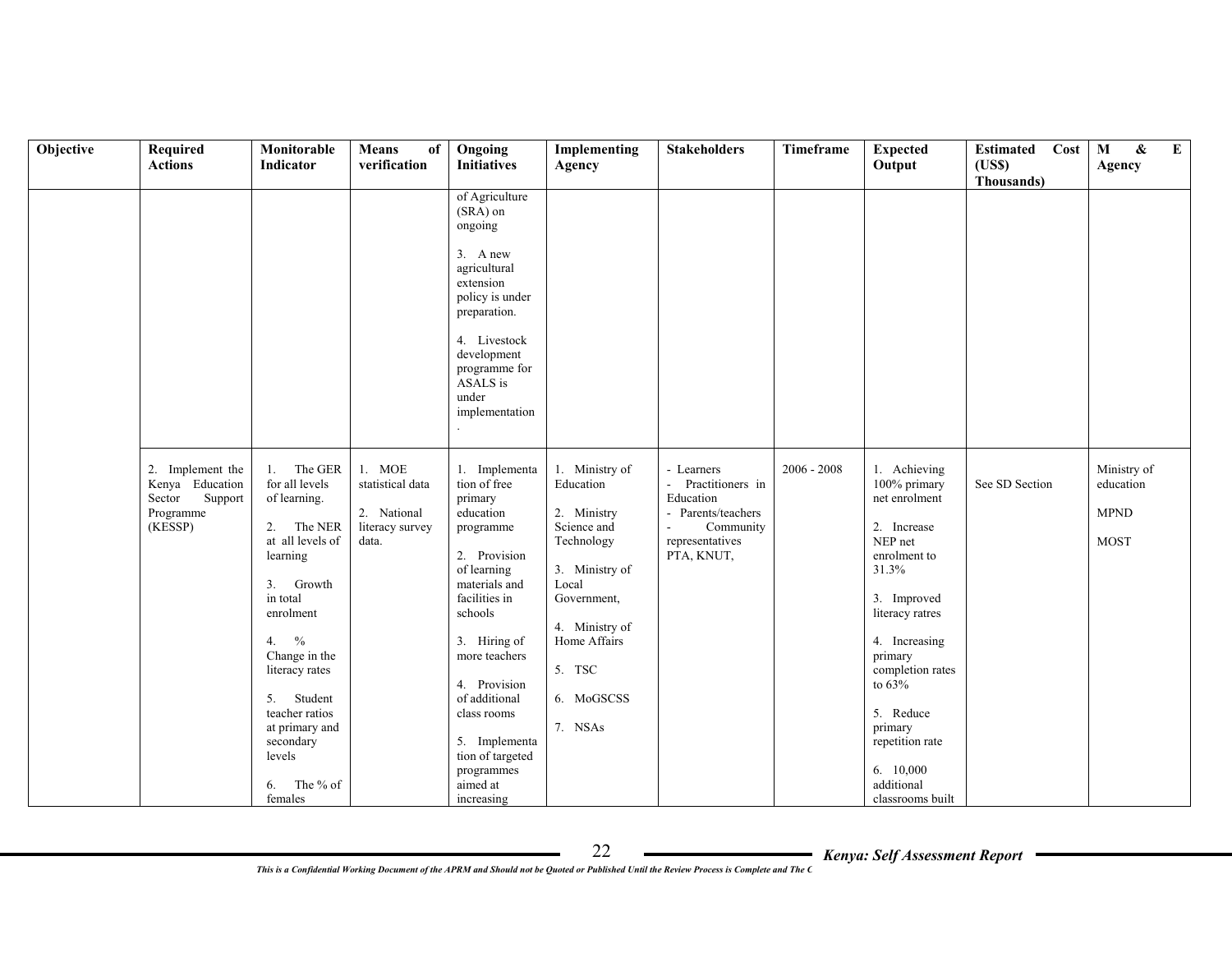| Objective | Required Actions | Monitorable Indicator | Means of verification | Ongoing Initiatives | Implementing Agency | Stakeholders | Timeframe | Expected Output | Estimated Cost (US$) Thousands) | M & E Agency |
|---|---|---|---|---|---|---|---|---|---|---|
| | | | | of Agriculture (SRA) on ongoing<br><br>3. A new agricultural extension policy is under preparation.<br><br>4. Livestock development programme for ASALS is under implementation<br>. | | | | | | |
| | 2. Implement the Kenya Education Sector Support Programme (KESSP) | 1. The GER for all levels of learning.<br><br>2. The NER at all levels of learning<br><br>3. Growth in total enrolment<br><br>4. % Change in the literacy rates<br><br>5. Student teacher ratios at primary and secondary levels<br><br>6. The % of females | 1. MOE statistical data<br><br>2. National literacy survey data. | 1. Implementation of free primary education programme<br><br>2. Provision of learning materials and facilities in schools<br><br>3. Hiring of more teachers<br><br>4. Provision of additional class rooms<br><br>5. Implementation of targeted programmes aimed at increasing | 1. Ministry of Education<br><br>2. Ministry Science and Technology<br><br>3. Ministry of Local Government,<br><br>4. Ministry of Home Affairs<br><br>5. TSC<br><br>6. MoGSCSS<br><br>7. NSAs | - Learners<br>- Practitioners in Education<br>- Parents/teachers<br>- Community representatives PTA, KNUT, | 2006 - 2008 | 1. Achieving 100% primary net enrolment<br><br>2. Increase NEP net enrolment to 31.3%<br><br>3. Improved literacy ratres<br><br>4. Increasing primary completion rates to 63%<br><br>5. Reduce primary repetition rate<br><br>6. 10,000 additional classrooms built | See SD Section | Ministry of education<br><br>MPND<br><br>MOST |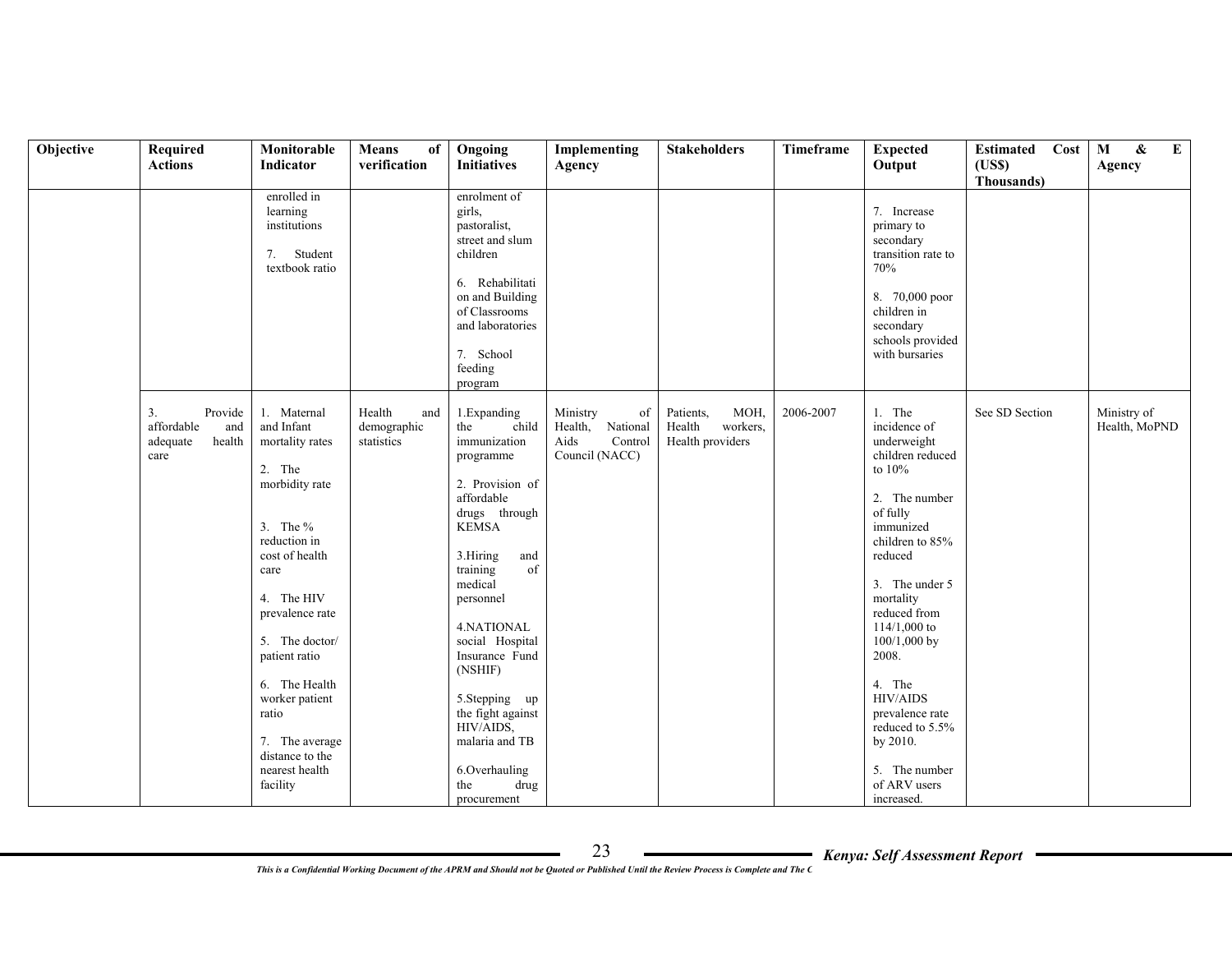| Objective | Required Actions | Monitorable Indicator | Means of verification | Ongoing Initiatives | Implementing Agency | Stakeholders | Timeframe | Expected Output | Estimated Cost (US$) Thousands) | M & E Agency |
|---|---|---|---|---|---|---|---|---|---|---|
| | | enrolled in learning institutions<br><br>7. Student textbook ratio | | enrolment of girls, pastoralist, street and slum children<br><br>6. Rehabilitation and Building of Classrooms and laboratories<br><br>7. School feeding program | | | | 7. Increase primary to secondary transition rate to 70%<br><br>8. 70,000 poor children in secondary schools provided with bursaries | | |
| | 3. Provide affordable and adequate health care | 1. Maternal and Infant mortality rates<br><br>2. The morbidity rate<br><br>3. The % reduction in cost of health care<br><br>4. The HIV prevalence rate<br><br>5. The doctor/ patient ratio<br><br>6. The Health worker patient ratio<br><br>7. The average distance to the nearest health facility | Health and demographic statistics | 1.Expanding the child immunization programme<br><br>2. Provision of affordable drugs through KEMSA<br><br>3.Hiring and training of medical personnel<br><br>4.NATIONAL social Hospital Insurance Fund (NSHIF)<br><br>5.Stepping up the fight against HIV/AIDS, malaria and TB<br><br>6.Overhauling the drug procurement | Ministry of Health, National Aids Control Council (NACC) | Patients, MOH, Health workers, Health providers | 2006-2007 | 1. The incidence of underweight children reduced to 10%<br><br>2. The number of fully immunized children to 85% reduced<br><br>3. The under 5 mortality reduced from 114/1,000 to 100/1,000 by 2008.<br><br>4. The HIV/AIDS prevalence rate reduced to 5.5% by 2010.<br><br>5. The number of ARV users increased. | See SD Section | Ministry of Health, MoPND |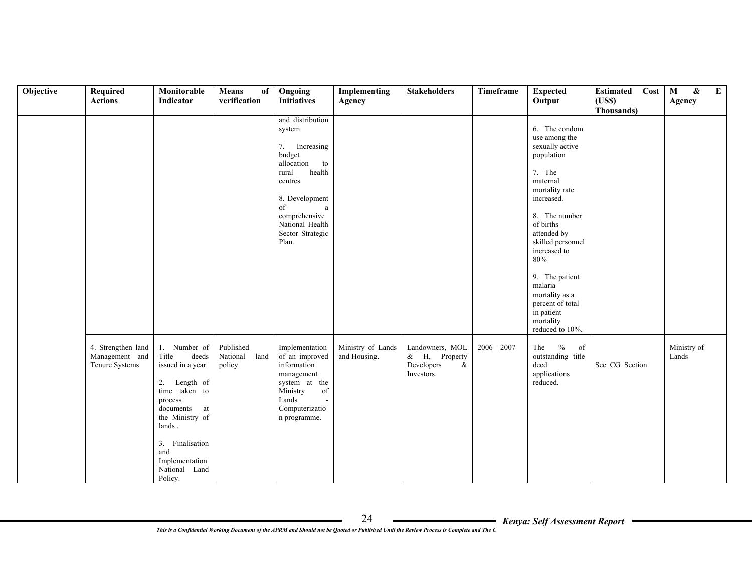| Objective | Required Actions | Monitorable Indicator | Means of verification | Ongoing Initiatives | Implementing Agency | Stakeholders | Timeframe | Expected Output | Estimated Cost (US$ Thousands) | M & E Agency |
|---|---|---|---|---|---|---|---|---|---|---|
| | | | | and distribution system<br><br>7. Increasing budget allocation to rural health centres<br><br>8. Development of a comprehensive National Health Sector Strategic Plan. | | | | 6. The condom use among the sexually active population<br><br>7. The maternal mortality rate increased.<br><br>8. The number of births attended by skilled personnel increased to 80%<br><br>9. The patient malaria mortality as a percent of total in patient mortality reduced to 10%. | | |
| | 4. Strengthen land Management and Tenure Systems | 1. Number of Title deeds issued in a year<br><br>2. Length of time taken to process documents at the Ministry of lands .<br><br>3. Finalisation and Implementation National Land Policy. | Published National land policy | Implementation of an improved information management system at the Ministry of Lands - Computerization programme. | Ministry of Lands and Housing. | Landowners, MOL & H, Property Developers & Investors. | 2006 – 2007 | The % of outstanding title deed applications reduced. | See CG Section | Ministry of Lands |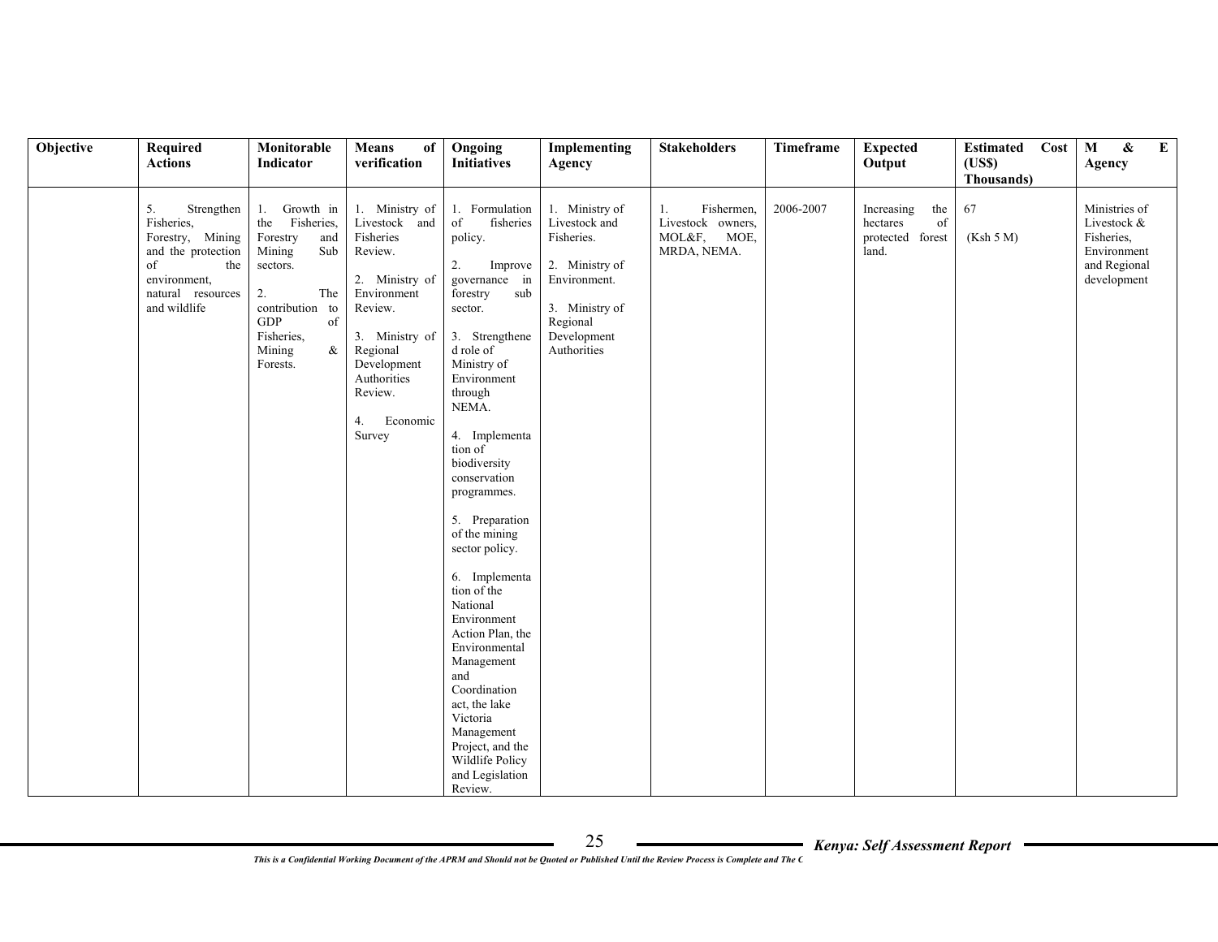| Objective | Required Actions | Monitorable Indicator | Means of verification | Ongoing Initiatives | Implementing Agency | Stakeholders | Timeframe | Expected Output | Estimated Cost (US$) Thousands) | M & E Agency |
|---|---|---|---|---|---|---|---|---|---|---|
| | 5. Strengthen Fisheries, Forestry, Mining and the protection of the environment, natural resources and wildlife | 1. Growth in the Fisheries, Forestry and Mining Sub sectors.<br><br>2. The contribution to GDP of Fisheries, Mining & Forests. | 1. Ministry of Livestock and Fisheries Review.<br><br>2. Ministry of Environment Review.<br><br>3. Ministry of Regional Development Authorities Review.<br><br>4. Economic Survey | 1. Formulation of fisheries policy.<br><br>2. Improve governance in forestry sub sector.<br><br>3. Strengthened role of Ministry of Environment through NEMA.<br><br>4. Implementation of biodiversity conservation programmes.<br><br>5. Preparation of the mining sector policy.<br><br>6. Implementation of the National Environment Action Plan, the Environmental Management and Coordination act, the lake Victoria Management Project, and the Wildlife Policy and Legislation Review. | 1. Ministry of Livestock and Fisheries.<br><br>2. Ministry of Environment.<br><br>3. Ministry of Regional Development Authorities | 1. Fishermen, Livestock owners, MOL&F, MOE, MRDA, NEMA. | 2006-2007 | Increasing the hectares of protected forest land. | 67<br><br>(Ksh 5 M) | Ministries of Livestock & Fisheries, Environment and Regional development |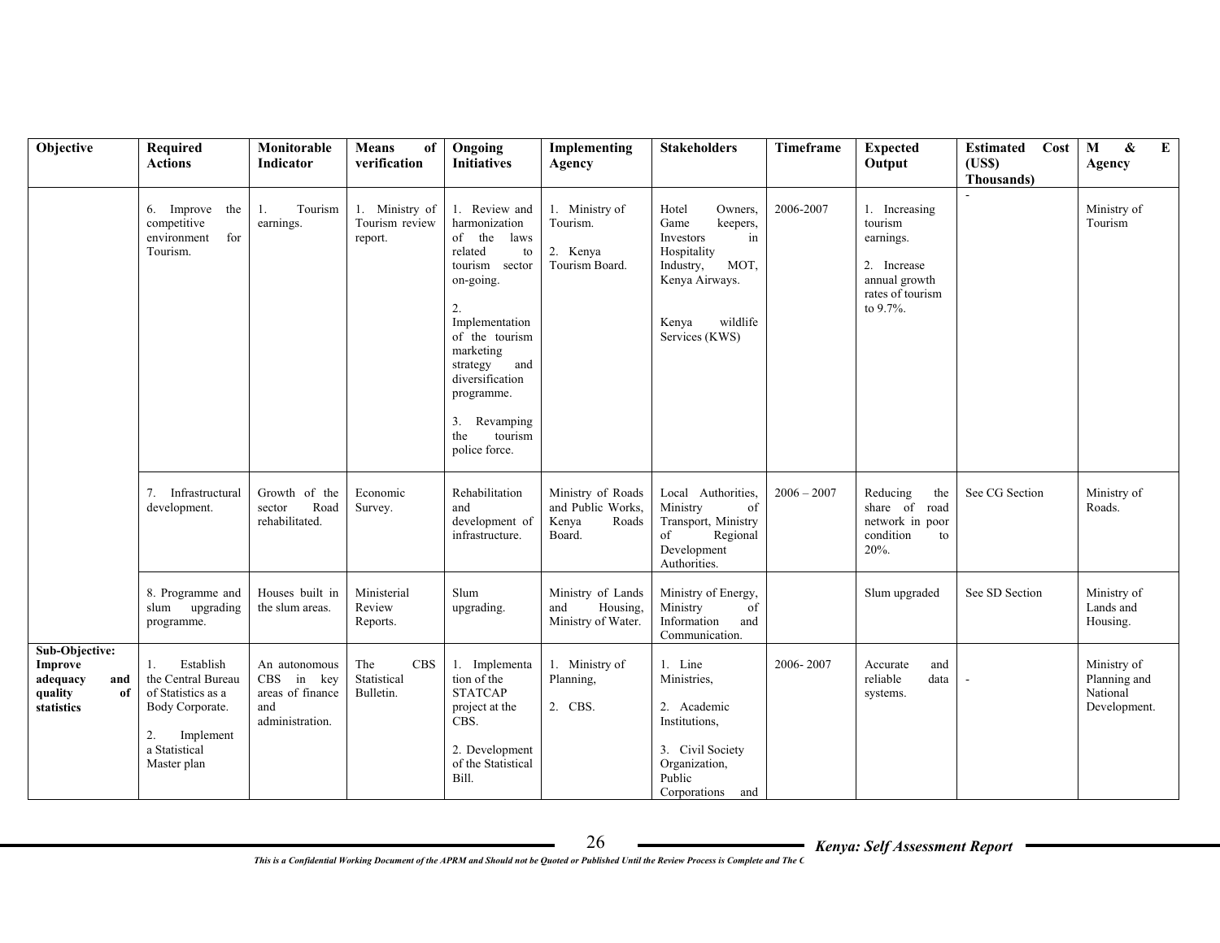| Objective | Required Actions | Monitorable Indicator | Means of verification | Ongoing Initiatives | Implementing Agency | Stakeholders | Timeframe | Expected Output | Estimated Cost (US$ Thousands) | M & E Agency |
|---|---|---|---|---|---|---|---|---|---|---|
| | 6. Improve the competitive environment for Tourism. | 1. Tourism earnings. | 1. Ministry of Tourism review report. | 1. Review and harmonization of the laws related to tourism sector on-going.<br><br>2. Implementation of the tourism marketing strategy and diversification programme.<br><br>3. Revamping the tourism police force. | 1. Ministry of Tourism.<br><br>2. Kenya Tourism Board. | Hotel Owners, Game keepers, Investors in Hospitality Industry, MOT, Kenya Airways.<br><br>Kenya wildlife Services (KWS) | 2006-2007 | 1. Increasing tourism earnings.<br><br>2. Increase annual growth rates of tourism to 9.7%. | - | Ministry of Tourism |
| | 7. Infrastructural development. | Growth of the sector Road rehabilitated. | Economic Survey. | Rehabilitation and development of infrastructure. | Ministry of Roads and Public Works, Kenya Roads Board. | Local Authorities, Ministry of Transport, Ministry of Regional Development Authorities. | 2006 – 2007 | Reducing the share of road network in poor condition to 20%. | See CG Section | Ministry of Roads. |
| | 8. Programme and slum upgrading programme. | Houses built in the slum areas. | Ministerial Review Reports. | Slum upgrading. | Ministry of Lands and Housing, Ministry of Water. | Ministry of Energy, Ministry of Information and Communication. | | Slum upgraded | See SD Section | Ministry of Lands and Housing. |
| **Sub-Objective: Improve adequacy and quality of statistics** | 1. Establish the Central Bureau of Statistics as a Body Corporate.<br><br>2. Implement a Statistical Master plan | An autonomous CBS in key areas of finance and administration. | The CBS Statistical Bulletin. | 1. Implementation of the STATCAP project at the CBS.<br><br>2. Development of the Statistical Bill. | 1. Ministry of Planning,<br><br>2. CBS. | 1. Line Ministries,<br><br>2. Academic Institutions,<br><br>3. Civil Society Organization, Public Corporations and | 2006- 2007 | Accurate and reliable data systems. | - | Ministry of Planning and National Development. |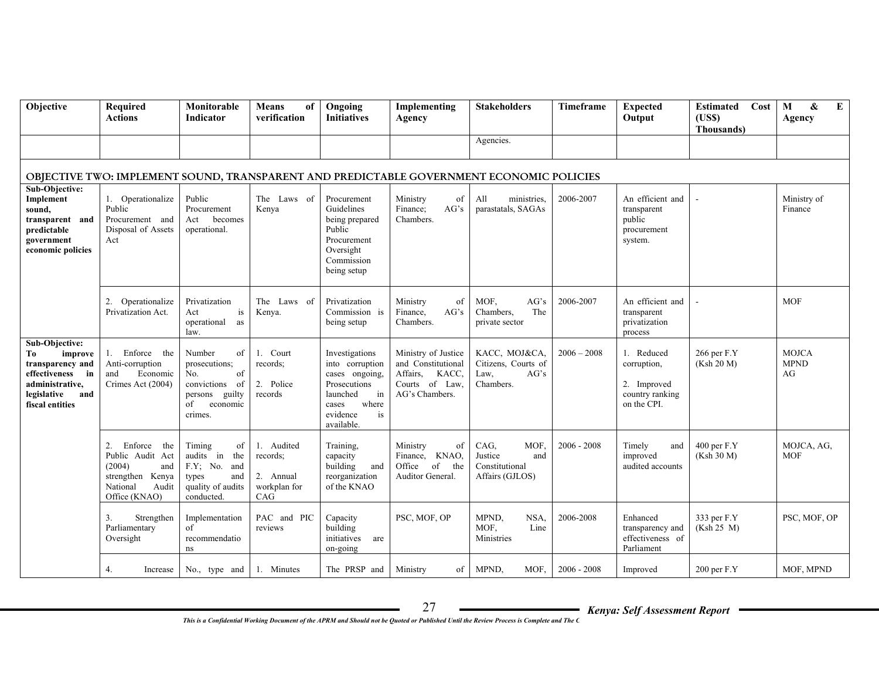| Objective | Required Actions | Monitorable Indicator | Means of verification | Ongoing Initiatives | Implementing Agency | Stakeholders | Timeframe | Expected Output | Estimated Cost (US$ Thousands) | M & E Agency |
|---|---|---|---|---|---|---|---|---|---|---|
| | | | | | | Agencies. | | | | |
| **OBJECTIVE TWO: IMPLEMENT SOUND, TRANSPARENT AND PREDICTABLE GOVERNMENT ECONOMIC POLICIES** | | | | | | | | | | |
| **Sub-Objective: Implement sound, transparent and predictable government economic policies** | 1. Operationalize Public Procurement and Disposal of Assets Act | Public Procurement Act becomes operational. | The Laws of Kenya | Procurement Guidelines being prepared Public Procurement Oversight Commission being setup | Ministry of Finance; AG's Chambers. | All ministries, parastatals, SAGAs | 2006-2007 | An efficient and transparent public procurement system. | - | Ministry of Finance |
| | 2. Operationalize Privatization Act. | Privatization Act is operational as law. | The Laws of Kenya. | Privatization Commission is being setup | Ministry of Finance, AG's Chambers. | MOF, AG's Chambers, The private sector | 2006-2007 | An efficient and transparent privatization process | - | MOF |
| **Sub-Objective: To improve transparency and effectiveness in administrative, legislative and fiscal entities** | 1. Enforce the Anti-corruption and Economic Crimes Act (2004) | Number of prosecutions; No. of convictions of persons guilty of economic crimes. | 1. Court records; 2. Police records | Investigations into corruption cases ongoing, Prosecutions launched in cases where evidence is available. | Ministry of Justice and Constitutional Affairs, KACC, Courts of Law, AG's Chambers. | KACC, MOJ&CA, Citizens, Courts of Law, AG's Chambers. | 2006 – 2008 | 1. Reduced corruption, 2. Improved country ranking on the CPI. | 266 per F.Y (Ksh 20 M) | MOJCA MPND AG |
| | 2. Enforce the Public Audit Act (2004) and strengthen Kenya National Audit Office (KNAO) | Timing of audits in the F.Y; No. and types and quality of audits conducted. | 1. Audited records; 2. Annual workplan for CAG | Training, capacity building and reorganization of the KNAO | Ministry of Finance, KNAO, Office of the Auditor General. | CAG, MOF, Justice and Constitutional Affairs (GJLOS) | 2006 - 2008 | Timely and improved audited accounts | 400 per F.Y (Ksh 30 M) | MOJCA, AG, MOF |
| | 3. Strengthen Parliamentary Oversight | Implementation of recommendations | PAC and PIC reviews | Capacity building initiatives are on-going | PSC, MOF, OP | MPND, NSA, MOF, Line Ministries | 2006-2008 | Enhanced transparency and effectiveness of Parliament | 333 per F.Y (Ksh 25 M) | PSC, MOF, OP |
| | 4. Increase | No., type and | 1. Minutes | The PRSP and | Ministry of | MPND, MOF, | 2006 - 2008 | Improved | 200 per F.Y | MOF, MPND |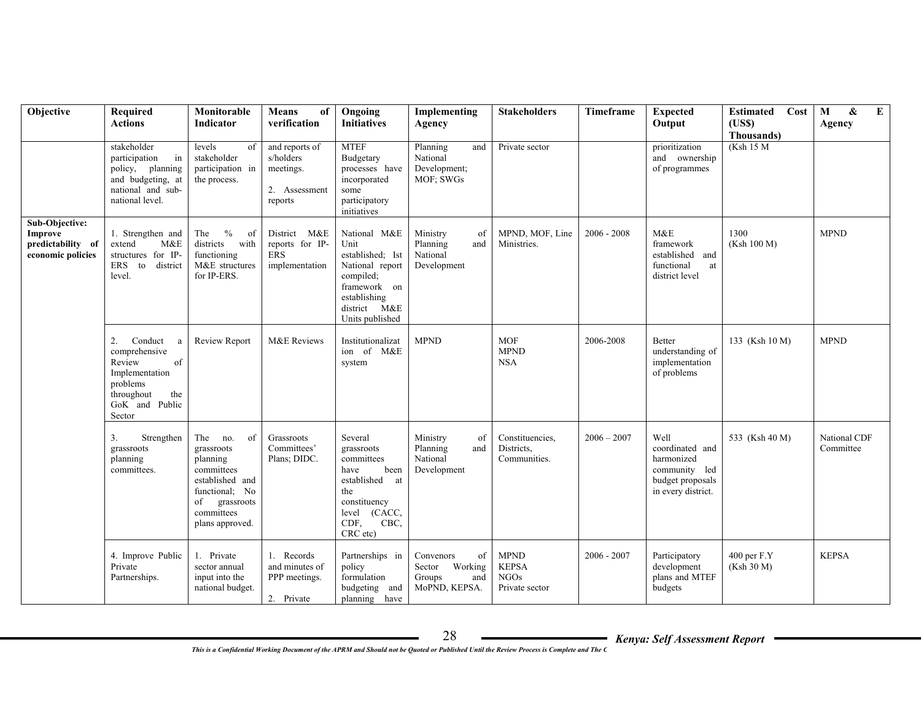| Objective | Required Actions | Monitorable Indicator | Means of verification | Ongoing Initiatives | Implementing Agency | Stakeholders | Timeframe | Expected Output | Estimated Cost (US$) Thousands) | M & E Agency |
|---|---|---|---|---|---|---|---|---|---|---|
| | stakeholder participation in policy, planning and budgeting, at national and sub-national level. | levels of stakeholder participation in the process. | and reports of s/holders meetings.<br><br>2. Assessment reports | MTEF Budgetary processes have incorporated some participatory initiatives | Planning and National Development; MOF; SWGs | Private sector | | prioritization and ownership of programmes | (Ksh 15 M | |
| **Sub-Objective: Improve predictability of economic policies** | 1. Strengthen and extend M&E structures for IP-ERS to district level. | The % of districts with functioning M&E structures for IP-ERS. | District M&E reports for IP-ERS implementation | National M&E Unit established; Ist National report compiled; framework on establishing district M&E Units published | Ministry of Planning and National Development | MPND, MOF, Line Ministries. | 2006 - 2008 | M&E framework established and functional at district level | 1300 (Ksh 100 M) | MPND |
| | 2. Conduct a comprehensive Review of Implementation problems throughout the GoK and Public Sector | Review Report | M&E Reviews | Institutionalization of M&E system | MPND | MOF<br>MPND<br>NSA | 2006-2008 | Better understanding of implementation of problems | 133 (Ksh 10 M) | MPND |
| | 3. Strengthen grassroots planning committees. | The no. of grassroots planning committees established and functional; No of grassroots committees plans approved. | Grassroots Committees' Plans; DIDC. | Several grassroots committees have been established at the constituency level (CACC, CDF, CBC, CRC etc) | Ministry of Planning and National Development | Constituencies, Districts, Communities. | 2006 – 2007 | Well coordinated and harmonized community led budget proposals in every district. | 533 (Ksh 40 M) | National CDF Committee |
| | 4. Improve Public Private Partnerships. | 1. Private sector annual input into the national budget. | 1. Records and minutes of PPP meetings.<br><br>2. Private | Partnerships in policy formulation budgeting and planning have | Convenors of Sector Working Groups and MoPND, KEPSA. | MPND<br>KEPSA<br>NGOs<br>Private sector | 2006 - 2007 | Participatory development plans and MTEF budgets | 400 per F.Y (Ksh 30 M) | KEPSA |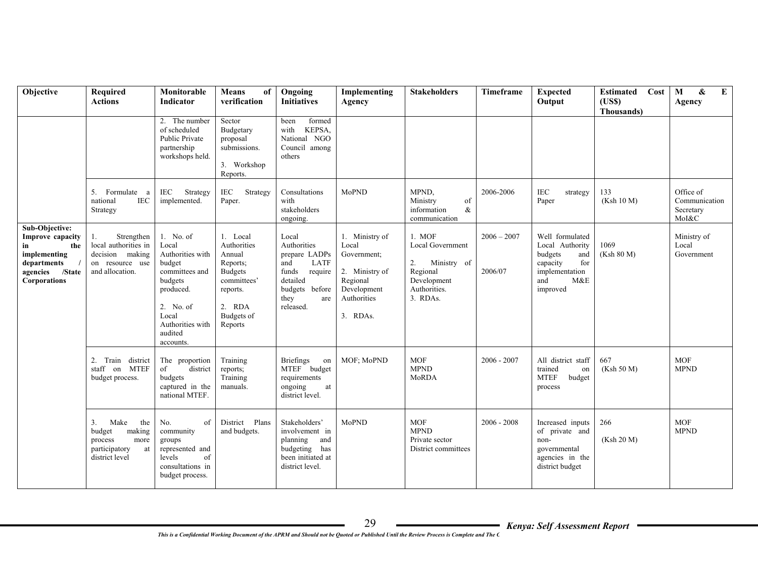| Objective | Required Actions | Monitorable Indicator | Means of verification | Ongoing Initiatives | Implementing Agency | Stakeholders | Timeframe | Expected Output | Estimated Cost (US$) Thousands) | M & E Agency |
|---|---|---|---|---|---|---|---|---|---|---|
| | | 2. The number of scheduled Public Private partnership workshops held. | Sector Budgetary proposal submissions.<br><br>3. Workshop Reports. | been formed with KEPSA, National NGO Council among others | | | | | | |
| | 5. Formulate a national IEC Strategy | IEC Strategy implemented. | IEC Strategy Paper. | Consultations with stakeholders ongoing. | MoPND | MPND, Ministry of information & communication | 2006-2006 | IEC strategy Paper | 133<br>(Ksh 10 M) | Office of Communication Secretary MoI&C |
| **Sub-Objective: Improve capacity in the implementing departments / agencies /State Corporations** | 1. Strengthen local authorities in decision making on resource use and allocation. | 1. No. of Local Authorities with budget committees and budgets produced.<br><br>2. No. of Local Authorities with audited accounts. | 1. Local Authorities Annual Reports; Budgets committees' reports.<br><br>2. RDA Budgets of Reports | Local Authorities prepare LADPs and LATF funds require detailed budgets before they are released. | 1. Ministry of Local Government;<br><br>2. Ministry of Regional Development Authorities<br><br>3. RDAs. | 1. MOF Local Government<br><br>2. Ministry of Regional Development Authorities.<br>3. RDAs. | 2006 – 2007<br><br>2006/07 | Well formulated Local Authority budgets and capacity for implementation and M&E improved | 1069<br>(Ksh 80 M) | Ministry of Local Government |
| | 2. Train district staff on MTEF budget process. | The proportion of district budgets captured in the national MTEF. | Training reports; Training manuals. | Briefings on MTEF budget requirements ongoing at district level. | MOF; MoPND | MOF<br>MPND<br>MoRDA | 2006 - 2007 | All district staff trained on MTEF budget process | 667<br>(Ksh 50 M) | MOF<br>MPND |
| | 3. Make the budget making process more participatory at district level | No. of community groups represented and levels of consultations in budget process. | District Plans and budgets. | Stakeholders' involvement in planning and budgeting has been initiated at district level. | MoPND | MOF<br>MPND<br>Private sector<br>District committees | 2006 - 2008 | Increased inputs of private and non-governmental agencies in the district budget | 266<br><br>(Ksh 20 M) | MOF<br>MPND |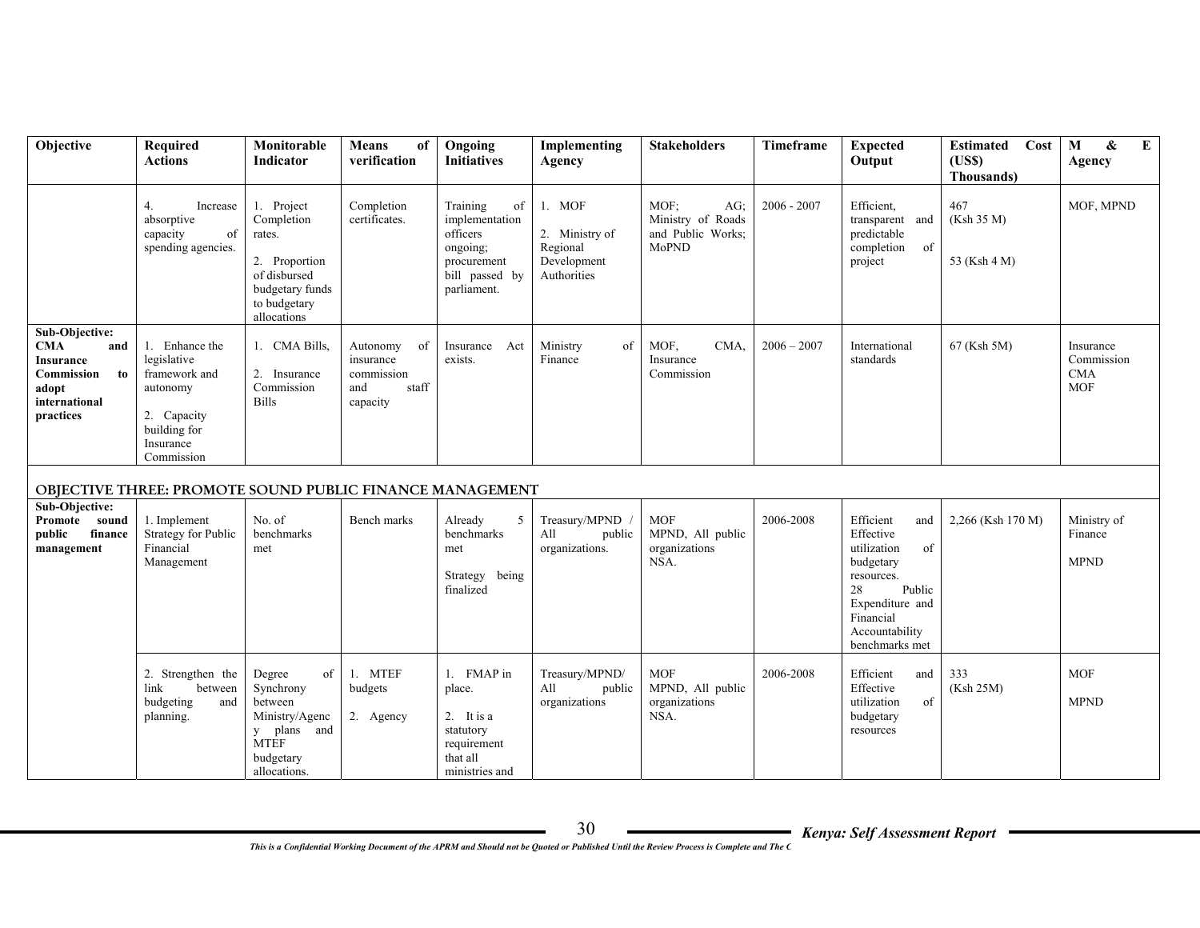| Objective | Required Actions | Monitorable Indicator | Means of verification | Ongoing Initiatives | Implementing Agency | Stakeholders | Timeframe | Expected Output | Estimated Cost (US$) Thousands) | M & E Agency |
|---|---|---|---|---|---|---|---|---|---|---|
| | 4. Increase absorptive capacity of spending agencies. | 1. Project Completion rates.<br><br>2. Proportion of disbursed budgetary funds to budgetary allocations | Completion certificates. | Training of implementation officers ongoing; procurement bill passed by parliament. | 1. MOF<br><br>2. Ministry of Regional Development Authorities | MOF; AG; Ministry of Roads and Public Works; MoPND | 2006 - 2007 | Efficient, transparent and predictable completion of project | 467 (Ksh 35 M)<br><br>53 (Ksh 4 M) | MOF, MPND |
| **Sub-Objective: CMA and Insurance Commission to adopt international practices** | 1. Enhance the legislative framework and autonomy<br><br>2. Capacity building for Insurance Commission | 1. CMA Bills,<br><br>2. Insurance Commission Bills | Autonomy of insurance commission and staff capacity | Insurance Act exists. | Ministry of Finance | MOF, CMA, Insurance Commission | 2006 – 2007 | International standards | 67 (Ksh 5M) | Insurance Commission CMA MOF |
| **OBJECTIVE THREE: PROMOTE SOUND PUBLIC FINANCE MANAGEMENT** | | | | | | | | | | |
| **Sub-Objective: Promote sound public finance management** | 1. Implement Strategy for Public Financial Management | No. of benchmarks met | Bench marks | Already 5 benchmarks met<br><br>Strategy being finalized | Treasury/MPND / All public organizations. | MOF MPND, All public organizations NSA. | 2006-2008 | Efficient and Effective utilization of budgetary resources. 28 Public Expenditure and Financial Accountability benchmarks met | 2,266 (Ksh 170 M) | Ministry of Finance<br><br>MPND |
| | 2. Strengthen the link between budgeting and planning. | Degree of Synchrony between Ministry/Agency plans and MTEF budgetary allocations. | 1. MTEF budgets<br><br>2. Agency | 1. FMAP in place.<br><br>2. It is a statutory requirement that all ministries and | Treasury/MPND/ All public organizations | MOF MPND, All public organizations NSA. | 2006-2008 | Efficient and Effective utilization of budgetary resources | 333 (Ksh 25M) | MOF<br><br>MPND |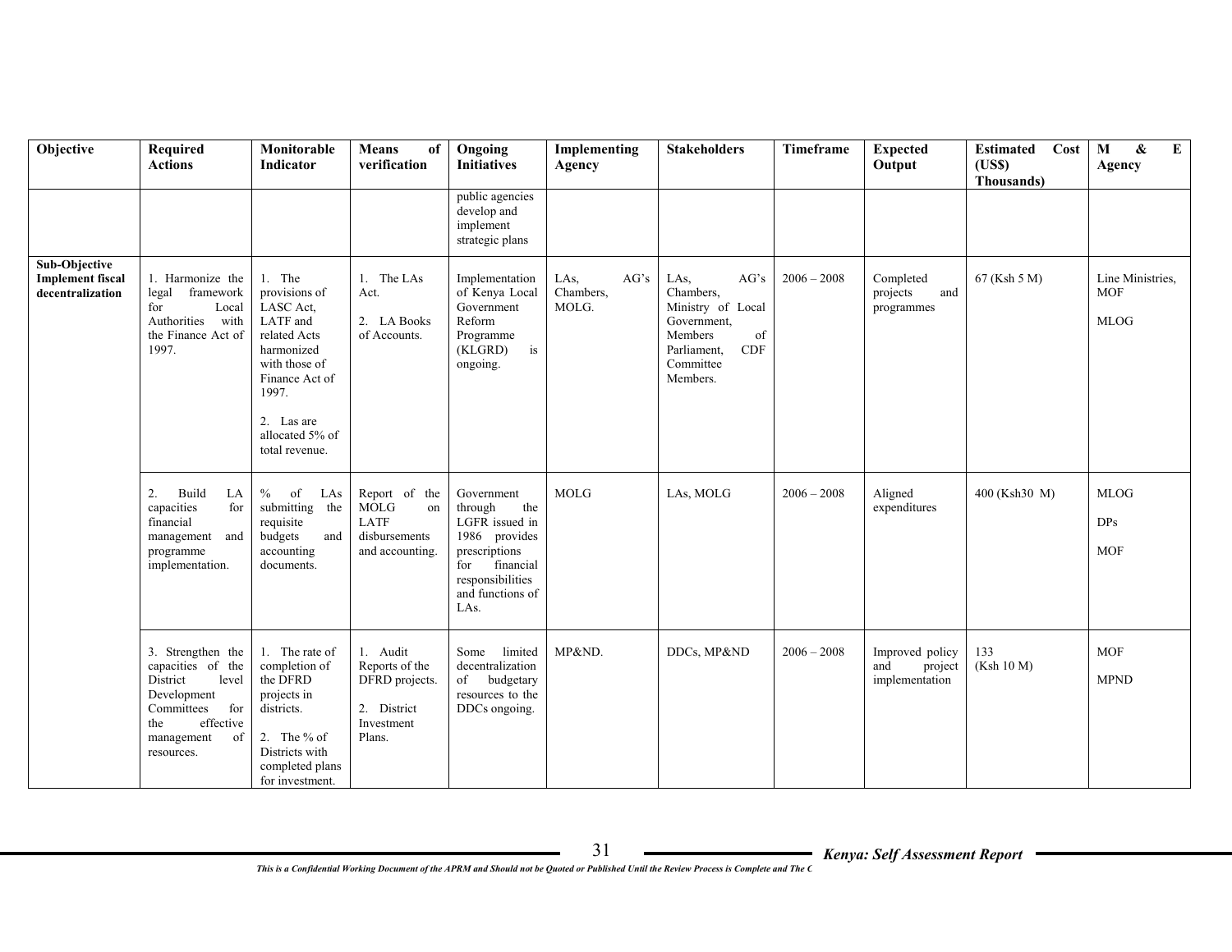| Objective | Required Actions | Monitorable Indicator | Means of verification | Ongoing Initiatives | Implementing Agency | Stakeholders | Timeframe | Expected Output | Estimated Cost (US$) Thousands) | M & E Agency |
|---|---|---|---|---|---|---|---|---|---|---|
| | | | | public agencies develop and implement strategic plans | | | | | | |
| **Sub-Objective Implement fiscal decentralization** | 1. Harmonize the legal framework for Local Authorities with the Finance Act of 1997. | 1. The provisions of LASC Act, LATF and related Acts harmonized with those of Finance Act of 1997.<br><br>2. Las are allocated 5% of total revenue. | 1. The LAs Act.<br><br>2. LA Books of Accounts. | Implementation of Kenya Local Government Reform Programme (KLGRD) is ongoing. | LAs, AG's Chambers, MOLG. | LAs, AG's Chambers, Ministry of Local Government, Members of Parliament, CDF Committee Members. | 2006 – 2008 | Completed projects and programmes | 67 (Ksh 5 M) | Line Ministries, MOF<br><br>MLOG |
| | 2. Build LA capacities for financial management and programme implementation. | % of LAs submitting the requisite budgets and accounting documents. | Report of the MOLG on LATF disbursements and accounting. | Government through the LGFR issued in 1986 provides prescriptions for financial responsibilities and functions of LAs. | MOLG | LAs, MOLG | 2006 – 2008 | Aligned expenditures | 400 (Ksh30 M) | MLOG<br><br>DPs<br><br>MOF |
| | 3. Strengthen the capacities of the District level Development Committees for the effective management of resources. | 1. The rate of completion of the DFRD projects in districts.<br><br>2. The % of Districts with completed plans for investment. | 1. Audit Reports of the DFRD projects.<br><br>2. District Investment Plans. | Some limited decentralization of budgetary resources to the DDCs ongoing. | MP&ND. | DDCs, MP&ND | 2006 – 2008 | Improved policy and project implementation | 133 (Ksh 10 M) | MOF<br><br>MPND |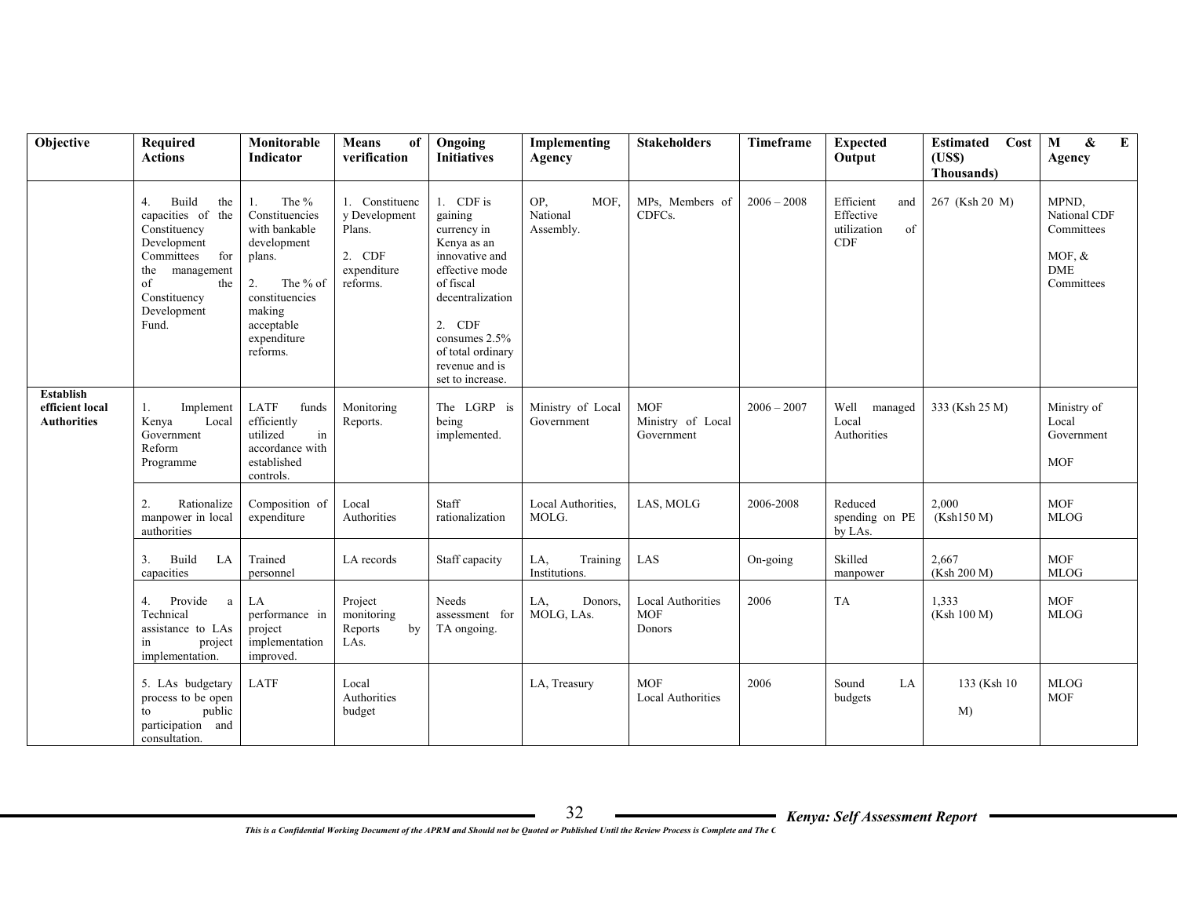| Objective | Required Actions | Monitorable Indicator | Means of verification | Ongoing Initiatives | Implementing Agency | Stakeholders | Timeframe | Expected Output | Estimated Cost (US$) Thousands) | M & E Agency |
|---|---|---|---|---|---|---|---|---|---|---|
| | 4. Build the capacities of the Constituency Development Committees for the management of the Constituency Development Fund. | 1. The % Constituencies with bankable development plans.<br><br>2. The % of constituencies making acceptable expenditure reforms. | 1. Constituency Development Plans.<br><br>2. CDF expenditure reforms. | 1. CDF is gaining currency in Kenya as an innovative and effective mode of fiscal decentralization<br><br>2. CDF consumes 2.5% of total ordinary revenue and is set to increase. | OP, MOF, National Assembly. | MPs, Members of CDFCs. | 2006 – 2008 | Efficient and Effective utilization of CDF | 267 (Ksh 20 M) | MPND, National CDF Committees<br><br>MOF, & DME Committees |
| **Establish efficient local Authorities** | 1. Implement Kenya Local Government Reform Programme | LATF funds efficiently utilized in accordance with established controls. | Monitoring Reports. | The LGRP is being implemented. | Ministry of Local Government | MOF<br>Ministry of Local Government | 2006 – 2007 | Well managed Local Authorities | 333 (Ksh 25 M) | Ministry of Local Government<br><br>MOF |
| | 2. Rationalize manpower in local authorities | Composition of expenditure | Local Authorities | Staff rationalization | Local Authorities, MOLG. | LAS, MOLG | 2006-2008 | Reduced spending on PE by LAs. | 2,000 (Ksh150 M) | MOF<br>MLOG |
| | 3. Build LA capacities | Trained personnel | LA records | Staff capacity | LA, Training Institutions. | LAS | On-going | Skilled manpower | 2,667 (Ksh 200 M) | MOF<br>MLOG |
| | 4. Provide a Technical assistance to LAs in project implementation. | LA performance in project implementation improved. | Project monitoring Reports by LAs. | Needs assessment for TA ongoing. | LA, Donors, MOLG, LAs. | Local Authorities<br>MOF<br>Donors | 2006 | TA | 1,333 (Ksh 100 M) | MOF<br>MLOG |
| | 5. LAs budgetary process to be open to public participation and consultation. | LATF | Local Authorities budget | | LA, Treasury | MOF<br>Local Authorities | 2006 | Sound LA budgets | 133 (Ksh 10 M) | MLOG<br>MOF |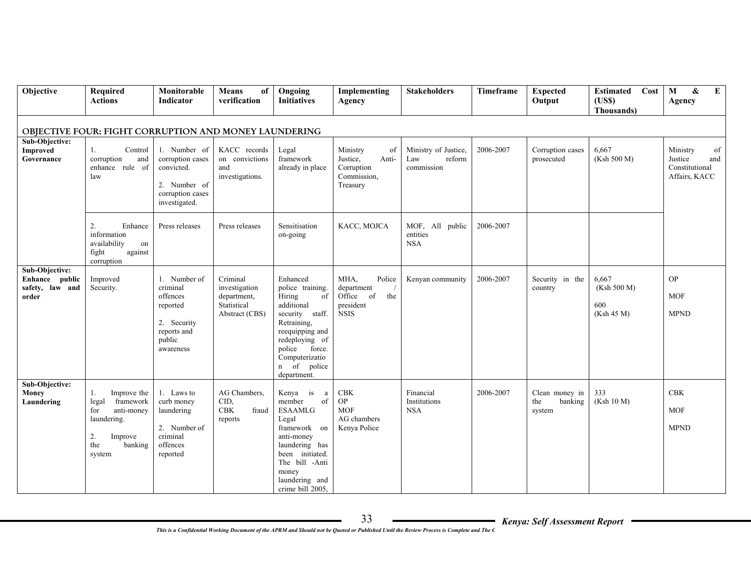| Objective | Required Actions | Monitorable Indicator | Means of verification | Ongoing Initiatives | Implementing Agency | Stakeholders | Timeframe | Expected Output | Estimated Cost (US$ Thousands) | M & E Agency |
|---|---|---|---|---|---|---|---|---|---|---|
| **OBJECTIVE FOUR: FIGHT CORRUPTION AND MONEY LAUNDERING** | | | | | | | | | | |
| **Sub-Objective: Improved Governance** | 1. Control corruption and enhance rule of law | 1. Number of corruption cases convicted.<br>2. Number of corruption cases investigated. | KACC records on convictions and investigations. | Legal framework already in place | Ministry of Justice, Anti-Corruption Commission, Treasury | Ministry of Justice, Law reform commission | 2006-2007 | Corruption cases prosecuted | 6,667 (Ksh 500 M) | Ministry of Justice and Constitutional Affairs, KACC |
| | 2. Enhance information availability on fight against corruption | Press releases | Press releases | Sensitisation on-going | KACC, MOJCA | MOF, All public entities NSA | 2006-2007 | | | |
| **Sub-Objective: Enhance public safety, law and order** | Improved Security. | 1. Number of criminal offences reported<br>2. Security reports and public awareness | Criminal investigation department, Statistical Abstract (CBS) | Enhanced police training. Hiring of additional security staff. Retraining, reequipping and redeploying of police force. Computerization of police department. | MHA, Police department / Office of the president NSIS | Kenyan community | 2006-2007 | Security in the country | 6,667 (Ksh 500 M)<br>600 (Ksh 45 M) | OP<br>MOF<br>MPND |
| **Sub-Objective: Money Laundering** | 1. Improve the legal framework for anti-money laundering.<br>2. Improve the banking system | 1. Laws to curb money laundering<br>2. Number of criminal offences reported | AG Chambers, CID, CBK fraud reports | Kenya is a member of ESAAMLG Legal framework on anti-money laundering has been initiated. The bill -Anti money laundering and crime bill 2005, | CBK<br>OP<br>MOF<br>AG chambers<br>Kenya Police | Financial Institutions NSA | 2006-2007 | Clean money in the banking system | 333 (Ksh 10 M) | CBK<br>MOF<br>MPND |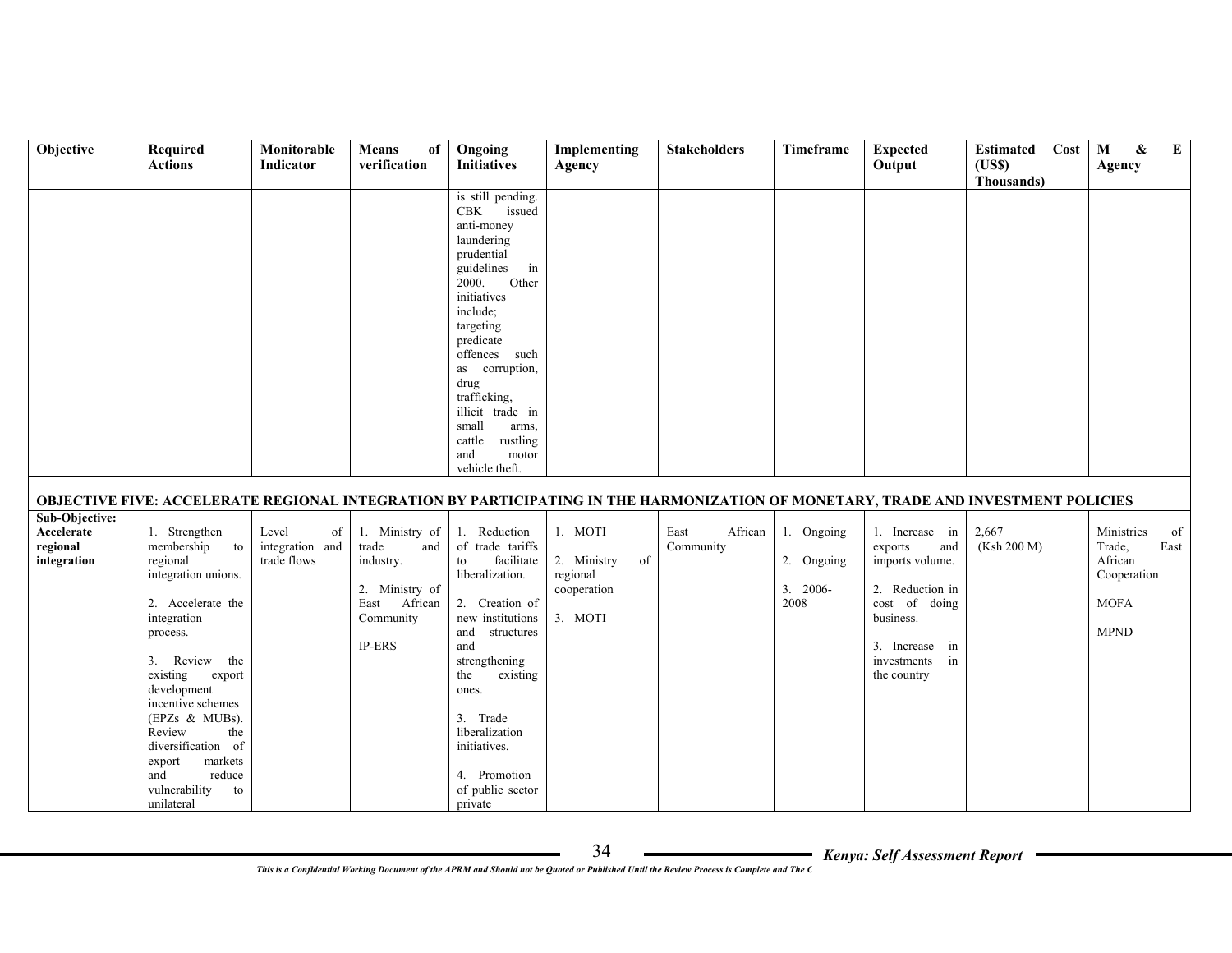| Objective | Required Actions | Monitorable Indicator | Means of verification | Ongoing Initiatives | Implementing Agency | Stakeholders | Timeframe | Expected Output | Estimated Cost (US$) Thousands) | M & E Agency |
|---|---|---|---|---|---|---|---|---|---|---|
| | | | | is still pending. CBK issued anti-money laundering prudential guidelines in 2000. Other initiatives include; targeting predicate offences such as corruption, drug trafficking, illicit trade in small arms, cattle rustling and motor vehicle theft. | | | | | | |
| **OBJECTIVE FIVE: ACCELERATE REGIONAL INTEGRATION BY PARTICIPATING IN THE HARMONIZATION OF MONETARY, TRADE AND INVESTMENT POLICIES** | | | | | | | | | | |
| **Sub-Objective: Accelerate regional integration** | 1. Strengthen membership to regional integration unions.<br><br>2. Accelerate the integration process.<br><br>3. Review the existing export development incentive schemes (EPZs & MUBs). Review the diversification of export markets and reduce vulnerability to unilateral | Level of integration and trade flows | 1. Ministry of trade and industry.<br><br>2. Ministry of East African Community<br><br>IP-ERS | 1. Reduction of trade tariffs to facilitate liberalization.<br><br>2. Creation of new institutions and structures and strengthening the existing ones.<br><br>3. Trade liberalization initiatives.<br><br>4. Promotion of public sector private | 1. MOTI<br><br>2. Ministry of regional cooperation<br><br>3. MOTI | East African Community | 1. Ongoing<br><br>2. Ongoing<br><br>3. 2006-2008 | 1. Increase in exports and imports volume.<br><br>2. Reduction in cost of doing business.<br><br>3. Increase in investments in the country | 2,667 (Ksh 200 M) | Ministries of Trade, East African Cooperation<br><br>MOFA<br><br>MPND |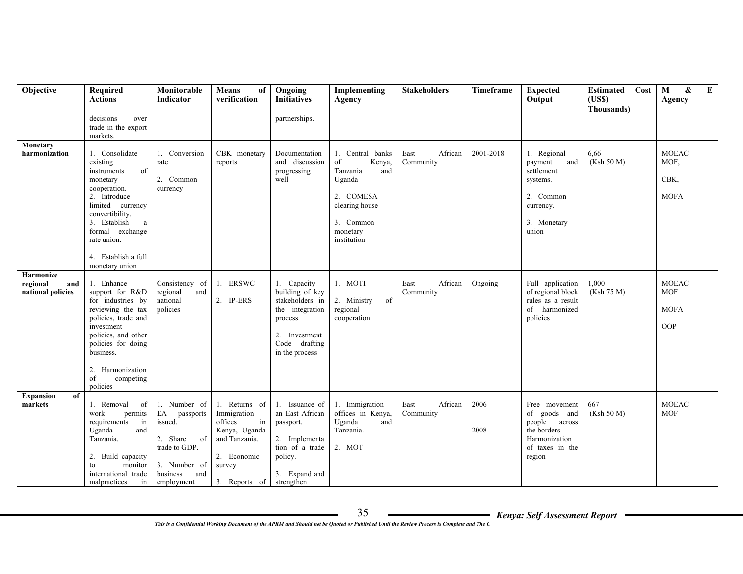| Objective | Required Actions | Monitorable Indicator | Means of verification | Ongoing Initiatives | Implementing Agency | Stakeholders | Timeframe | Expected Output | Estimated Cost (US$) Thousands) | M & E Agency |
|---|---|---|---|---|---|---|---|---|---|---|
| | decisions over trade in the export markets. | | | partnerships. | | | | | | |
| **Monetary harmonization** | 1. Consolidate existing instruments of monetary cooperation.<br>2. Introduce limited currency convertibility.<br>3. Establish a formal exchange rate union.<br><br>4. Establish a full monetary union | 1. Conversion rate<br><br>2. Common currency | CBK monetary reports | Documentation and discussion progressing well | 1. Central banks of Kenya, Tanzania and Uganda<br><br>2. COMESA clearing house<br><br>3. Common monetary institution | East African Community | 2001-2018 | 1. Regional payment and settlement systems.<br><br>2. Common currency.<br><br>3. Monetary union | 6,66<br>(Ksh 50 M) | MOEAC<br>MOF,<br><br>CBK,<br><br>MOFA |
| **Harmonize regional and national policies** | 1. Enhance support for R&D for industries by reviewing the tax policies, trade and investment policies, and other policies for doing business.<br><br>2. Harmonization of competing policies | Consistency of regional and national policies | 1. ERSWC<br><br>2. IP-ERS | 1. Capacity building of key stakeholders in the integration process.<br><br>2. Investment Code drafting in the process | 1. MOTI<br><br>2. Ministry of regional cooperation | East African Community | Ongoing | Full application of regional block rules as a result of harmonized policies | 1,000<br>(Ksh 75 M) | MOEAC<br>MOF<br><br>MOFA<br><br>OOP |
| **Expansion of markets** | 1. Removal of work permits requirements in Uganda and Tanzania.<br><br>2. Build capacity to monitor international trade malpractices in | 1. Number of EA passports issued.<br><br>2. Share of trade to GDP.<br><br>3. Number of business and employment | 1. Returns of Immigration offices in Kenya, Uganda and Tanzania.<br><br>2. Economic survey<br><br>3. Reports of | 1. Issuance of an East African passport.<br><br>2. Implementation of a trade policy.<br><br>3. Expand and strengthen | 1. Immigration offices in Kenya, Uganda and Tanzania.<br><br>2. MOT | East African Community | 2006<br><br>2008 | Free movement of goods and people across the borders Harmonization of taxes in the region | 667<br>(Ksh 50 M) | MOEAC<br>MOF |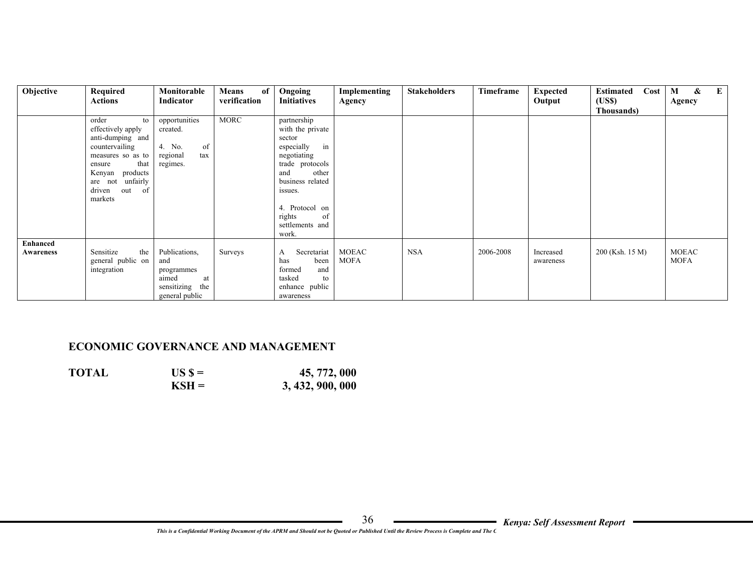| Objective | Required Actions | Monitorable Indicator | Means of verification | Ongoing Initiatives | Implementing Agency | Stakeholders | Timeframe | Expected Output | Estimated Cost (US$) Thousands) | M & E Agency |
|---|---|---|---|---|---|---|---|---|---|---|
| | order to effectively apply anti-dumping and countervailing measures so as to ensure that Kenyan products are not unfairly driven out of markets | opportunities created.<br><br>4. No. of regional tax regimes. | MORC | partnership with the private sector especially in negotiating trade protocols and other business related issues.<br><br>4. Protocol on rights of settlements and work. | | | | | | |
| **Enhanced Awareness** | Sensitize the general public on integration | Publications, and programmes aimed at sensitizing the general public | Surveys | A Secretariat has been formed and tasked to enhance public awareness | MOEAC MOFA | NSA | 2006-2008 | Increased awareness | 200 (Ksh. 15 M) | MOEAC MOFA |

## ECONOMIC GOVERNANCE AND MANAGEMENT

| | | |
|---|---|---|
| **TOTAL** | **US $ =** | **45, 772, 000** |
| | **KSH =** | **3, 432, 900, 000** |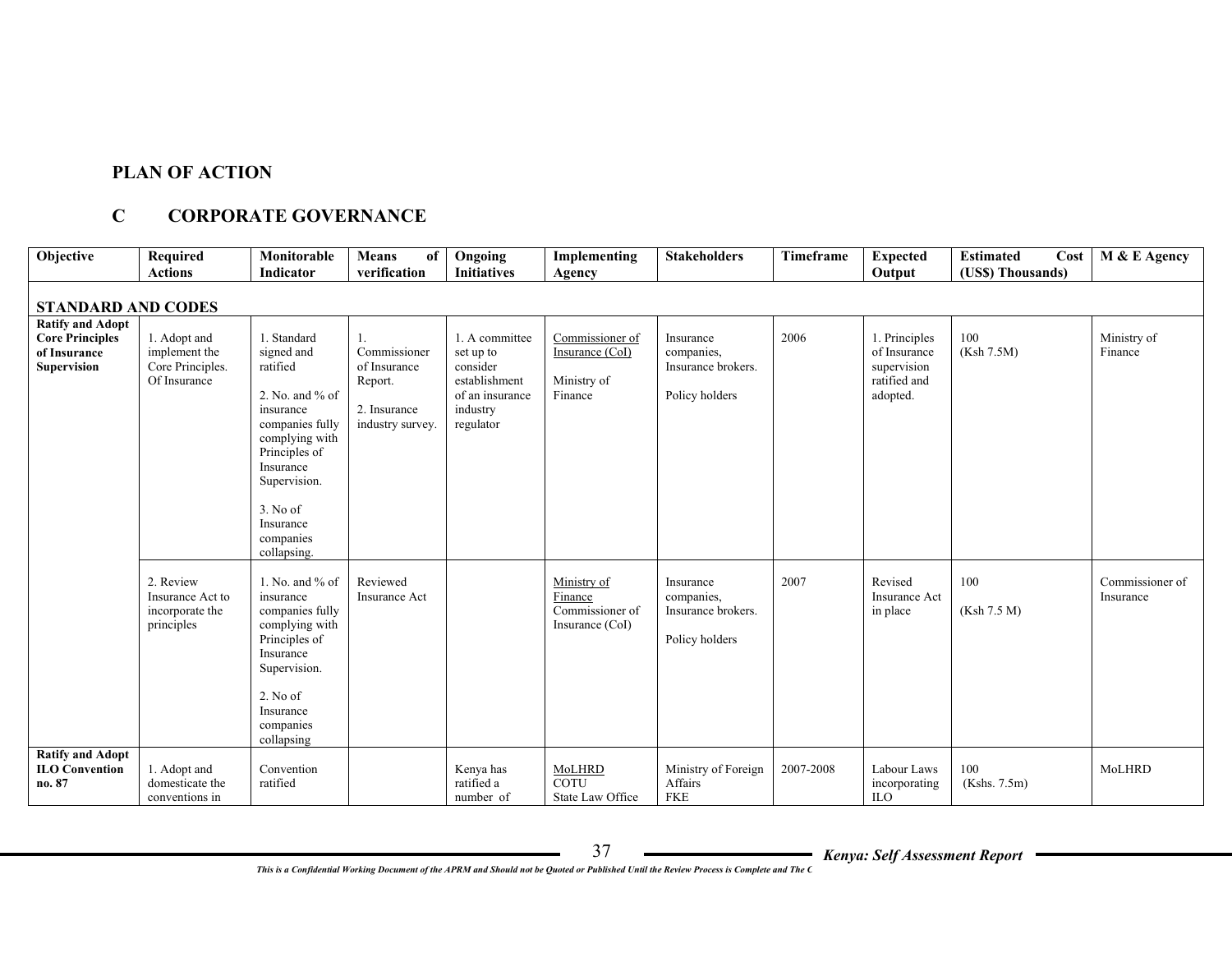# PLAN OF ACTION

## C CORPORATE GOVERNANCE

| Objective | Required Actions | Monitorable Indicator | Means of verification | Ongoing Initiatives | Implementing Agency | Stakeholders | Timeframe | Expected Output | Estimated Cost (US$) Thousands) | M & E Agency |
|---|---|---|---|---|---|---|---|---|---|---|
| **STANDARD AND CODES** | | | | | | | | | | |
| **Ratify and Adopt Core Principles of Insurance Supervision** | 1. Adopt and implement the Core Principles. Of Insurance | 1. Standard signed and ratified<br><br>2. No. and % of insurance companies fully complying with Principles of Insurance Supervision.<br><br>3. No of Insurance companies collapsing. | 1. Commissioner of Insurance Report.<br><br>2. Insurance industry survey. | 1. A committee set up to consider establishment of an insurance industry regulator | Commissioner of Insurance (CoI)<br><br>Ministry of Finance | Insurance companies, Insurance brokers.<br><br>Policy holders | 2006 | 1. Principles of Insurance supervision ratified and adopted. | 100<br>(Ksh 7.5M) | Ministry of Finance |
| | 2. Review Insurance Act to incorporate the principles | 1. No. and % of insurance companies fully complying with Principles of Insurance Supervision.<br><br>2. No of Insurance companies collapsing | Reviewed Insurance Act | | Ministry of Finance<br>Commissioner of Insurance (CoI) | Insurance companies, Insurance brokers.<br><br>Policy holders | 2007 | Revised Insurance Act in place | 100<br><br>(Ksh 7.5 M) | Commissioner of Insurance |
| **Ratify and Adopt ILO Convention no. 87** | 1. Adopt and domesticate the conventions in | Convention ratified | | Kenya has ratified a number of | MoLHRD<br>COTU<br>State Law Office | Ministry of Foreign Affairs<br>FKE | 2007-2008 | Labour Laws incorporating ILO | 100<br>(Kshs. 7.5m) | MoLHRD |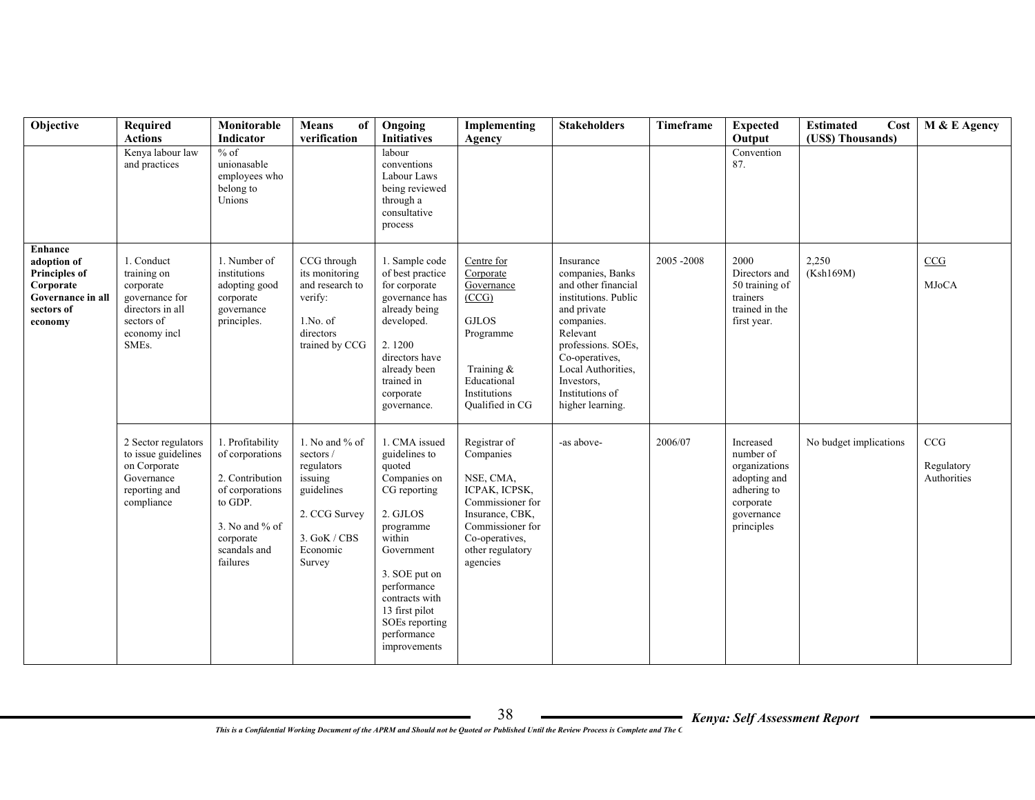| Objective | Required Actions | Monitorable Indicator | Means of verification | Ongoing Initiatives | Implementing Agency | Stakeholders | Timeframe | Expected Output | Estimated Cost (US$) Thousands) | M & E Agency |
|---|---|---|---|---|---|---|---|---|---|---|
| | Kenya labour law and practices | % of unionasable employees who belong to Unions | | labour conventions Labour Laws being reviewed through a consultative process | | | | Convention 87. | | |
| **Enhance adoption of Principles of Corporate Governance in all sectors of economy** | 1. Conduct training on corporate governance for directors in all sectors of economy incl SMEs. | 1. Number of institutions adopting good corporate governance principles. | CCG through its monitoring and research to verify: 1.No. of directors trained by CCG | 1. Sample code of best practice for corporate governance has already being developed. 2. 1200 directors have already been trained in corporate governance. | Centre for Corporate Governance (CCG) GJLOS Programme Training & Educational Institutions Qualified in CG | Insurance companies, Banks and other financial institutions. Public and private companies. Relevant professions. SOEs, Co-operatives, Local Authorities, Investors, Institutions of higher learning. | 2005 -2008 | 2000 Directors and 50 training of trainers trained in the first year. | 2,250 (Ksh169M) | CCG MJoCA |
| | 2 Sector regulators to issue guidelines on Corporate Governance reporting and compliance | 1. Profitability of corporations 2. Contribution of corporations to GDP. 3. No and % of corporate scandals and failures | 1. No and % of sectors / regulators issuing guidelines 2. CCG Survey 3. GoK / CBS Economic Survey | 1. CMA issued guidelines to quoted Companies on CG reporting 2. GJLOS programme within Government 3. SOE put on performance contracts with 13 first pilot SOEs reporting performance improvements | Registrar of Companies NSE, CMA, ICPAK, ICPSK, Commissioner for Insurance, CBK, Commissioner for Co-operatives, other regulatory agencies | -as above- | 2006/07 | Increased number of organizations adopting and adhering to corporate governance principles | No budget implications | CCG Regulatory Authorities |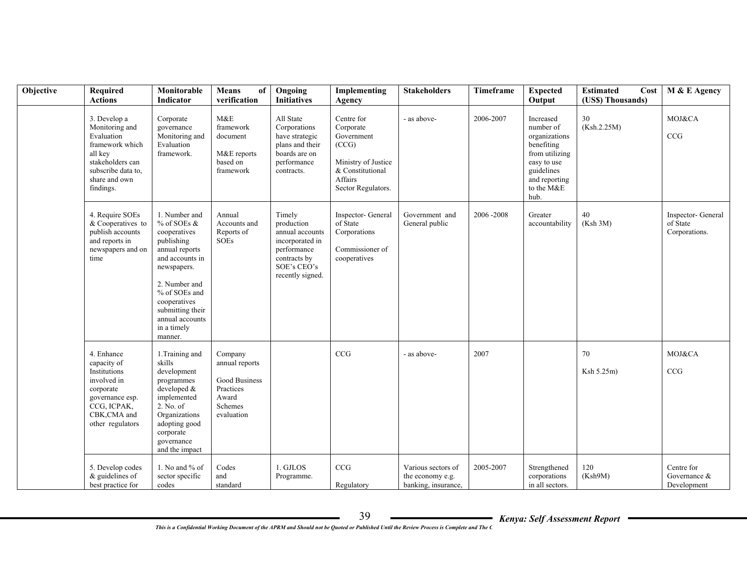| Objective | Required Actions | Monitorable Indicator | Means of verification | Ongoing Initiatives | Implementing Agency | Stakeholders | Timeframe | Expected Output | Estimated Cost (US$) Thousands) | M & E Agency |
|---|---|---|---|---|---|---|---|---|---|---|
| | 3. Develop a Monitoring and Evaluation framework which all key stakeholders can subscribe data to, share and own findings. | Corporate governance Monitoring and Evaluation framework. | M&E framework document<br><br>M&E reports based on framework | All State Corporations have strategic plans and their boards are on performance contracts. | Centre for Corporate Government (CCG)<br><br>Ministry of Justice & Constitutional Affairs<br>Sector Regulators. | - as above- | 2006-2007 | Increased number of organizations benefiting from utilizing easy to use guidelines and reporting to the M&E hub. | 30<br>(Ksh.2.25M) | MOJ&CA<br><br>CCG |
| | 4. Require SOEs & Cooperatives to publish accounts and reports in newspapers and on time | 1. Number and % of SOEs & cooperatives publishing annual reports and accounts in newspapers.<br><br>2. Number and % of SOEs and cooperatives submitting their annual accounts in a timely manner. | Annual Accounts and Reports of SOEs | Timely production annual accounts incorporated in performance contracts by SOE's CEO's recently signed. | Inspector- General of State Corporations<br><br>Commissioner of cooperatives | Government and General public | 2006 -2008 | Greater accountability | 40<br>(Ksh 3M) | Inspector- General of State Corporations. |
| | 4. Enhance capacity of Institutions involved in corporate governance esp. CCG, ICPAK, CBK,CMA and other regulators | 1.Training and skills development programmes developed & implemented<br>2. No. of Organizations adopting good corporate governance and the impact | Company annual reports<br><br>Good Business Practices Award Schemes evaluation | | CCG | - as above- | 2007 | | 70<br><br>Ksh 5.25m) | MOJ&CA<br><br>CCG |
| | 5. Develop codes & guidelines of best practice for | 1. No and % of sector specific codes | Codes and standard | 1. GJLOS Programme. | CCG<br><br>Regulatory | Various sectors of the economy e.g. banking, insurance, | 2005-2007 | Strengthened corporations in all sectors. | 120<br>(Ksh9M) | Centre for Governance & Development |

*This is a Confidential Working Document of the APRM and Should not be Quoted or Published Until the Review Process is Complete and The C*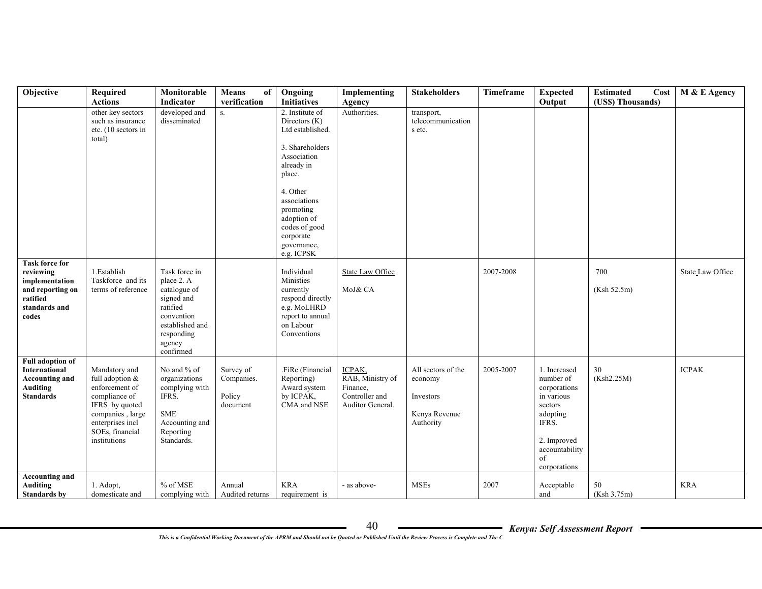| Objective | Required Actions | Monitorable Indicator | Means of verification | Ongoing Initiatives | Implementing Agency | Stakeholders | Timeframe | Expected Output | Estimated Cost (US$) Thousands) | M & E Agency |
|---|---|---|---|---|---|---|---|---|---|---|
| | other key sectors such as insurance etc. (10 sectors in total) | developed and disseminated | s. | 2. Institute of Directors (K) Ltd established.<br><br>3. Shareholders Association already in place.<br><br>4. Other associations promoting adoption of codes of good corporate governance, e.g. ICPSK | Authorities. | transport, telecommunications etc. | | | | |
| **Task force for reviewing implementation and reporting on ratified standards and codes** | 1.Establish Taskforce and its terms of reference | Task force in place 2. A catalogue of signed and ratified convention established and responding agency confirmed | | Individual Ministies currently respond directly e.g. MoLHRD report to annual on Labour Conventions | State Law Office<br><br>MoJ& CA | | 2007-2008 | | 700<br><br>(Ksh 52.5m) | State Law Office |
| **Full adoption of International Accounting and Auditing Standards** | Mandatory and full adoption & enforcement of compliance of IFRS by quoted companies , large enterprises incl SOEs, financial institutions | No and % of organizations complying with IFRS.<br><br>SME Accounting and Reporting Standards. | Survey of Companies.<br><br>Policy document | .FiRe (Financial Reporting) Award system by ICPAK, CMA and NSE | ICPAK, RAB, Ministry of Finance, Controller and Auditor General. | All sectors of the economy<br><br>Investors<br><br>Kenya Revenue Authority | 2005-2007 | 1. Increased number of corporations in various sectors adopting IFRS.<br><br>2. Improved accountability of corporations | 30<br>(Ksh2.25M) | ICPAK |
| **Accounting and Auditing Standards by** | 1. Adopt, domesticate and | % of MSE complying with | Annual Audited returns | KRA requirement is | - as above- | MSEs | 2007 | Acceptable and | 50<br>(Ksh 3.75m) | KRA |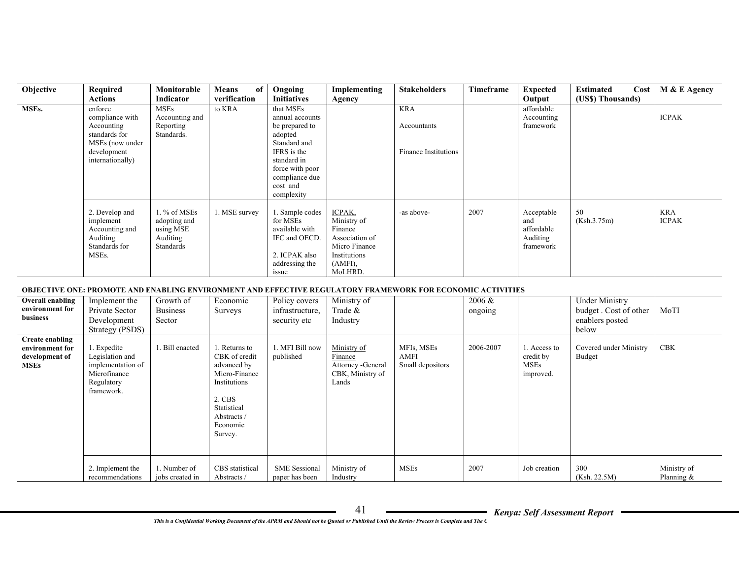| Objective | Required Actions | Monitorable Indicator | Means of verification | Ongoing Initiatives | Implementing Agency | Stakeholders | Timeframe | Expected Output | Estimated Cost (US$) Thousands) | M & E Agency |
|---|---|---|---|---|---|---|---|---|---|---|
| MSEs. | enforce compliance with Accounting standards for MSEs (now under development internationally) | MSEs Accounting and Reporting Standards. | to KRA | that MSEs annual accounts be prepared to adopted Standard and IFRS is the standard in force with poor compliance due cost and complexity | | KRA<br><br>Accountants<br><br>Finance Institutions | | affordable Accounting framework | | ICPAK |
| | 2. Develop and implement Accounting and Auditing Standards for MSEs. | 1. % of MSEs adopting and using MSE Auditing Standards | 1. MSE survey | 1. Sample codes for MSEs available with IFC and OECD.<br><br>2. ICPAK also addressing the issue | ICPAK, Ministry of Finance Association of Micro Finance Institutions (AMFI), MoLHRD. | -as above- | 2007 | Acceptable and affordable Auditing framework | 50 (Ksh.3.75m) | KRA ICPAK |
| **OBJECTIVE ONE: PROMOTE AND ENABLING ENVIRONMENT AND EFFECTIVE REGULATORY FRAMEWORK FOR ECONOMIC ACTIVITIES** | | | | | | | | | | |
| **Overall enabling environment for business** | Implement the Private Sector Development Strategy (PSDS) | Growth of Business Sector | Economic Surveys | Policy covers infrastructure, security etc | Ministry of Trade & Industry | | 2006 & ongoing | | Under Ministry budget . Cost of other enablers posted below | MoTI |
| **Create enabling environment for development of MSEs** | 1. Expedite Legislation and implementation of Microfinance Regulatory framework. | 1. Bill enacted | 1. Returns to CBK of credit advanced by Micro-Finance Institutions<br><br>2. CBS Statistical Abstracts / Economic Survey. | 1. MFI Bill now published | Ministry of Finance Attorney -General CBK, Ministry of Lands | MFIs, MSEs AMFI Small depositors | 2006-2007 | 1. Access to credit by MSEs improved. | Covered under Ministry Budget | CBK |
| | 2. Implement the recommendations | 1. Number of jobs created in | CBS statistical Abstracts / | SME Sessional paper has been | Ministry of Industry | MSEs | 2007 | Job creation | 300 (Ksh. 22.5M) | Ministry of Planning & |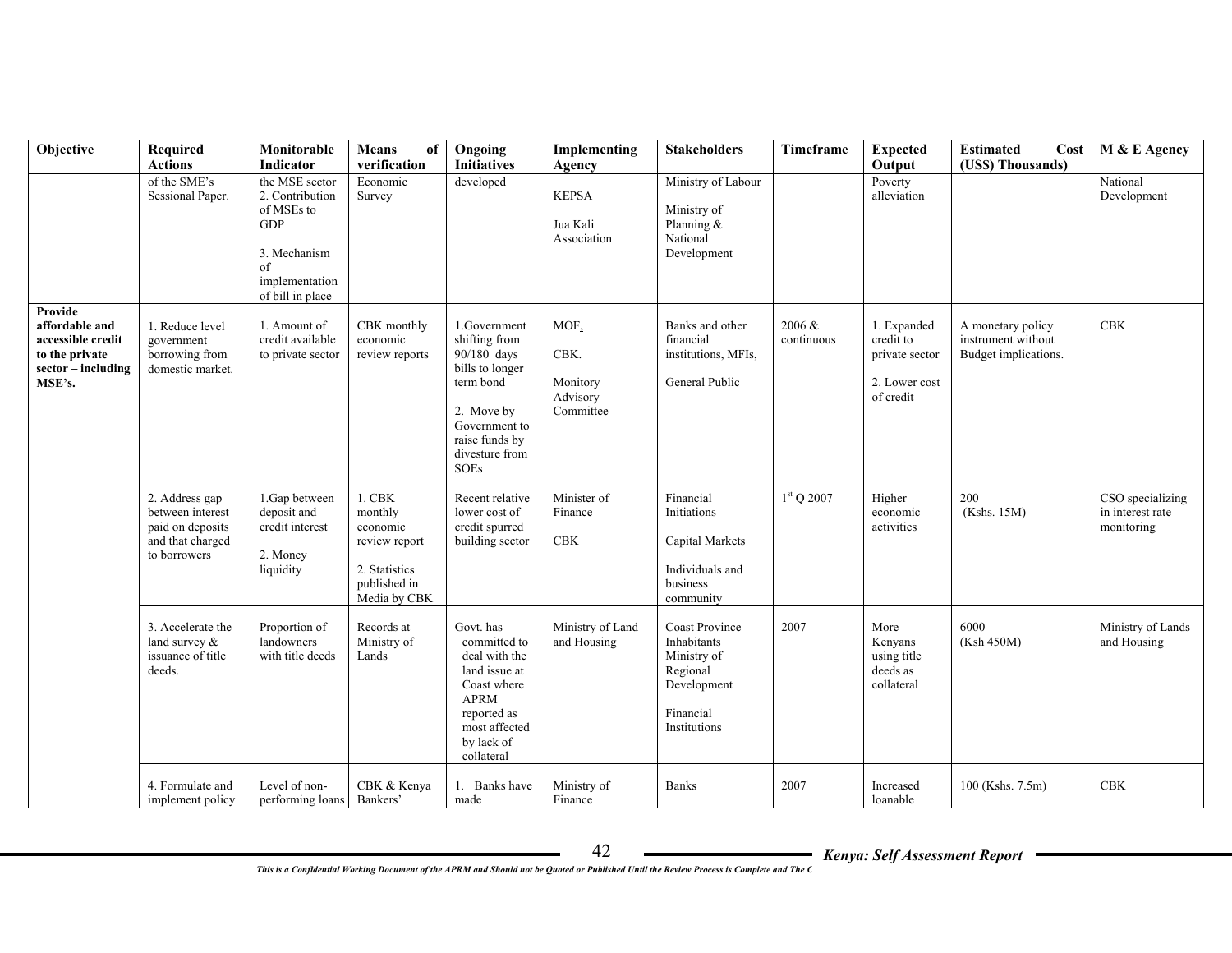| Objective | Required Actions | Monitorable Indicator | Means of verification | Ongoing Initiatives | Implementing Agency | Stakeholders | Timeframe | Expected Output | Estimated Cost (US$) Thousands) | M & E Agency |
|---|---|---|---|---|---|---|---|---|---|---|
| | of the SME's Sessional Paper. | the MSE sector 2. Contribution of MSEs to GDP<br><br>3. Mechanism of implementation of bill in place | Economic Survey | developed | KEPSA<br><br>Jua Kali Association | Ministry of Labour<br><br>Ministry of Planning & National Development | | Poverty alleviation | | National Development |
| **Provide affordable and accessible credit to the private sector – including MSE's.** | 1. Reduce level government borrowing from domestic market. | 1. Amount of credit available to private sector | CBK monthly economic review reports | 1.Government shifting from 90/180 days bills to longer term bond<br><br>2. Move by Government to raise funds by divesture from SOEs | MOF,<br><br>CBK.<br><br>Monitory Advisory Committee | Banks and other financial institutions, MFIs,<br><br>General Public | 2006 & continuous | 1. Expanded credit to private sector<br><br>2. Lower cost of credit | A monetary policy instrument without Budget implications. | CBK |
| | 2. Address gap between interest paid on deposits and that charged to borrowers | 1.Gap between deposit and credit interest<br><br>2. Money liquidity | 1. CBK monthly economic review report<br><br>2. Statistics published in Media by CBK | Recent relative lower cost of credit spurred building sector | Minister of Finance<br><br>CBK | Financial Initiations<br><br>Capital Markets<br><br>Individuals and business community | 1st Q 2007 | Higher economic activities | 200<br>(Kshs. 15M) | CSO specializing in interest rate monitoring |
| | 3. Accelerate the land survey & issuance of title deeds. | Proportion of landowners with title deeds | Records at Ministry of Lands | Govt. has committed to deal with the land issue at Coast where APRM reported as most affected by lack of collateral | Ministry of Land and Housing | Coast Province Inhabitants Ministry of Regional Development<br><br>Financial Institutions | 2007 | More Kenyans using title deeds as collateral | 6000<br>(Ksh 450M) | Ministry of Lands and Housing |
| | 4. Formulate and implement policy | Level of non-performing loans | CBK & Kenya Bankers' | 1. Banks have made | Ministry of Finance | Banks | 2007 | Increased loanable | 100 (Kshs. 7.5m) | CBK |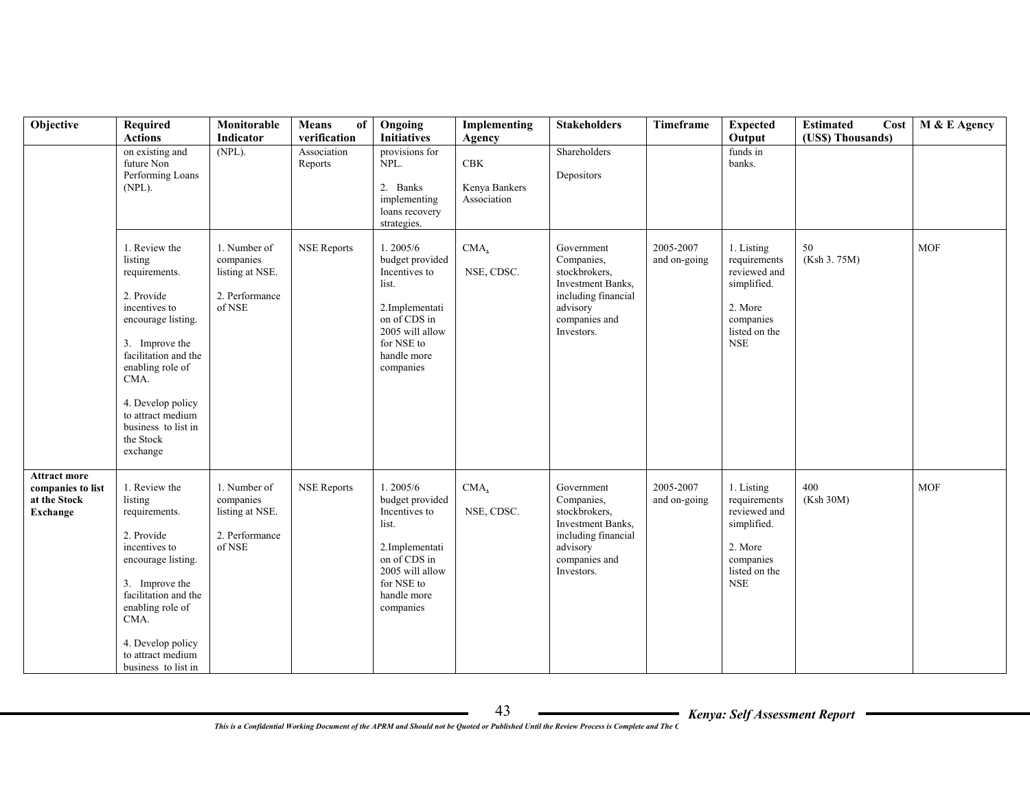| Objective | Required Actions | Monitorable Indicator | Means of verification | Ongoing Initiatives | Implementing Agency | Stakeholders | Timeframe | Expected Output | Estimated Cost (US$) Thousands) | M & E Agency |
|---|---|---|---|---|---|---|---|---|---|---|
| | on existing and future Non Performing Loans (NPL). | (NPL). | Association Reports | provisions for NPL.<br><br>2. Banks implementing loans recovery strategies. | CBK<br><br>Kenya Bankers Association | Shareholders<br><br>Depositors | | funds in banks. | | |
| | 1. Review the listing requirements.<br><br>2. Provide incentives to encourage listing.<br><br>3. Improve the facilitation and the enabling role of CMA.<br><br>4. Develop policy to attract medium business to list in the Stock exchange | 1. Number of companies listing at NSE.<br><br>2. Performance of NSE | NSE Reports | 1. 2005/6 budget provided Incentives to list.<br><br>2.Implementation of CDS in 2005 will allow for NSE to handle more companies | CMA,<br><br>NSE, CDSC. | Government Companies, stockbrokers, Investment Banks, including financial advisory companies and Investors. | 2005-2007 and on-going | 1. Listing requirements reviewed and simplified.<br><br>2. More companies listed on the NSE | 50<br>(Ksh 3. 75M) | MOF |
| **Attract more companies to list at the Stock Exchange** | 1. Review the listing requirements.<br><br>2. Provide incentives to encourage listing.<br><br>3. Improve the facilitation and the enabling role of CMA.<br><br>4. Develop policy to attract medium business to list in | 1. Number of companies listing at NSE.<br><br>2. Performance of NSE | NSE Reports | 1. 2005/6 budget provided Incentives to list.<br><br>2.Implementation of CDS in 2005 will allow for NSE to handle more companies | CMA,<br><br>NSE, CDSC. | Government Companies, stockbrokers, Investment Banks, including financial advisory companies and Investors. | 2005-2007 and on-going | 1. Listing requirements reviewed and simplified.<br><br>2. More companies listed on the NSE | 400<br>(Ksh 30M) | MOF |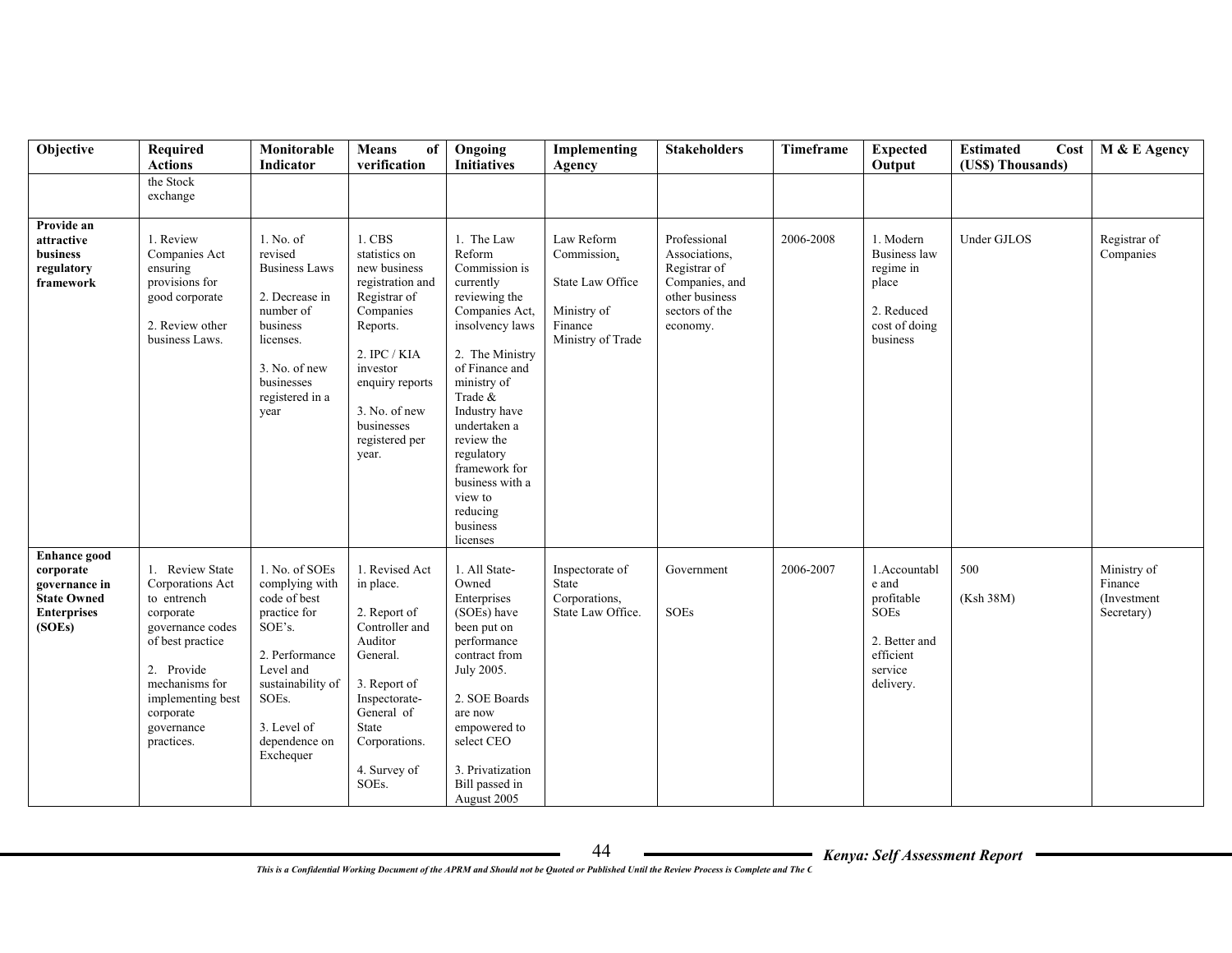| Objective | Required Actions | Monitorable Indicator | Means of verification | Ongoing Initiatives | Implementing Agency | Stakeholders | Timeframe | Expected Output | Estimated Cost (US$) Thousands) | M & E Agency |
|---|---|---|---|---|---|---|---|---|---|---|
| | the Stock exchange | | | | | | | | | |
| **Provide an attractive business regulatory framework** | 1. Review Companies Act ensuring provisions for good corporate<br><br>2. Review other business Laws. | 1. No. of revised Business Laws<br><br>2. Decrease in number of business licenses.<br><br>3. No. of new businesses registered in a year | 1. CBS statistics on new business registration and Registrar of Companies Reports.<br><br>2. IPC / KIA investor enquiry reports<br><br>3. No. of new businesses registered per year. | 1. The Law Reform Commission is currently reviewing the Companies Act, insolvency laws<br><br>2. The Ministry of Finance and ministry of Trade & Industry have undertaken a review the regulatory framework for business with a view to reducing business licenses | Law Reform Commission,<br><br>State Law Office<br><br>Ministry of Finance<br>Ministry of Trade | Professional Associations, Registrar of Companies, and other business sectors of the economy. | 2006-2008 | 1. Modern Business law regime in place<br><br>2. Reduced cost of doing business | Under GJLOS | Registrar of Companies |
| **Enhance good corporate governance in State Owned Enterprises (SOEs)** | 1. Review State Corporations Act to entrench corporate governance codes of best practice<br><br>2. Provide mechanisms for implementing best corporate governance practices. | 1. No. of SOEs complying with code of best practice for SOE's.<br><br>2. Performance Level and sustainability of SOEs.<br><br>3. Level of dependence on Exchequer | 1. Revised Act in place.<br><br>2. Report of Controller and Auditor General.<br><br>3. Report of Inspectorate-General of State Corporations.<br><br>4. Survey of SOEs. | 1. All State-Owned Enterprises (SOEs) have been put on performance contract from July 2005.<br><br>2. SOE Boards are now empowered to select CEO<br><br>3. Privatization Bill passed in August 2005 | Inspectorate of State Corporations, State Law Office. | Government<br><br>SOEs | 2006-2007 | 1.Accountable and profitable SOEs<br><br>2. Better and efficient service delivery. | 500<br><br>(Ksh 38M) | Ministry of Finance (Investment Secretary) |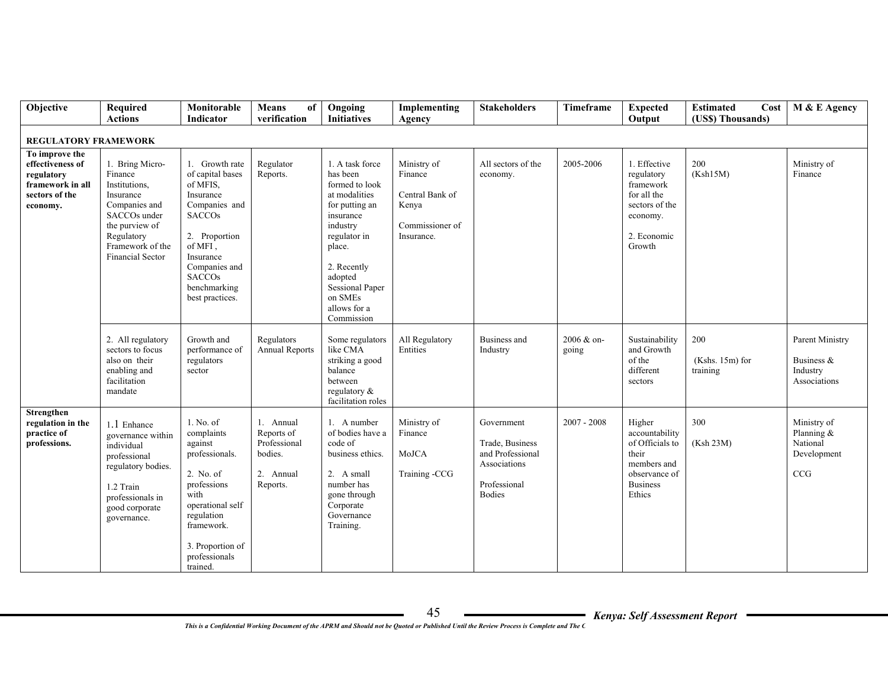| Objective | Required Actions | Monitorable Indicator | Means of verification | Ongoing Initiatives | Implementing Agency | Stakeholders | Timeframe | Expected Output | Estimated Cost (US$) Thousands) | M & E Agency |
|---|---|---|---|---|---|---|---|---|---|---|
| **REGULATORY FRAMEWORK** | | | | | | | | | | |
| **To improve the effectiveness of regulatory framework in all sectors of the economy.** | 1. Bring Micro-Finance Institutions, Insurance Companies and SACCOs under the purview of Regulatory Framework of the Financial Sector | 1. Growth rate of capital bases of MFIS, Insurance Companies and SACCOs<br><br>2. Proportion of MFI , Insurance Companies and SACCOs benchmarking best practices. | Regulator Reports. | 1. A task force has been formed to look at modalities for putting an insurance industry regulator in place.<br><br>2. Recently adopted Sessional Paper on SMEs allows for a Commission | Ministry of Finance<br><br>Central Bank of Kenya<br><br>Commissioner of Insurance. | All sectors of the economy. | 2005-2006 | 1. Effective regulatory framework for all the sectors of the economy.<br><br>2. Economic Growth | 200<br>(Ksh15M) | Ministry of Finance |
| | 2. All regulatory sectors to focus also on their enabling and facilitation mandate | Growth and performance of regulators sector | Regulators Annual Reports | Some regulators like CMA striking a good balance between regulatory & facilitation roles | All Regulatory Entities | Business and Industry | 2006 & on-going | Sustainability and Growth of the different sectors | 200<br><br>(Kshs. 15m) for training | Parent Ministry<br><br>Business & Industry Associations |
| **Strengthen regulation in the practice of professions.** | 1.1 Enhance governance within individual professional regulatory bodies.<br><br>1.2 Train professionals in good corporate governance. | 1. No. of complaints against professionals.<br><br>2. No. of professions with operational self regulation framework.<br><br>3. Proportion of professionals trained. | 1. Annual Reports of Professional bodies.<br><br>2. Annual Reports. | 1. A number of bodies have a code of business ethics.<br><br>2. A small number has gone through Corporate Governance Training. | Ministry of Finance<br><br>MoJCA<br><br>Training -CCG | Government<br><br>Trade, Business and Professional Associations<br><br>Professional Bodies | 2007 - 2008 | Higher accountability of Officials to their members and observance of Business Ethics | 300<br><br>(Ksh 23M) | Ministry of Planning & National Development<br><br>CCG |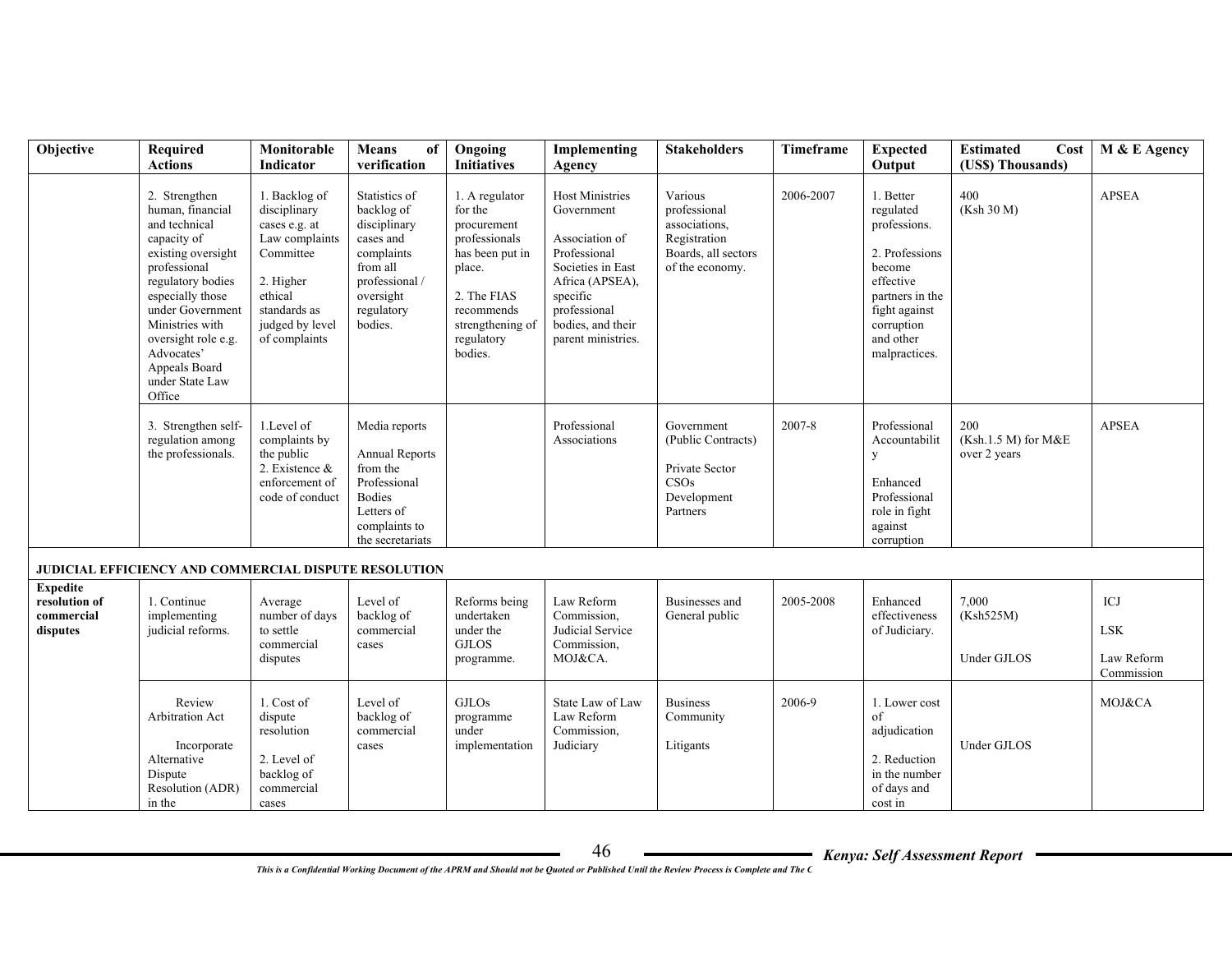| Objective | Required Actions | Monitorable Indicator | Means of verification | Ongoing Initiatives | Implementing Agency | Stakeholders | Timeframe | Expected Output | Estimated Cost (US$) Thousands) | M & E Agency |
|---|---|---|---|---|---|---|---|---|---|---|
| | 2. Strengthen human, financial and technical capacity of existing oversight professional regulatory bodies especially those under Government Ministries with oversight role e.g. Advocates' Appeals Board under State Law Office | 1. Backlog of disciplinary cases e.g. at Law complaints Committee<br><br>2. Higher ethical standards as judged by level of complaints | Statistics of backlog of disciplinary cases and complaints from all professional / oversight regulatory bodies. | 1. A regulator for the procurement professionals has been put in place.<br><br>2. The FIAS recommends strengthening of regulatory bodies. | Host Ministries Government<br><br>Association of Professional Societies in East Africa (APSEA), specific professional bodies, and their parent ministries. | Various professional associations, Registration Boards, all sectors of the economy. | 2006-2007 | 1. Better regulated professions.<br><br>2. Professions become effective partners in the fight against corruption and other malpractices. | 400<br>(Ksh 30 M) | APSEA |
| | 3. Strengthen self-regulation among the professionals. | 1.Level of complaints by the public<br>2. Existence & enforcement of code of conduct | Media reports<br><br>Annual Reports from the Professional Bodies<br>Letters of complaints to the secretariats | | Professional Associations | Government (Public Contracts)<br><br>Private Sector<br>CSOs<br>Development Partners | 2007-8 | Professional Accountability<br><br>Enhanced Professional role in fight against corruption | 200<br>(Ksh.1.5 M) for M&E over 2 years | APSEA |
| **JUDICIAL EFFICIENCY AND COMMERCIAL DISPUTE RESOLUTION** | | | | | | | | | | |
| **Expedite resolution of commercial disputes** | 1. Continue implementing judicial reforms. | Average number of days to settle commercial disputes | Level of backlog of commercial cases | Reforms being undertaken under the GJLOS programme. | Law Reform Commission, Judicial Service Commission, MOJ&CA. | Businesses and General public | 2005-2008 | Enhanced effectiveness of Judiciary. | 7,000<br>(Ksh525M)<br><br>Under GJLOS | ICJ<br><br>LSK<br><br>Law Reform Commission |
| | Review Arbitration Act<br><br>Incorporate Alternative Dispute Resolution (ADR) in the | 1. Cost of dispute resolution<br><br>2. Level of backlog of commercial cases | Level of backlog of commercial cases | GJLOs programme under implementation | State Law of Law Law Reform Commission, Judiciary | Business Community<br><br>Litigants | 2006-9 | 1. Lower cost of adjudication<br><br>2. Reduction in the number of days and cost in | Under GJLOS | MOJ&CA |

*This is a Confidential Working Document of the APRM and Should not be Quoted or Published Until the Review Process is Complete and The C*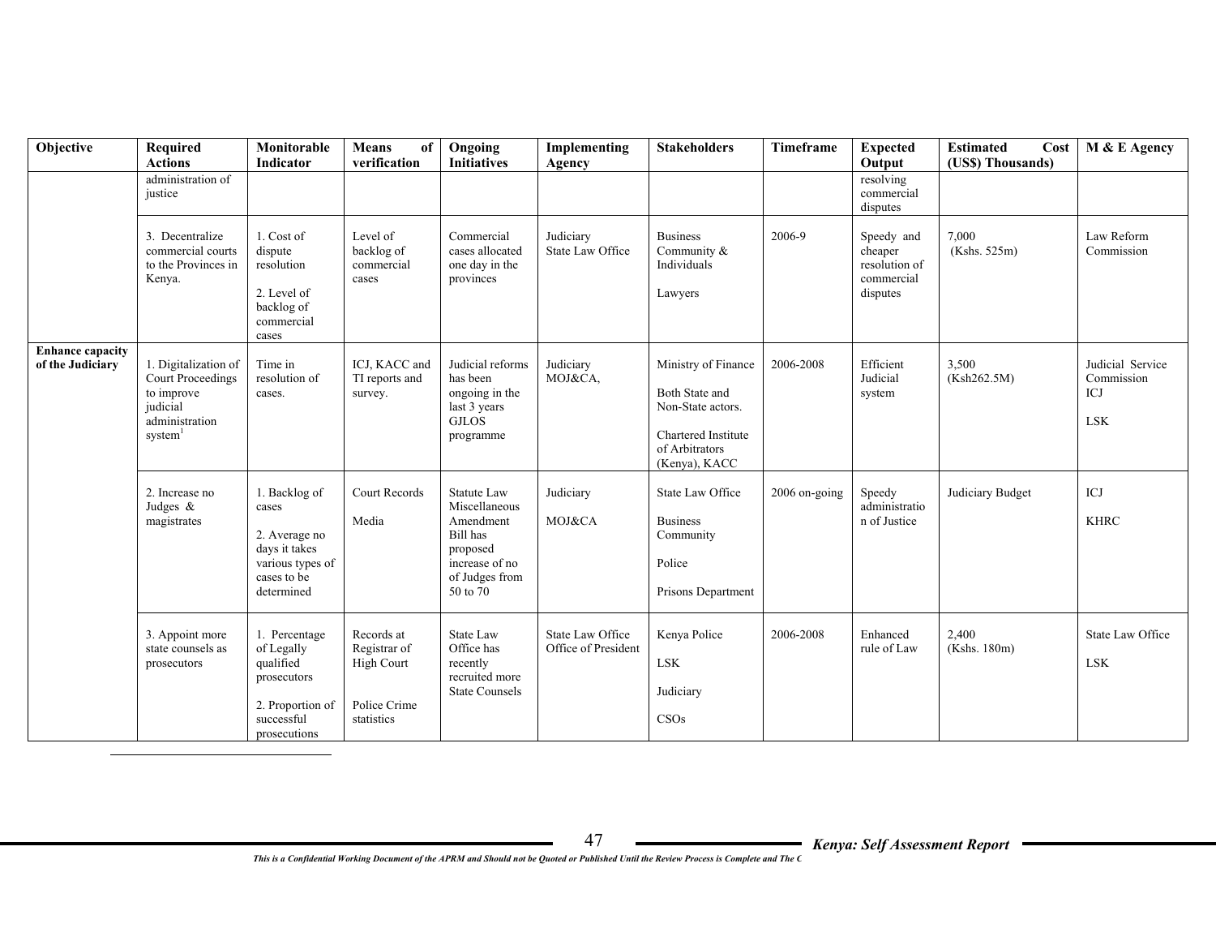| Objective | Required Actions | Monitorable Indicator | Means of verification | Ongoing Initiatives | Implementing Agency | Stakeholders | Timeframe | Expected Output | Estimated Cost (US$) Thousands) | M & E Agency |
|---|---|---|---|---|---|---|---|---|---|---|
| | administration of justice | | | | | | | resolving commercial disputes | | |
| | 3. Decentralize commercial courts to the Provinces in Kenya. | 1. Cost of dispute resolution<br><br>2. Level of backlog of commercial cases | Level of backlog of commercial cases | Commercial cases allocated one day in the provinces | Judiciary<br>State Law Office | Business Community & Individuals<br><br>Lawyers | 2006-9 | Speedy and cheaper resolution of commercial disputes | 7,000<br>(Kshs. 525m) | Law Reform Commission |
| **Enhance capacity of the Judiciary** | 1. Digitalization of Court Proceedings to improve judicial administration system[1] | Time in resolution of cases. | ICJ, KACC and TI reports and survey. | Judicial reforms has been ongoing in the last 3 years GJLOS programme | Judiciary<br>MOJ&CA, | Ministry of Finance<br><br>Both State and Non-State actors.<br><br>Chartered Institute of Arbitrators (Kenya), KACC | 2006-2008 | Efficient Judicial system | 3,500<br>(Ksh262.5M) | Judicial Service Commission<br>ICJ<br><br>LSK |
| | 2. Increase no Judges & magistrates | 1. Backlog of cases<br><br>2. Average no days it takes various types of cases to be determined | Court Records<br><br>Media | Statute Law Miscellaneous Amendment Bill has proposed increase of no of Judges from 50 to 70 | Judiciary<br><br>MOJ&CA | State Law Office<br><br>Business Community<br><br>Police<br><br>Prisons Department | 2006 on-going | Speedy administration of Justice | Judiciary Budget | ICJ<br><br>KHRC |
| | 3. Appoint more state counsels as prosecutors | 1. Percentage of Legally qualified prosecutors<br><br>2. Proportion of successful prosecutions | Records at Registrar of High Court<br><br>Police Crime statistics | State Law Office has recently recruited more State Counsels | State Law Office<br>Office of President | Kenya Police<br><br>LSK<br><br>Judiciary<br><br>CSOs | 2006-2008 | Enhanced rule of Law | 2,400<br>(Kshs. 180m) | State Law Office<br><br>LSK |

*This is a Confidential Working Document of the APRM and Should not be Quoted or Published Until the Review Process is Complete and The C*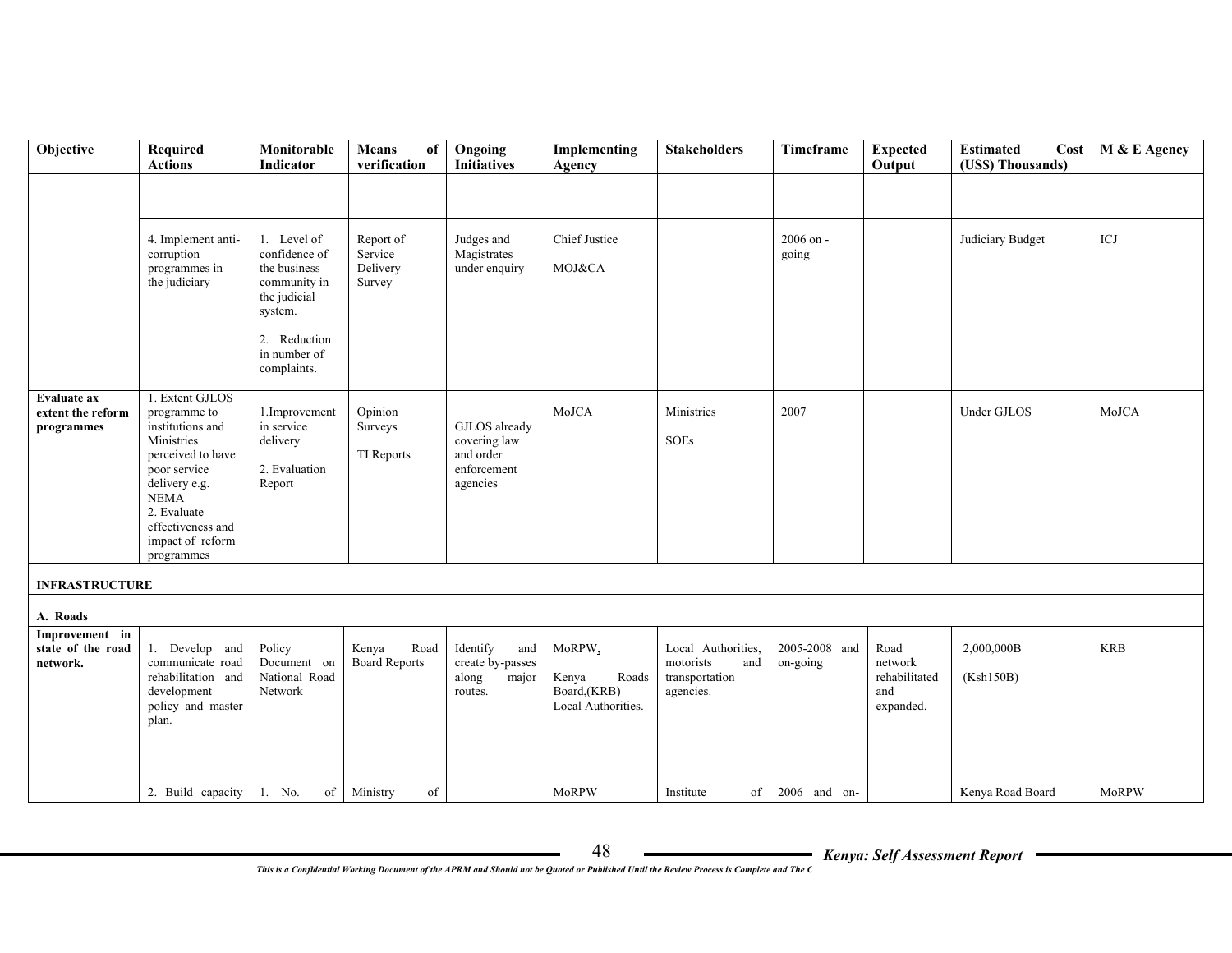| Objective | Required Actions | Monitorable Indicator | Means of verification | Ongoing Initiatives | Implementing Agency | Stakeholders | Timeframe | Expected Output | Estimated Cost (US$) Thousands) | M & E Agency |
|---|---|---|---|---|---|---|---|---|---|---|
| | | | | | | | | | | |
| | 4. Implement anti-corruption programmes in the judiciary | 1. Level of confidence of the business community in the judicial system.<br><br>2. Reduction in number of complaints. | Report of Service Delivery Survey | Judges and Magistrates under enquiry | Chief Justice<br><br>MOJ&CA | | 2006 on - going | | Judiciary Budget | ICJ |
| **Evaluate ax extent the reform programmes** | 1. Extent GJLOS programme to institutions and Ministries perceived to have poor service delivery e.g. NEMA<br>2. Evaluate effectiveness and impact of reform programmes | 1.Improvement in service delivery<br><br>2. Evaluation Report | Opinion Surveys<br><br>TI Reports | GJLOS already covering law and order enforcement agencies | MoJCA | Ministries<br><br>SOEs | 2007 | | Under GJLOS | MoJCA |
| **INFRASTRUCTURE** | | | | | | | | | | |
| **A. Roads** | | | | | | | | | | |
| **Improvement in state of the road network.** | 1. Develop and communicate road rehabilitation and development policy and master plan. | Policy Document on National Road Network | Kenya Road Board Reports | Identify and create by-passes along major routes. | MoRPW,<br><br>Kenya Roads Board,(KRB)<br>Local Authorities. | Local Authorities, motorists and transportation agencies. | 2005-2008 and on-going | Road network rehabilitated and expanded. | 2,000,000B<br><br>(Ksh150B) | KRB |
| | 2. Build capacity | 1. No. of | Ministry of | | MoRPW | Institute of | 2006 and on- | | Kenya Road Board | MoRPW |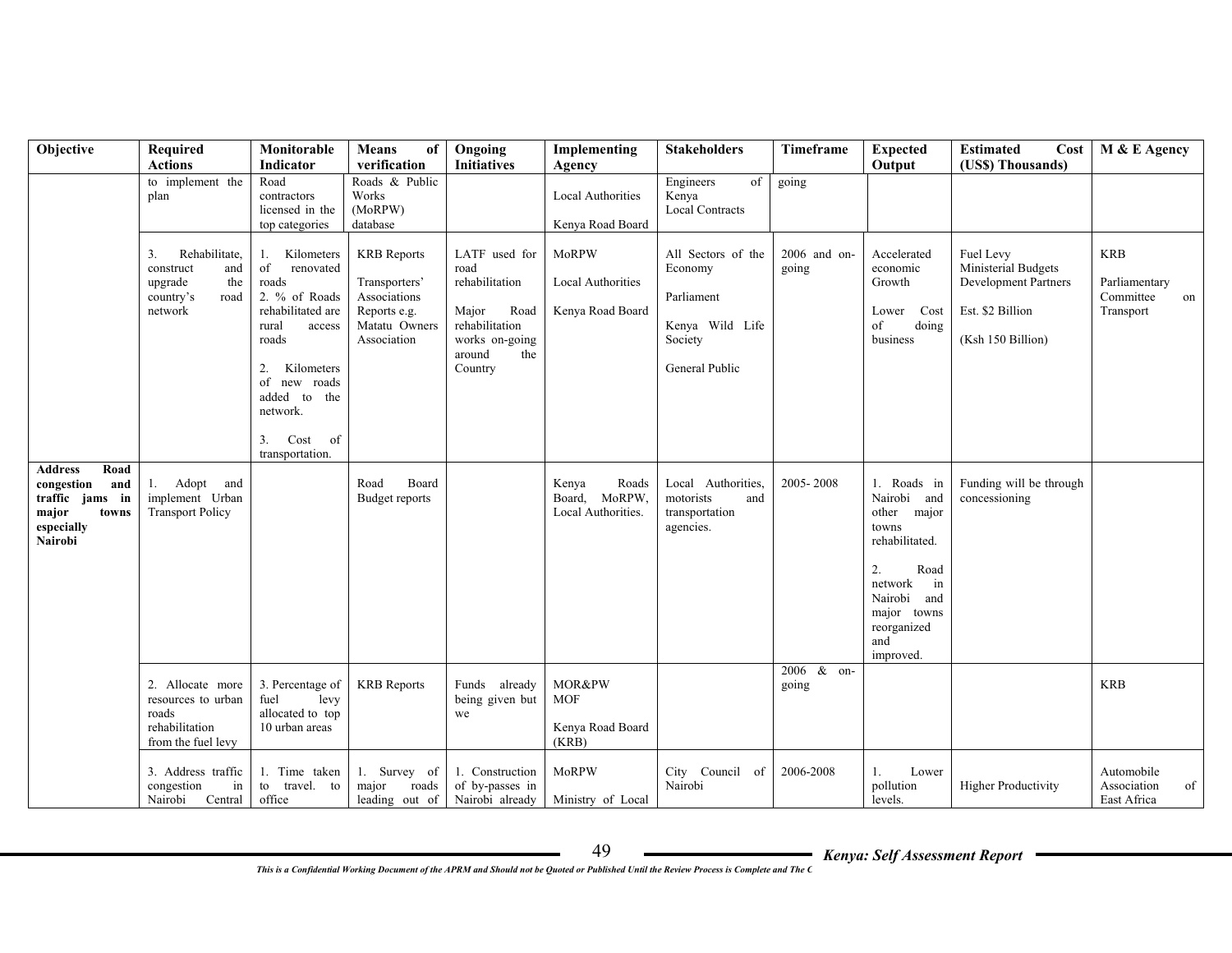| Objective | Required Actions | Monitorable Indicator | Means of verification | Ongoing Initiatives | Implementing Agency | Stakeholders | Timeframe | Expected Output | Estimated Cost (US$) Thousands) | M & E Agency |
|---|---|---|---|---|---|---|---|---|---|---|
| | to implement the plan | Road contractors licensed in the top categories | Roads & Public Works (MoRPW) database | | Local Authorities<br><br>Kenya Road Board | Engineers of Kenya<br>Local Contracts | going | | | |
| | 3. Rehabilitate, construct and upgrade the country's road network | 1. Kilometers of renovated roads<br>2. % of Roads rehabilitated are rural access roads<br><br>2. Kilometers of new roads added to the network.<br><br>3. Cost of transportation. | KRB Reports<br><br>Transporters' Associations Reports e.g. Matatu Owners Association | LATF used for road rehabilitation<br><br>Major Road rehabilitation works on-going around the Country | MoRPW<br><br>Local Authorities<br><br>Kenya Road Board | All Sectors of the Economy<br><br>Parliament<br><br>Kenya Wild Life Society<br><br>General Public | 2006 and on-going | Accelerated economic Growth<br><br>Lower Cost of doing business | Fuel Levy<br>Ministerial Budgets<br>Development Partners<br><br>Est. $2 Billion<br><br>(Ksh 150 Billion) | KRB<br><br>Parliamentary Committee on Transport |
| **Address Road congestion and traffic jams in major towns especially Nairobi** | 1. Adopt and implement Urban Transport Policy | | Road Board Budget reports | | Kenya Roads Board, MoRPW, Local Authorities. | Local Authorities, motorists and transportation agencies. | 2005- 2008 | 1. Roads in Nairobi and other major towns rehabilitated.<br><br>2. Road network in Nairobi and major towns reorganized and improved. | Funding will be through concessioning | |
| | 2. Allocate more resources to urban roads rehabilitation from the fuel levy | 3. Percentage of fuel levy allocated to top 10 urban areas | KRB Reports | Funds already being given but we | MOR&PW<br>MOF<br><br>Kenya Road Board (KRB) | | 2006 & on-going | | | KRB |
| | 3. Address traffic congestion in Nairobi Central | 1. Time taken to travel. to office | 1. Survey of major roads leading out of | 1. Construction of by-passes in Nairobi already | MoRPW<br><br>Ministry of Local | City Council of Nairobi | 2006-2008 | 1. Lower pollution levels. | Higher Productivity | Automobile Association of East Africa |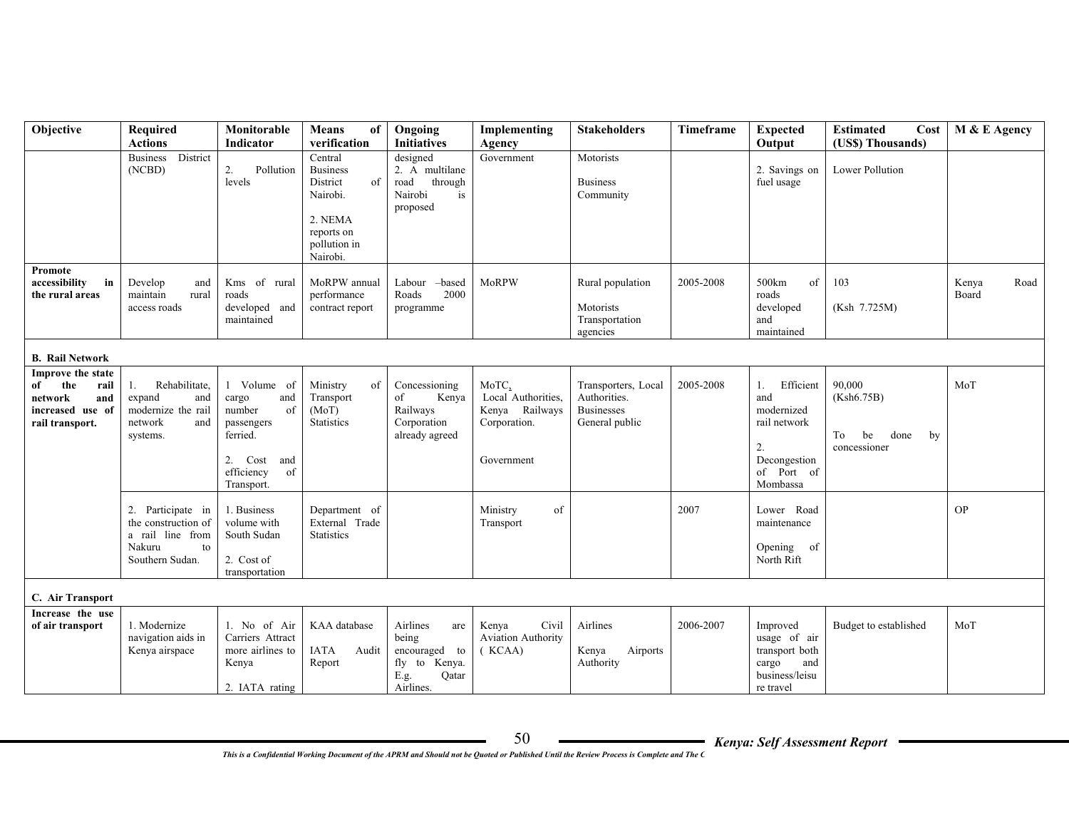| Objective | Required Actions | Monitorable Indicator | Means of verification | Ongoing Initiatives | Implementing Agency | Stakeholders | Timeframe | Expected Output | Estimated Cost (US$) Thousands) | M & E Agency |
|---|---|---|---|---|---|---|---|---|---|---|
| | Business District (NCBD) | 2. Pollution levels | Central Business District of Nairobi.<br><br>2. NEMA reports on pollution in Nairobi. | designed<br>2. A multilane road through Nairobi is proposed | Government | Motorists<br><br>Business Community | | 2. Savings on fuel usage | Lower Pollution | |
| **Promote accessibility in the rural areas** | Develop and maintain rural access roads | Kms of rural roads developed and maintained | MoRPW annual performance contract report | Labour –based Roads 2000 programme | MoRPW | Rural population<br><br>Motorists Transportation agencies | 2005-2008 | 500km of roads developed and maintained | 103<br><br>(Ksh 7.725M) | Kenya Road Board |
| **B. Rail Network** | | | | | | | | | | |
| **Improve the state of the rail network and increased use of rail transport.** | 1. Rehabilitate, expand and modernize the rail network and systems. | 1 Volume of cargo and number of passengers ferried.<br><br>2. Cost and efficiency of Transport. | Ministry of Transport (MoT) Statistics | Concessioning of Kenya Railways Corporation already agreed | MoTC, Local Authorities, Kenya Railways Corporation.<br><br>Government | Transporters, Local Authorities. Businesses General public | 2005-2008 | 1. Efficient and modernized rail network<br><br>2. Decongestion of Port of Mombassa | 90,000 (Ksh6.75B)<br><br>To be done by concessioner | MoT |
| | 2. Participate in the construction of a rail line from Nakuru to Southern Sudan. | 1. Business volume with South Sudan<br><br>2. Cost of transportation | Department of External Trade Statistics | | Ministry of Transport | | 2007 | Lower Road maintenance<br><br>Opening of North Rift | | OP |
| **C. Air Transport** | | | | | | | | | | |
| **Increase the use of air transport** | 1. Modernize navigation aids in Kenya airspace | 1. No of Air Carriers Attract more airlines to Kenya<br><br>2. IATA rating | KAA database<br><br>IATA Audit Report | Airlines are being encouraged to fly to Kenya. E.g. Qatar Airlines. | Kenya Civil Aviation Authority ( KCAA) | Airlines<br><br>Kenya Airports Authority | 2006-2007 | Improved usage of air transport both cargo and business/leisure travel | Budget to established | MoT |

*This is a Confidential Working Document of the APRM and Should not be Quoted or Published Until the Review Process is Complete and The C*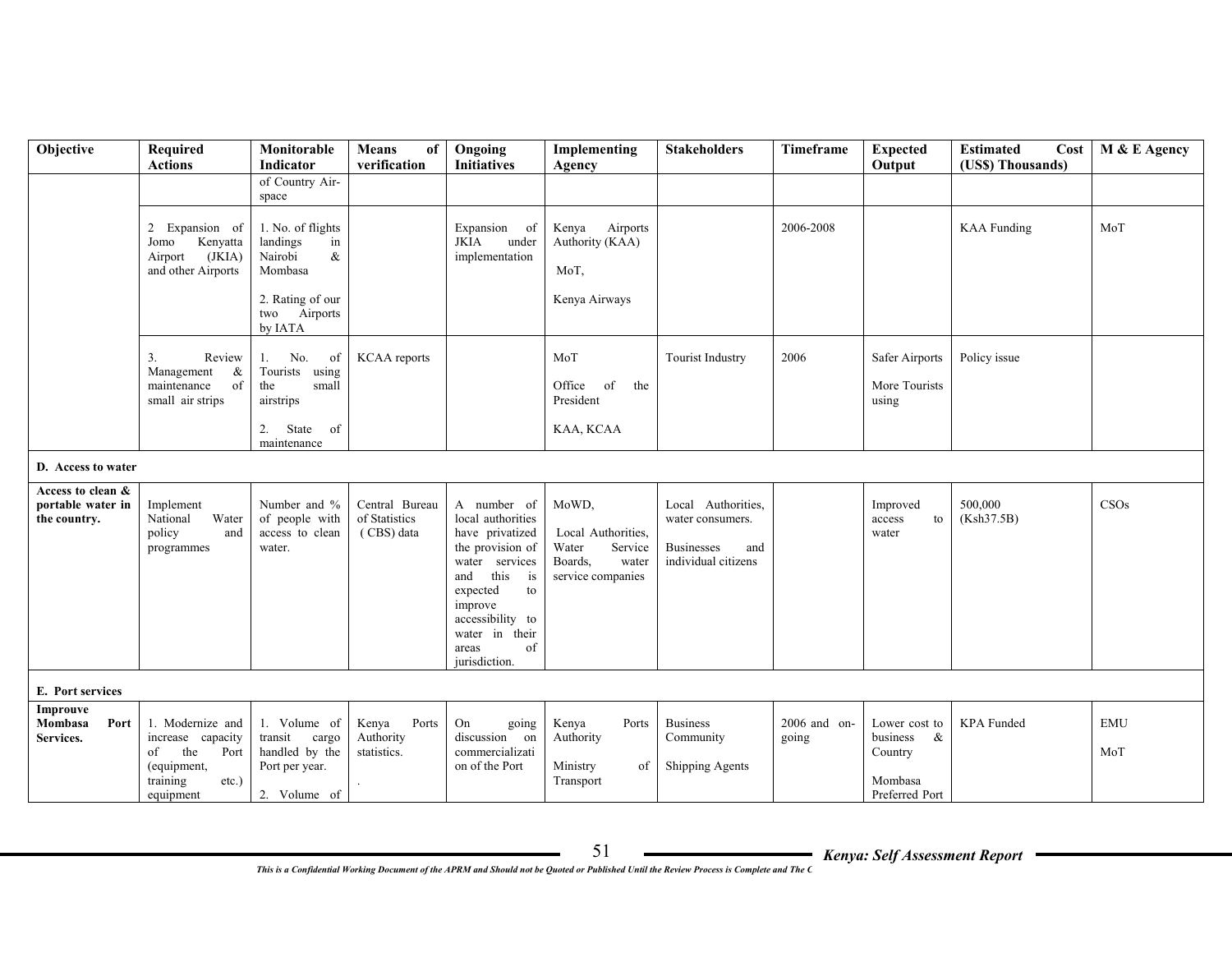| Objective | Required Actions | Monitorable Indicator | Means of verification | Ongoing Initiatives | Implementing Agency | Stakeholders | Timeframe | Expected Output | Estimated Cost (US$) Thousands) | M & E Agency |
|---|---|---|---|---|---|---|---|---|---|---|
| | | of Country Air-space | | | | | | | | |
| | 2 Expansion of Jomo Kenyatta Airport (JKIA) and other Airports | 1. No. of flights landings in Nairobi & Mombasa<br><br>2. Rating of our two Airports by IATA | | Expansion of JKIA under implementation | Kenya Airports Authority (KAA)<br><br>MoT,<br><br>Kenya Airways | | 2006-2008 | | KAA Funding | MoT |
| | 3. Review Management & maintenance of small air strips | 1. No. of Tourists using the small airstrips<br><br>2. State of maintenance | KCAA reports | | MoT<br><br>Office of the President<br><br>KAA, KCAA | Tourist Industry | 2006 | Safer Airports<br><br>More Tourists using | Policy issue | |
| **D. Access to water** | | | | | | | | | | |
| **Access to clean & portable water in the country.** | Implement National Water policy and programmes | Number and % of people with access to clean water. | Central Bureau of Statistics (CBS) data | A number of local authorities have privatized the provision of water services and this is expected to improve accessibility to water in their areas of jurisdiction. | MoWD,<br><br>Local Authorities, Water Service Boards, water service companies | Local Authorities, water consumers.<br><br>Businesses and individual citizens | | Improved access to water | 500,000 (Ksh37.5B) | CSOs |
| **E. Port services** | | | | | | | | | | |
| **Improuve Mombasa Port Services.** | 1. Modernize and increase capacity of the Port (equipment, training etc.) equipment | 1. Volume of transit cargo handled by the Port per year.<br><br>2. Volume of | Kenya Ports Authority statistics.<br><br>. | On going discussion on commercialization of the Port | Kenya Ports Authority<br><br>Ministry of Transport | Business Community<br><br>Shipping Agents | 2006 and on-going | Lower cost to business & Country<br><br>Mombasa Preferred Port | KPA Funded | EMU<br><br>MoT |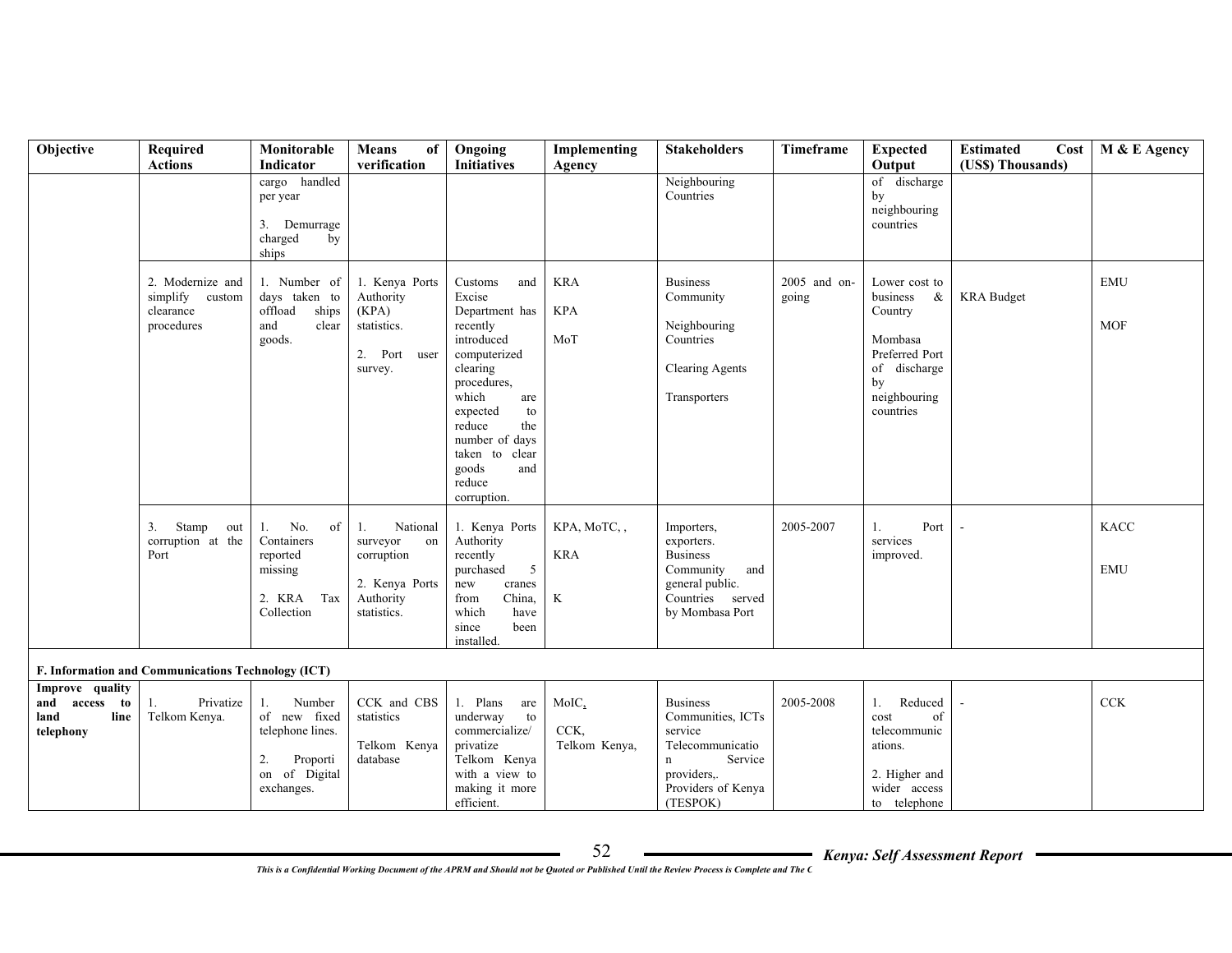| Objective | Required Actions | Monitorable Indicator | Means of verification | Ongoing Initiatives | Implementing Agency | Stakeholders | Timeframe | Expected Output | Estimated Cost (US$) Thousands) | M & E Agency |
|---|---|---|---|---|---|---|---|---|---|---|
| | | cargo handled per year<br><br>3. Demurrage charged by ships | | | | Neighbouring Countries | | of discharge by neighbouring countries | | |
| | 2. Modernize and simplify custom clearance procedures | 1. Number of days taken to offload ships and clear goods. | 1. Kenya Ports Authority (KPA) statistics.<br><br>2. Port user survey. | Customs and Excise Department has recently introduced computerized clearing procedures, which are expected to reduce the number of days taken to clear goods and reduce corruption. | KRA<br><br>KPA<br><br>MoT | Business Community<br><br>Neighbouring Countries<br><br>Clearing Agents<br><br>Transporters | 2005 and on-going | Lower cost to business & Country<br><br>Mombasa Preferred Port of discharge by neighbouring countries | KRA Budget | EMU<br><br>MOF |
| | 3. Stamp out corruption at the Port | 1. No. of Containers reported missing<br><br>2. KRA Tax Collection | 1. National surveyor on corruption<br><br>2. Kenya Ports Authority statistics. | 1. Kenya Ports Authority recently purchased 5 new cranes from China, which have since been installed. | KPA, MoTC, ,<br><br>KRA<br><br>K | Importers, exporters. Business Community and general public. Countries served by Mombasa Port | 2005-2007 | 1. Port services improved. | - | KACC<br><br>EMU |
| **F. Information and Communications Technology (ICT)** | | | | | | | | | | |
| **Improve quality and access to land line telephony** | 1. Privatize Telkom Kenya. | 1. Number of new fixed telephone lines.<br><br>2. Proportion of Digital exchanges. | CCK and CBS statistics<br><br>Telkom Kenya database | 1. Plans are underway to commercialize/ privatize Telkom Kenya with a view to making it more efficient. | MoIC,<br><br>CCK,<br>Telkom Kenya, | Business Communities, ICTs service Telecommunication Service providers,. Providers of Kenya (TESPOK) | 2005-2008 | 1. Reduced cost of telecommunications.<br><br>2. Higher and wider access to telephone | - | CCK |

*This is a Confidential Working Document of the APRM and Should not be Quoted or Published Until the Review Process is Complete and The C*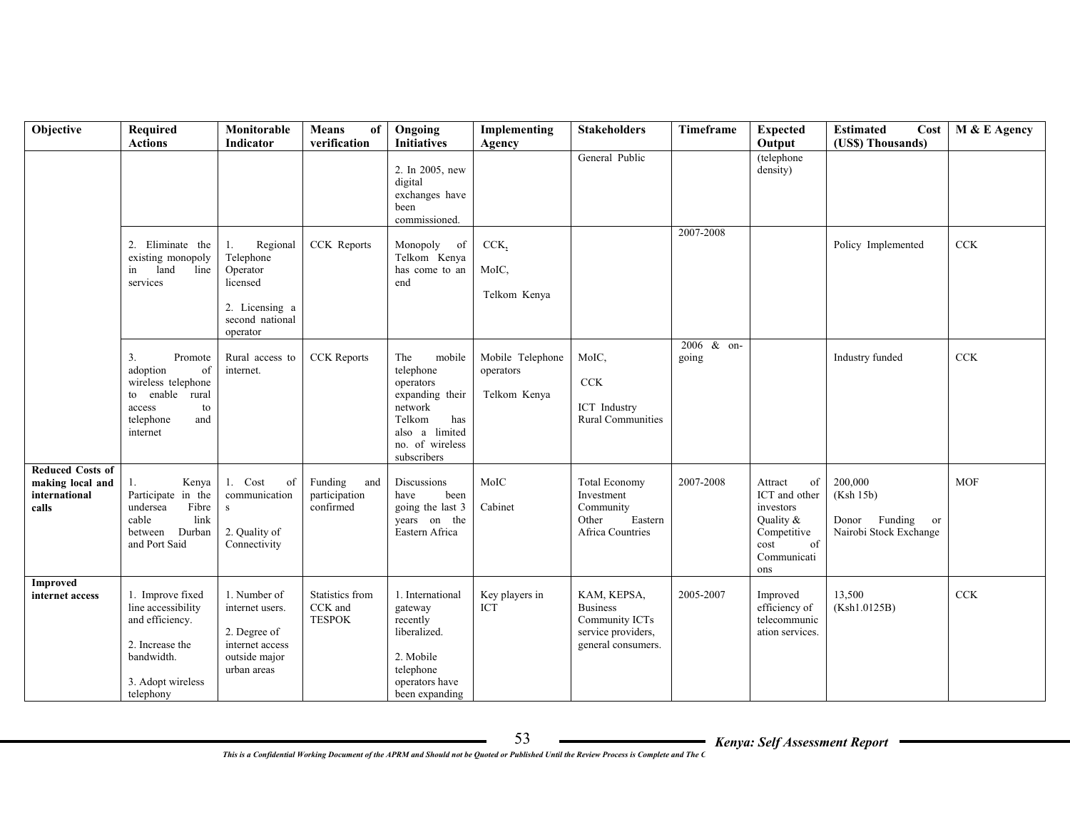| Objective | Required Actions | Monitorable Indicator | Means of verification | Ongoing Initiatives | Implementing Agency | Stakeholders | Timeframe | Expected Output | Estimated Cost (US$) Thousands) | M & E Agency |
|---|---|---|---|---|---|---|---|---|---|---|
| | | | | 2. In 2005, new digital exchanges have been commissioned. | | General Public | | (telephone density) | | |
| | 2. Eliminate the existing monopoly in land line services | 1. Regional Telephone Operator licensed<br><br>2. Licensing a second national operator | CCK Reports | Monopoly of Telkom Kenya has come to an end | CCK,<br><br>MoIC,<br><br>Telkom Kenya | | 2007-2008 | | Policy Implemented | CCK |
| | 3. Promote adoption of wireless telephone to enable rural access to telephone and internet | Rural access to internet. | CCK Reports | The mobile telephone operators expanding their network Telkom has also a limited no. of wireless subscribers | Mobile Telephone operators<br><br>Telkom Kenya | MoIC,<br><br>CCK<br><br>ICT Industry Rural Communities | 2006 & on-going | | Industry funded | CCK |
| **Reduced Costs of making local and international calls** | 1. Kenya Participate in the undersea Fibre cable link between Durban and Port Said | 1. Cost of communications<br><br>2. Quality of Connectivity | Funding and participation confirmed | Discussions have been going the last 3 years on the Eastern Africa | MoIC<br><br>Cabinet | Total Economy Investment Community Other Eastern Africa Countries | 2007-2008 | Attract of ICT and other investors Quality & Competitive cost of Communications | 200,000 (Ksh 15b)<br><br>Donor Funding or Nairobi Stock Exchange | MOF |
| **Improved internet access** | 1. Improve fixed line accessibility and efficiency.<br><br>2. Increase the bandwidth.<br><br>3. Adopt wireless telephony | 1. Number of internet users.<br><br>2. Degree of internet access outside major urban areas | Statistics from CCK and TESPOK | 1. International gateway recently liberalized.<br><br>2. Mobile telephone operators have been expanding | Key players in ICT | KAM, KEPSA, Business Community ICTs service providers, general consumers. | 2005-2007 | Improved efficiency of telecommunication services. | 13,500 (Ksh1.0125B) | CCK |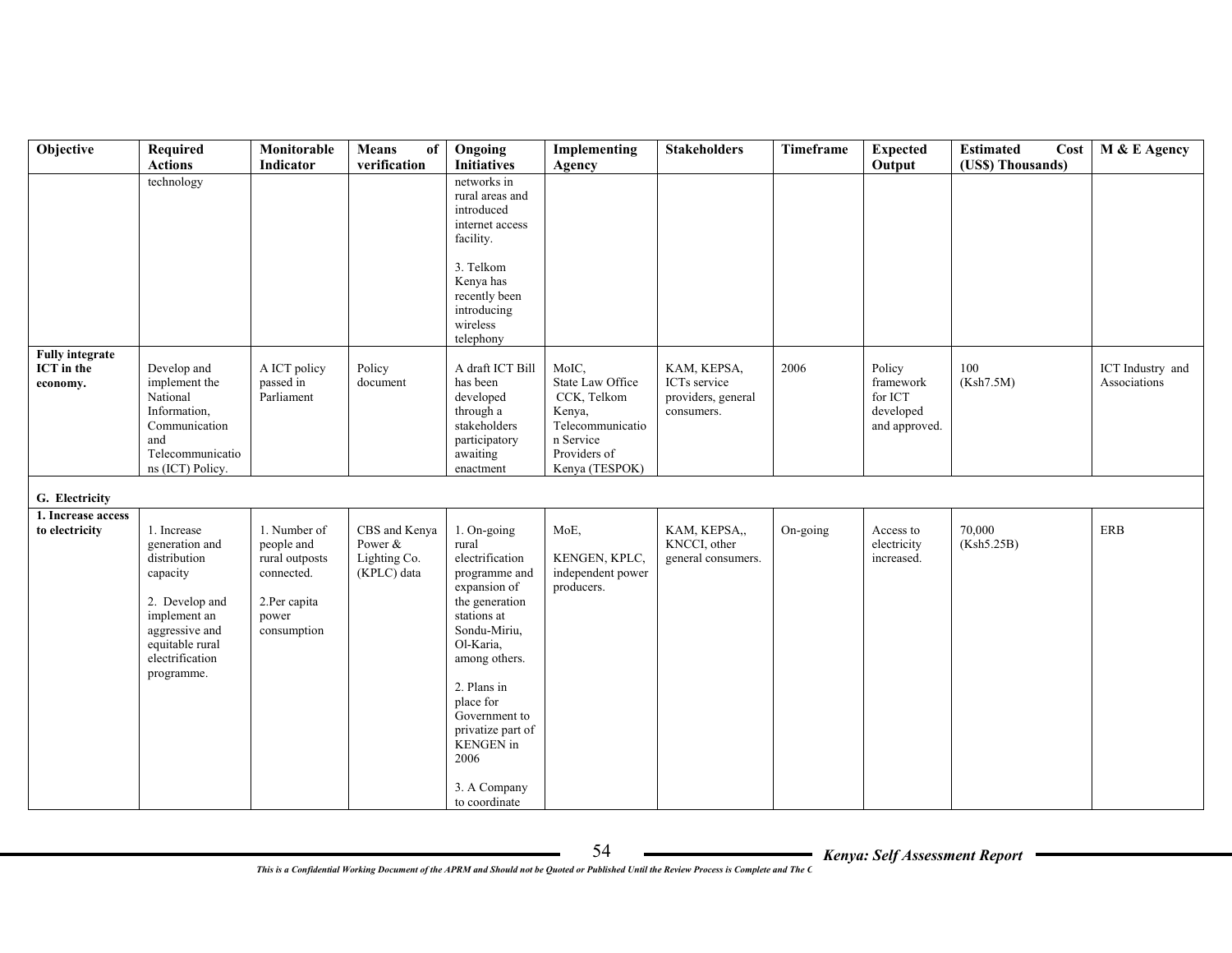| Objective | Required Actions | Monitorable Indicator | Means of verification | Ongoing Initiatives | Implementing Agency | Stakeholders | Timeframe | Expected Output | Estimated Cost (US$) Thousands) | M & E Agency |
|---|---|---|---|---|---|---|---|---|---|---|
| | technology | | | networks in rural areas and introduced internet access facility.<br><br>3. Telkom Kenya has recently been introducing wireless telephony | | | | | | |
| **Fully integrate ICT in the economy.** | Develop and implement the National Information, Communication and Telecommunications (ICT) Policy. | A ICT policy passed in Parliament | Policy document | A draft ICT Bill has been developed through a stakeholders participatory awaiting enactment | MoIC, State Law Office CCK, Telkom Kenya, Telecommunication Service Providers of Kenya (TESPOK) | KAM, KEPSA, ICTs service providers, general consumers. | 2006 | Policy framework for ICT developed and approved. | 100 (Ksh7.5M) | ICT Industry and Associations |
| **G. Electricity** | | | | | | | | | | |
| **1. Increase access to electricity** | 1. Increase generation and distribution capacity<br><br>2. Develop and implement an aggressive and equitable rural electrification programme. | 1. Number of people and rural outposts connected.<br><br>2.Per capita power consumption | CBS and Kenya Power & Lighting Co. (KPLC) data | 1. On-going rural electrification programme and expansion of the generation stations at Sondu-Miriu, Ol-Karia, among others.<br><br>2. Plans in place for Government to privatize part of KENGEN in 2006<br><br>3. A Company to coordinate | MoE,<br><br>KENGEN, KPLC, independent power producers. | KAM, KEPSA,, KNCCI, other general consumers. | On-going | Access to electricity increased. | 70,000 (Ksh5.25B) | ERB |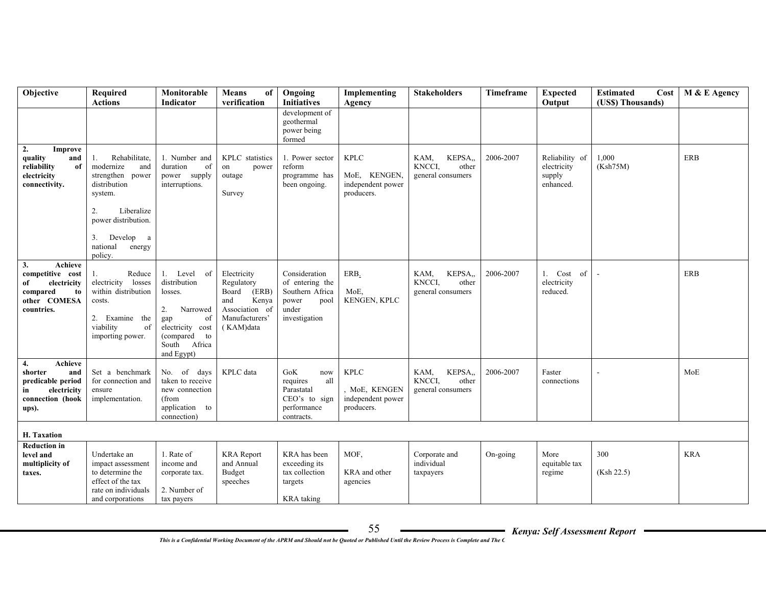| Objective | Required Actions | Monitorable Indicator | Means of verification | Ongoing Initiatives | Implementing Agency | Stakeholders | Timeframe | Expected Output | Estimated Cost (US$) Thousands) | M & E Agency |
|---|---|---|---|---|---|---|---|---|---|---|
| | | | | development of geothermal power being formed | | | | | | |
| **2. Improve quality and reliability of electricity connectivity.** | 1. Rehabilitate, modernize and strengthen power distribution system.<br><br>2. Liberalize power distribution.<br><br>3. Develop a national energy policy. | 1. Number and duration of power supply interruptions. | KPLC statistics on power outage<br><br>Survey | 1. Power sector reform programme has been ongoing. | KPLC<br><br>MoE, KENGEN, independent power producers. | KAM, KEPSA,, KNCCI, other general consumers | 2006-2007 | Reliability of electricity supply enhanced. | 1,000 (Ksh75M) | ERB |
| **3. Achieve competitive cost of electricity compared to other COMESA countries.** | 1. Reduce electricity losses within distribution costs.<br><br>2. Examine the viability of importing power. | 1. Level of distribution losses.<br><br>2. Narrowed gap of electricity cost (compared to South Africa and Egypt) | Electricity Regulatory Board (ERB) and Kenya Association of Manufacturers' ( KAM)data | Consideration of entering the Southern Africa power pool under investigation | ERB.<br><br>MoE, KENGEN, KPLC | KAM, KEPSA,, KNCCI, other general consumers | 2006-2007 | 1. Cost of electricity reduced. | - | ERB |
| **4. Achieve shorter and predicable period in electricity connection (hook ups).** | Set a benchmark for connection and ensure implementation. | No. of days taken to receive new connection (from application to connection) | KPLC data | GoK now requires all Parastatal CEO's to sign performance contracts. | KPLC<br><br>, MoE, KENGEN independent power producers. | KAM, KEPSA,, KNCCI, other general consumers | 2006-2007 | Faster connections | - | MoE |
| **H. Taxation** | | | | | | | | | | |
| **Reduction in level and multiplicity of taxes.** | Undertake an impact assessment to determine the effect of the tax rate on individuals and corporations | 1. Rate of income and corporate tax.<br><br>2. Number of tax payers | KRA Report and Annual Budget speeches | KRA has been exceeding its tax collection targets<br><br>KRA taking | MOF,<br><br>KRA and other agencies | Corporate and individual taxpayers | On-going | More equitable tax regime | 300<br><br>(Ksh 22.5) | KRA |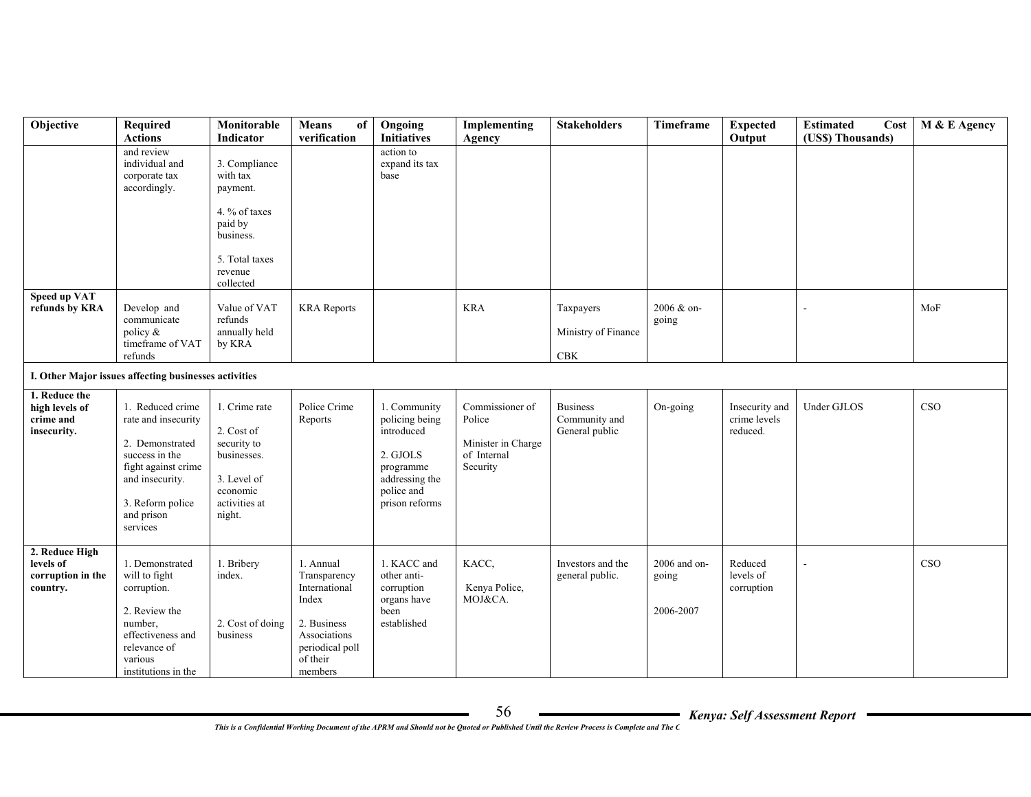| Objective | Required Actions | Monitorable Indicator | Means of verification | Ongoing Initiatives | Implementing Agency | Stakeholders | Timeframe | Expected Output | Estimated Cost (US$) Thousands) | M & E Agency |
|---|---|---|---|---|---|---|---|---|---|---|
| | and review individual and corporate tax accordingly. | 3. Compliance with tax payment.<br><br>4. % of taxes paid by business.<br><br>5. Total taxes revenue collected | | action to expand its tax base | | | | | | |
| **Speed up VAT refunds by KRA** | Develop and communicate policy & timeframe of VAT refunds | Value of VAT refunds annually held by KRA | KRA Reports | | KRA | Taxpayers<br><br>Ministry of Finance<br><br>CBK | 2006 & on-going | | - | MoF |
| **I. Other Major issues affecting businesses activities** | | | | | | | | | | |
| **1. Reduce the high levels of crime and insecurity.** | 1. Reduced crime rate and insecurity<br><br>2. Demonstrated success in the fight against crime and insecurity.<br><br>3. Reform police and prison services | 1. Crime rate<br><br>2. Cost of security to businesses.<br><br>3. Level of economic activities at night. | Police Crime Reports | 1. Community policing being introduced<br><br>2. GJOLS programme addressing the police and prison reforms | Commissioner of Police<br><br>Minister in Charge of Internal Security | Business Community and General public | On-going | Insecurity and crime levels reduced. | Under GJLOS | CSO |
| **2. Reduce High levels of corruption in the country.** | 1. Demonstrated will to fight corruption.<br><br>2. Review the number, effectiveness and relevance of various institutions in the | 1. Bribery index.<br><br>2. Cost of doing business | 1. Annual Transparency International Index<br><br>2. Business Associations periodical poll of their members | 1. KACC and other anti-corruption organs have been established | KACC,<br><br>Kenya Police, MOJ&CA. | Investors and the general public. | 2006 and on-going<br><br>2006-2007 | Reduced levels of corruption | - | CSO |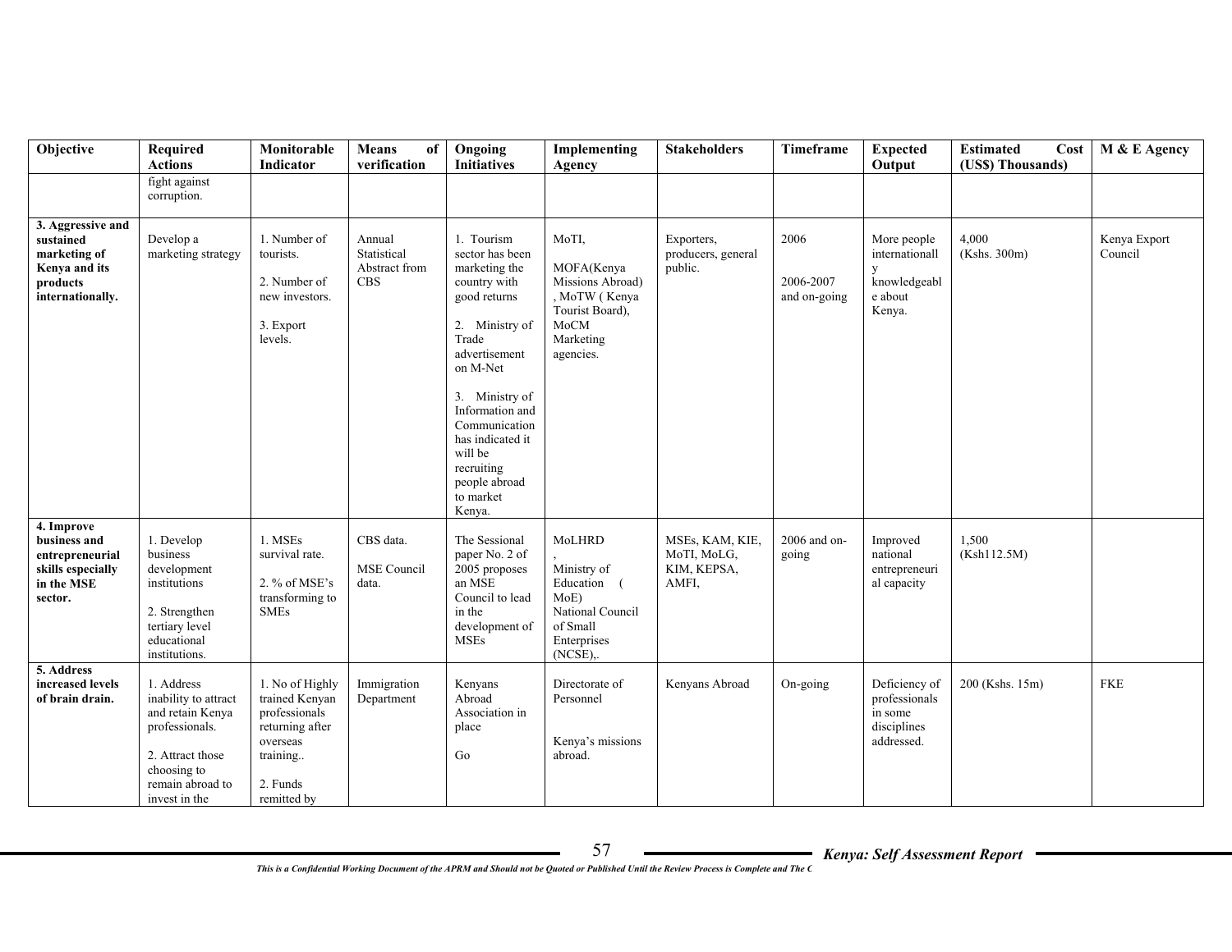| Objective | Required Actions | Monitorable Indicator | Means of verification | Ongoing Initiatives | Implementing Agency | Stakeholders | Timeframe | Expected Output | Estimated Cost (US$) Thousands) | M & E Agency |
|---|---|---|---|---|---|---|---|---|---|---|
| | fight against corruption. | | | | | | | | | |
| **3. Aggressive and sustained marketing of Kenya and its products internationally.** | Develop a marketing strategy | 1. Number of tourists.<br><br>2. Number of new investors.<br><br>3. Export levels. | Annual Statistical Abstract from CBS | 1. Tourism sector has been marketing the country with good returns<br><br>2. Ministry of Trade advertisement on M-Net<br><br>3. Ministry of Information and Communication has indicated it will be recruiting people abroad to market Kenya. | MoTI,<br><br>MOFA(Kenya Missions Abroad) , MoTW ( Kenya Tourist Board), MoCM Marketing agencies. | Exporters, producers, general public. | 2006<br><br>2006-2007 and on-going | More people internationally knowledgeable about Kenya. | 4,000 (Kshs. 300m) | Kenya Export Council |
| **4. Improve business and entrepreneurial skills especially in the MSE sector.** | 1. Develop business development institutions<br><br>2. Strengthen tertiary level educational institutions. | 1. MSEs survival rate.<br><br>2. % of MSE's transforming to SMEs | CBS data.<br><br>MSE Council data. | The Sessional paper No. 2 of 2005 proposes an MSE Council to lead in the development of MSEs | MoLHRD<br>,<br>Ministry of Education ( MoE)<br>National Council of Small Enterprises (NCSE),. | MSEs, KAM, KIE, MoTI, MoLG, KIM, KEPSA, AMFI, | 2006 and on-going | Improved national entrepreneurial capacity | 1,500 (Ksh112.5M) | |
| **5. Address increased levels of brain drain.** | 1. Address inability to attract and retain Kenya professionals.<br><br>2. Attract those choosing to remain abroad to invest in the | 1. No of Highly trained Kenyan professionals returning after overseas training..<br><br>2. Funds remitted by | Immigration Department | Kenyans Abroad Association in place<br><br>Go | Directorate of Personnel<br><br><br>Kenya's missions abroad. | Kenyans Abroad | On-going | Deficiency of professionals in some disciplines addressed. | 200 (Kshs. 15m) | FKE |

*This is a Confidential Working Document of the APRM and Should not be Quoted or Published Until the Review Process is Complete and The C*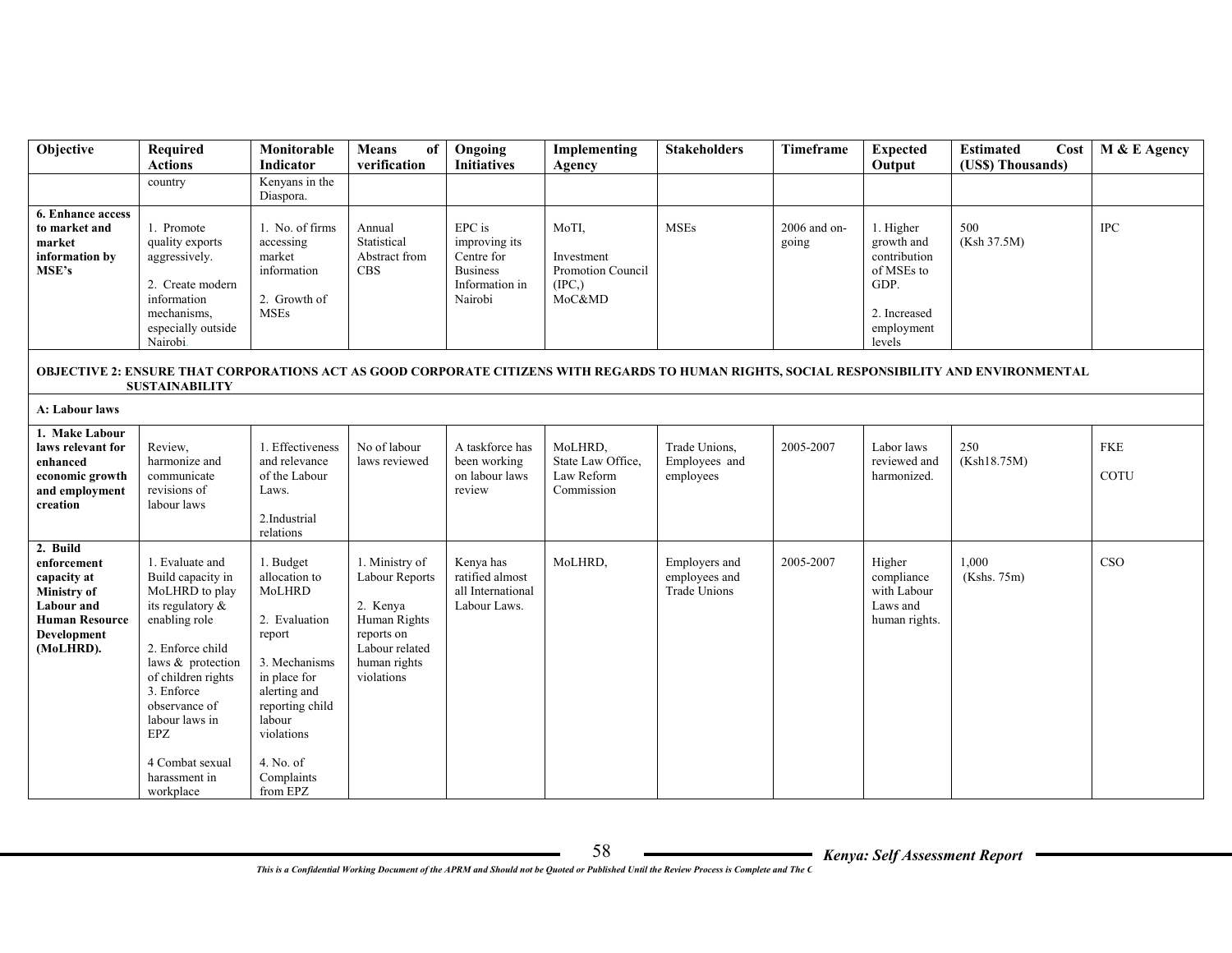| Objective | Required Actions | Monitorable Indicator | Means of verification | Ongoing Initiatives | Implementing Agency | Stakeholders | Timeframe | Expected Output | Estimated Cost (US$) Thousands) | M & E Agency |
|---|---|---|---|---|---|---|---|---|---|---|
| | country | Kenyans in the Diaspora. | | | | | | | | |
| **6. Enhance access to market and market information by MSE's** | 1. Promote quality exports aggressively.<br><br>2. Create modern information mechanisms, especially outside Nairobi. | 1. No. of firms accessing market information<br><br>2. Growth of MSEs | Annual Statistical Abstract from CBS | EPC is improving its Centre for Business Information in Nairobi | MoTI,<br><br>Investment Promotion Council (IPC,)<br>MoC&MD | MSEs | 2006 and on-going | 1. Higher growth and contribution of MSEs to GDP.<br><br>2. Increased employment levels | 500<br>(Ksh 37.5M) | IPC |
| **OBJECTIVE 2: ENSURE THAT CORPORATIONS ACT AS GOOD CORPORATE CITIZENS WITH REGARDS TO HUMAN RIGHTS, SOCIAL RESPONSIBILITY AND ENVIRONMENTAL SUSTAINABILITY** | | | | | | | | | | |
| **A: Labour laws** | | | | | | | | | | |
| **1. Make Labour laws relevant for enhanced economic growth and employment creation** | Review, harmonize and communicate revisions of labour laws | 1. Effectiveness and relevance of the Labour Laws.<br><br>2.Industrial relations | No of labour laws reviewed | A taskforce has been working on labour laws review | MoLHRD, State Law Office, Law Reform Commission | Trade Unions, Employees and employees | 2005-2007 | Labor laws reviewed and harmonized. | 250<br>(Ksh18.75M) | FKE<br><br>COTU |
| **2. Build enforcement capacity at Ministry of Labour and Human Resource Development (MoLHRD).** | 1. Evaluate and Build capacity in MoLHRD to play its regulatory & enabling role<br><br>2. Enforce child laws & protection of children rights<br>3. Enforce observance of labour laws in EPZ<br><br>4 Combat sexual harassment in workplace | 1. Budget allocation to MoLHRD<br><br>2. Evaluation report<br><br>3. Mechanisms in place for alerting and reporting child labour violations<br><br>4. No. of Complaints from EPZ | 1. Ministry of Labour Reports<br><br>2. Kenya Human Rights reports on Labour related human rights violations | Kenya has ratified almost all International Labour Laws. | MoLHRD, | Employers and employees and Trade Unions | 2005-2007 | Higher compliance with Labour Laws and human rights. | 1,000<br>(Kshs. 75m) | CSO |

*This is a Confidential Working Document of the APRM and Should not be Quoted or Published Until the Review Process is Complete and The C*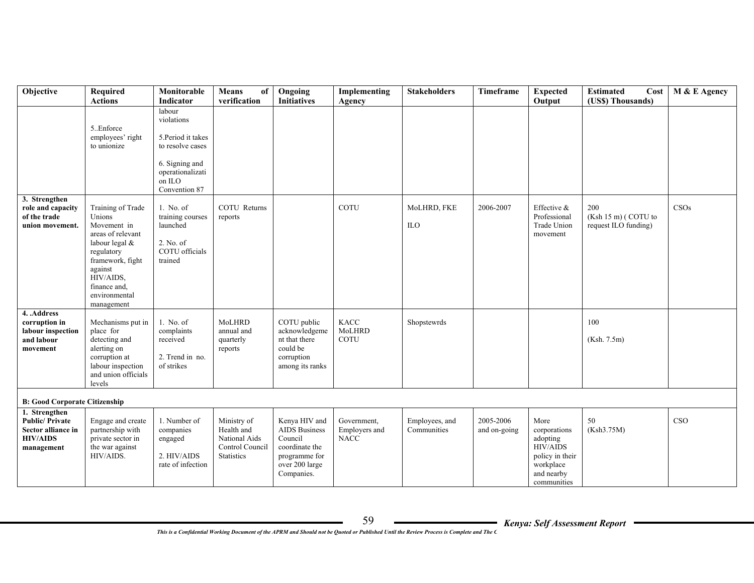| Objective | Required Actions | Monitorable Indicator | Means of verification | Ongoing Initiatives | Implementing Agency | Stakeholders | Timeframe | Expected Output | Estimated Cost (US$) Thousands) | M & E Agency |
|---|---|---|---|---|---|---|---|---|---|---|
| | 5..Enforce employees' right to unionize | labour violations<br><br>5.Period it takes to resolve cases<br><br>6. Signing and operationalization ILO Convention 87 | | | | | | | | |
| **3. Strengthen role and capacity of the trade union movement.** | Training of Trade Unions Movement in areas of relevant labour legal & regulatory framework, fight against HIV/AIDS, finance and, environmental management | 1. No. of training courses launched<br><br>2. No. of COTU officials trained | COTU Returns reports | | COTU | MoLHRD, FKE<br><br>ILO | 2006-2007 | Effective & Professional Trade Union movement | 200<br>(Ksh 15 m) ( COTU to request ILO funding) | CSOs |
| **4. .Address corruption in labour inspection and labour movement** | Mechanisms put in place for detecting and alerting on corruption at labour inspection and union officials levels | 1. No. of complaints received<br><br>2. Trend in no. of strikes | MoLHRD annual and quarterly reports | COTU public acknowledgement that there could be corruption among its ranks | KACC<br>MoLHRD<br>COTU | Shopstewrds | | | 100<br><br>(Ksh. 7.5m) | |
| **B: Good Corporate Citizenship** | | | | | | | | | | |
| **1. Strengthen Public/ Private Sector alliance in HIV/AIDS management** | Engage and create partnership with private sector in the war against HIV/AIDS. | 1. Number of companies engaged<br><br>2. HIV/AIDS rate of infection | Ministry of Health and National Aids Control Council Statistics | Kenya HIV and AIDS Business Council coordinate the programme for over 200 large Companies. | Government, Employers and NACC | Employees, and Communities | 2005-2006 and on-going | More corporations adopting HIV/AIDS policy in their workplace and nearby communities | 50<br>(Ksh3.75M) | CSO |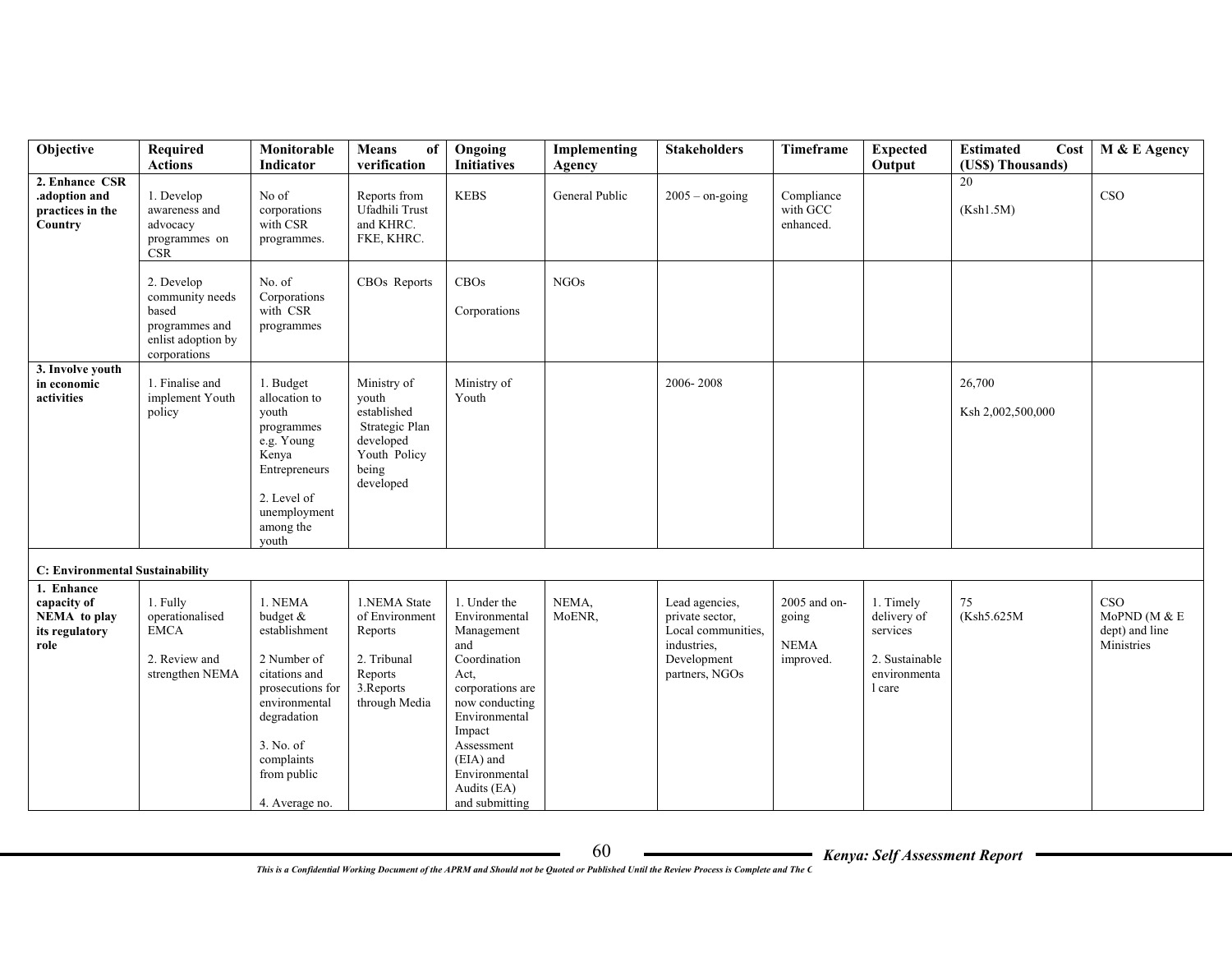| Objective | Required Actions | Monitorable Indicator | Means of verification | Ongoing Initiatives | Implementing Agency | Stakeholders | Timeframe | Expected Output | Estimated Cost (US$) Thousands) | M & E Agency |
|---|---|---|---|---|---|---|---|---|---|---|
| **2. Enhance CSR .adoption and practices in the Country** | 1. Develop awareness and advocacy programmes on CSR | No of corporations with CSR programmes. | Reports from Ufadhili Trust and KHRC. FKE, KHRC. | KEBS | General Public | 2005 – on-going | Compliance with GCC enhanced. | | 20<br><br>(Ksh1.5M) | CSO |
| | 2. Develop community needs based programmes and enlist adoption by corporations | No. of Corporations with CSR programmes | CBOs Reports | CBOs<br><br>Corporations | NGOs | | | | | |
| **3. Involve youth in economic activities** | 1. Finalise and implement Youth policy | 1. Budget allocation to youth programmes e.g. Young Kenya Entrepreneurs<br><br>2. Level of unemployment among the youth | Ministry of youth established Strategic Plan developed Youth Policy being developed | Ministry of Youth | | 2006- 2008 | | | 26,700<br><br>Ksh 2,002,500,000 | |
| **C: Environmental Sustainability** | | | | | | | | | | |
| **1. Enhance capacity of NEMA to play its regulatory role** | 1. Fully operationalised EMCA<br><br>2. Review and strengthen NEMA | 1. NEMA budget & establishment<br><br>2 Number of citations and prosecutions for environmental degradation<br><br>3. No. of complaints from public<br><br>4. Average no. | 1.NEMA State of Environment Reports<br><br>2. Tribunal Reports<br>3.Reports through Media | 1. Under the Environmental Management and Coordination Act, corporations are now conducting Environmental Impact Assessment (EIA) and Environmental Audits (EA) and submitting | NEMA, MoENR, | Lead agencies, private sector, Local communities, industries, Development partners, NGOs | 2005 and on-going<br><br>NEMA improved. | 1. Timely delivery of services<br><br>2. Sustainable environmental care | 75<br>(Ksh5.625M | CSO<br>MoPND (M & E dept) and line Ministries |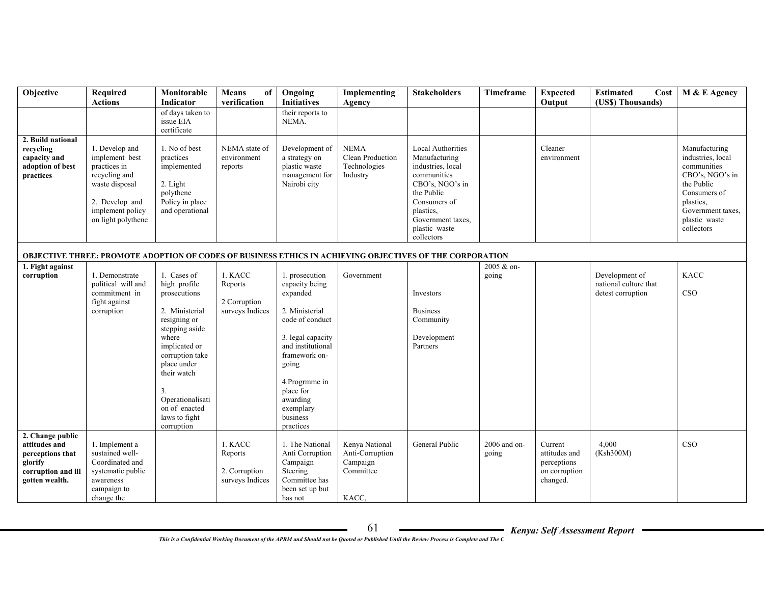| Objective | Required Actions | Monitorable Indicator | Means of verification | Ongoing Initiatives | Implementing Agency | Stakeholders | Timeframe | Expected Output | Estimated Cost (US$) Thousands) | M & E Agency |
|---|---|---|---|---|---|---|---|---|---|---|
| | | of days taken to issue EIA certificate | | their reports to NEMA. | | | | | | |
| **2. Build national recycling capacity and adoption of best practices** | 1. Develop and implement best practices in recycling and waste disposal<br><br>2. Develop and implement policy on light polythene | 1. No of best practices implemented<br><br>2. Light polythene Policy in place and operational | NEMA state of environment reports | Development of a strategy on plastic waste management for Nairobi city | NEMA<br>Clean Production Technologies<br>Industry | Local Authorities<br>Manufacturing industries, local communities<br>CBO's, NGO's in the Public<br>Consumers of plastics,<br>Government taxes,<br>plastic waste collectors | | Cleaner environment | | Manufacturing industries, local communities<br>CBO's, NGO's in the Public<br>Consumers of plastics,<br>Government taxes,<br>plastic waste collectors |
| **OBJECTIVE THREE: PROMOTE ADOPTION OF CODES OF BUSINESS ETHICS IN ACHIEVING OBJECTIVES OF THE CORPORATION** | | | | | | | | | | |
| **1. Fight against corruption** | 1. Demonstrate political will and commitment in fight against corruption | 1. Cases of high profile prosecutions<br><br>2. Ministerial resigning or stepping aside where implicated or corruption take place under their watch<br><br>3. Operationalisation of enacted laws to fight corruption | 1. KACC Reports<br><br>2 Corruption surveys Indices | 1. prosecution capacity being expanded<br><br>2. Ministerial code of conduct<br><br>3. legal capacity and institutional framework on-going<br><br>4.Progrmme in place for awarding exemplary business practices | Government | Investors<br><br>Business Community<br><br>Development Partners | 2005 & on-going | | Development of national culture that detest corruption | KACC<br><br>CSO |
| **2. Change public attitudes and perceptions that glorify corruption and ill gotten wealth.** | 1. Implement a sustained well-Coordinated and systematic public awareness campaign to change the | | 1. KACC Reports<br><br>2. Corruption surveys Indices | 1. The National Anti Corruption Campaign Steering Committee has been set up but has not | Kenya National Anti-Corruption Campaign Committee<br><br>KACC, | General Public | 2006 and on-going | Current attitudes and perceptions on corruption changed. | 4,000 (Ksh300M) | CSO |

*This is a Confidential Working Document of the APRM and Should not be Quoted or Published Until the Review Process is Complete and The C*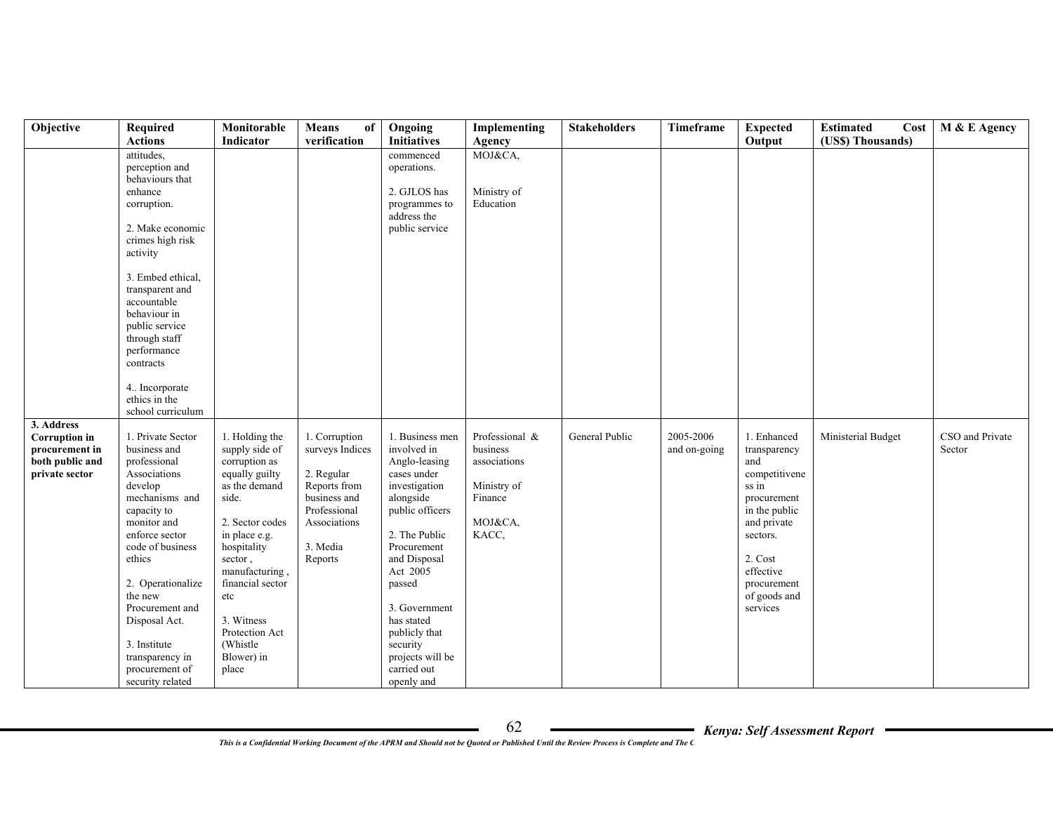| Objective | Required Actions | Monitorable Indicator | Means of verification | Ongoing Initiatives | Implementing Agency | Stakeholders | Timeframe | Expected Output | Estimated Cost (US$) Thousands) | M & E Agency |
|---|---|---|---|---|---|---|---|---|---|---|
| | attitudes, perception and behaviours that enhance corruption.<br><br>2. Make economic crimes high risk activity<br><br>3. Embed ethical, transparent and accountable behaviour in public service through staff performance contracts<br><br>4.. Incorporate ethics in the school curriculum | | | commenced operations.<br><br>2. GJLOS has programmes to address the public service | MOJ&CA,<br><br>Ministry of Education | | | | | |
| **3. Address Corruption in procurement in both public and private sector** | 1. Private Sector business and professional Associations develop mechanisms and capacity to monitor and enforce sector code of business ethics<br><br>2. Operationalize the new Procurement and Disposal Act.<br><br>3. Institute transparency in procurement of security related | 1. Holding the supply side of corruption as equally guilty as the demand side.<br><br>2. Sector codes in place e.g. hospitality sector , manufacturing , financial sector etc<br><br>3. Witness Protection Act (Whistle Blower) in place | 1. Corruption surveys Indices<br><br>2. Regular Reports from business and Professional Associations<br><br>3. Media Reports | 1. Business men involved in Anglo-leasing cases under investigation alongside public officers<br><br>2. The Public Procurement and Disposal Act 2005 passed<br><br>3. Government has stated publicly that security projects will be carried out openly and | Professional & business associations<br><br>Ministry of Finance<br><br>MOJ&CA, KACC, | General Public | 2005-2006 and on-going | 1. Enhanced transparency and competitiveness in procurement in the public and private sectors.<br><br>2. Cost effective procurement of goods and services | Ministerial Budget | CSO and Private Sector |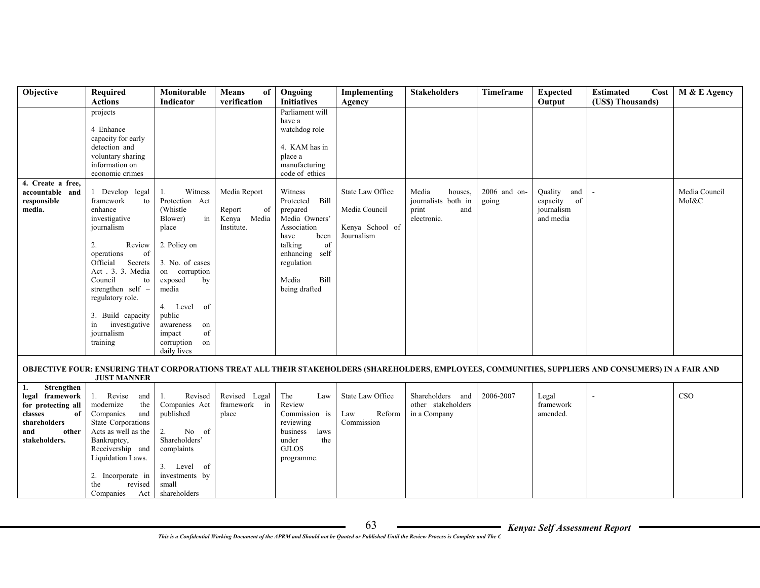| Objective | Required Actions | Monitorable Indicator | Means of verification | Ongoing Initiatives | Implementing Agency | Stakeholders | Timeframe | Expected Output | Estimated Cost (US$) Thousands) | M & E Agency |
|---|---|---|---|---|---|---|---|---|---|---|
| | projects<br><br>4 Enhance capacity for early detection and voluntary sharing information on economic crimes | | | Parliament will have a watchdog role<br><br>4. KAM has in place a manufacturing code of ethics | | | | | | |
| **4. Create a free, accountable and responsible media.** | 1 Develop legal framework to enhance investigative journalism<br><br>2. Review operations of Official Secrets Act . 3. 3. Media Council to strengthen self – regulatory role.<br><br>3. Build capacity in investigative journalism training | 1. Witness Protection Act (Whistle Blower) in place<br><br>2. Policy on<br><br>3. No. of cases on corruption exposed by media<br><br>4. Level of public awareness on impact of corruption on daily lives | Media Report<br><br>Report of Kenya Media Institute. | Witness Protected Bill prepared Media Owners' Association have been talking of enhancing self regulation<br><br>Media Bill being drafted | State Law Office<br><br>Media Council<br><br>Kenya School of Journalism | Media houses, journalists both in print and electronic. | 2006 and on-going | Quality and capacity of journalism and media | - | Media Council MoI&C |
| **OBJECTIVE FOUR: ENSURING THAT CORPORATIONS TREAT ALL THEIR STAKEHOLDERS (SHAREHOLDERS, EMPLOYEES, COMMUNITIES, SUPPLIERS AND CONSUMERS) IN A FAIR AND JUST MANNER** | | | | | | | | | | |
| **1. Strengthen legal framework for protecting all classes of shareholders and other stakeholders.** | 1. Revise and modernize the Companies and State Corporations Acts as well as the Bankruptcy, Receivership and Liquidation Laws.<br><br>2. Incorporate in the revised Companies Act | 1. Revised Companies Act published<br><br>2. No of Shareholders' complaints<br><br>3. Level of investments by small shareholders | Revised Legal framework in place | The Law Review Commission is reviewing business laws under the GJLOS programme. | State Law Office<br><br>Law Reform Commission | Shareholders and other stakeholders in a Company | 2006-2007 | Legal framework amended. | - | CSO |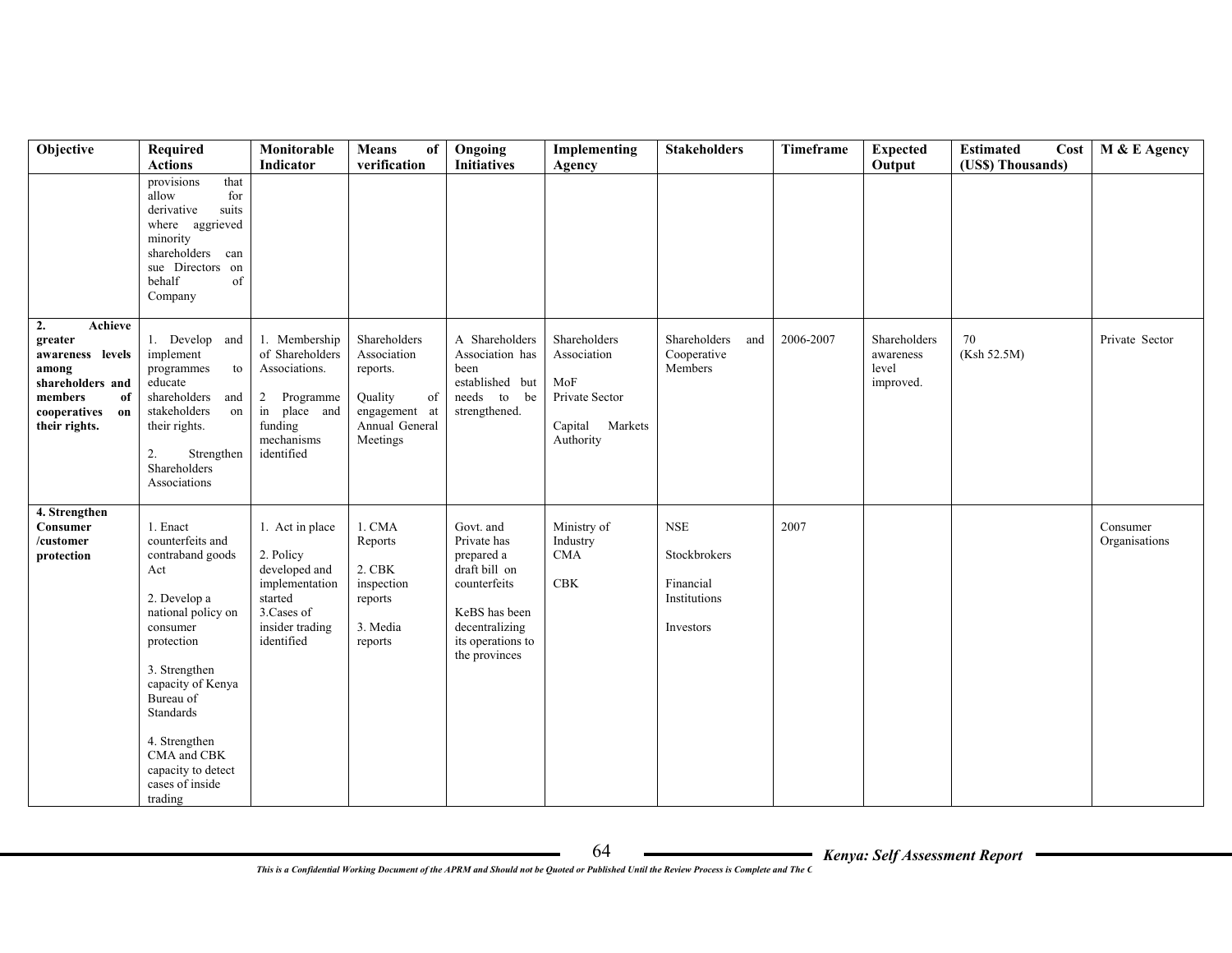| Objective | Required Actions | Monitorable Indicator | Means of verification | Ongoing Initiatives | Implementing Agency | Stakeholders | Timeframe | Expected Output | Estimated Cost (US$) Thousands) | M & E Agency |
|---|---|---|---|---|---|---|---|---|---|---|
| | provisions that allow for derivative suits where aggrieved minority shareholders can sue Directors on behalf of Company | | | | | | | | | |
| **2. Achieve greater awareness levels among shareholders and members of cooperatives on their rights.** | 1. Develop and implement programmes to educate shareholders and stakeholders on their rights.<br><br>2. Strengthen Shareholders Associations | 1. Membership of Shareholders Associations.<br><br>2 Programme in place and funding mechanisms identified | Shareholders Association reports.<br><br>Quality of engagement at Annual General Meetings | A Shareholders Association has been established but needs to be strengthened. | Shareholders Association<br><br>MoF<br><br>Private Sector<br><br>Capital Markets Authority | Shareholders and Cooperative Members | 2006-2007 | Shareholders awareness level improved. | 70<br>(Ksh 52.5M) | Private Sector |
| **4. Strengthen Consumer /customer protection** | 1. Enact counterfeits and contraband goods Act<br><br>2. Develop a national policy on consumer protection<br><br>3. Strengthen capacity of Kenya Bureau of Standards<br><br>4. Strengthen CMA and CBK capacity to detect cases of inside trading | 1. Act in place<br><br>2. Policy developed and implementation started<br>3.Cases of insider trading identified | 1. CMA Reports<br><br>2. CBK inspection reports<br><br>3. Media reports | Govt. and Private has prepared a draft bill on counterfeits<br><br>KeBS has been decentralizing its operations to the provinces | Ministry of Industry<br>CMA<br><br>CBK | NSE<br><br>Stockbrokers<br><br>Financial Institutions<br><br>Investors | 2007 | | | Consumer Organisations |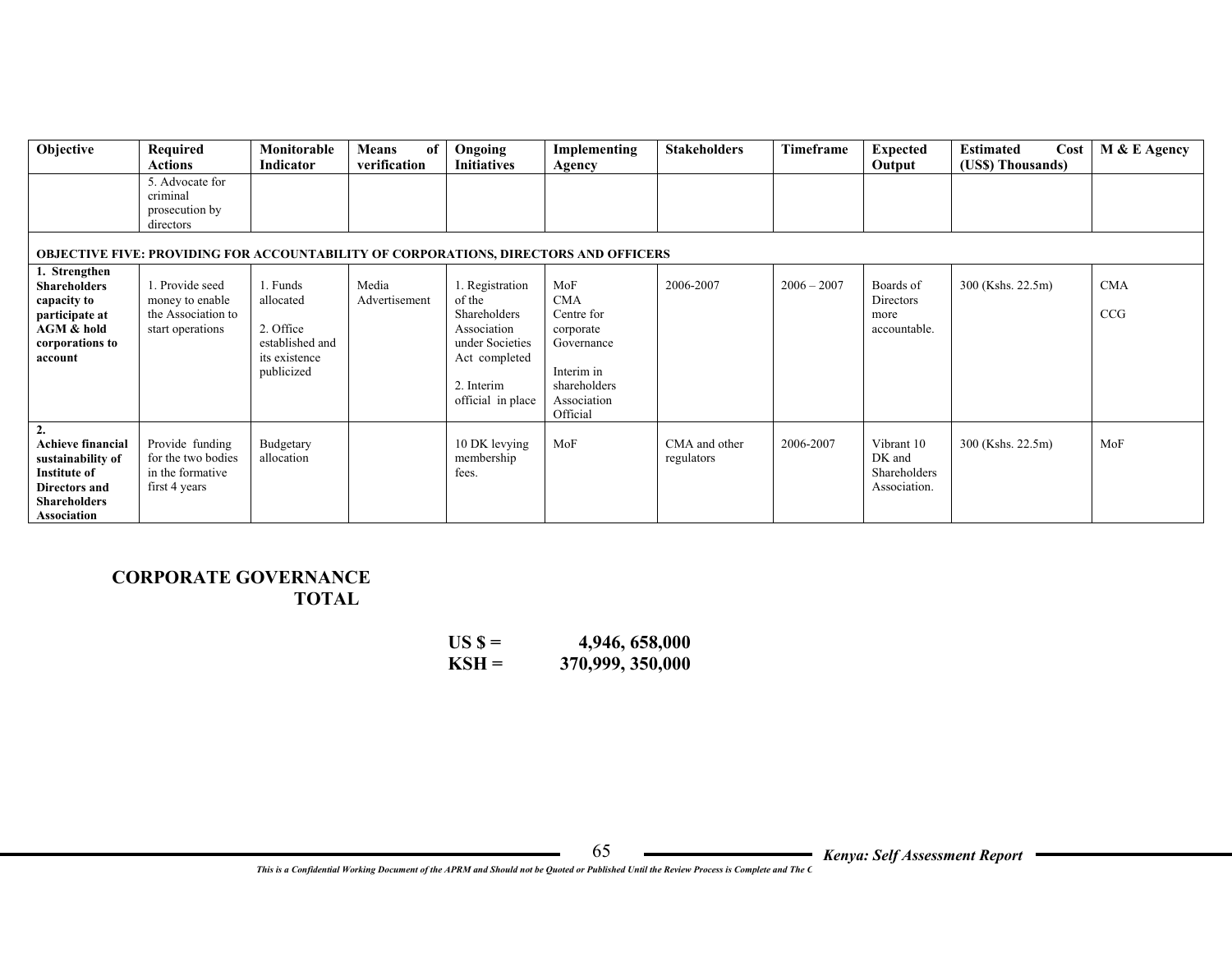| Objective | Required Actions | Monitorable Indicator | Means of verification | Ongoing Initiatives | Implementing Agency | Stakeholders | Timeframe | Expected Output | Estimated Cost (US$) Thousands) | M & E Agency |
|---|---|---|---|---|---|---|---|---|---|---|
| | 5. Advocate for criminal prosecution by directors | | | | | | | | | |
| **OBJECTIVE FIVE: PROVIDING FOR ACCOUNTABILITY OF CORPORATIONS, DIRECTORS AND OFFICERS** | | | | | | | | | | |
| **1. Strengthen Shareholders capacity to participate at AGM & hold corporations to account** | 1. Provide seed money to enable the Association to start operations | 1. Funds allocated<br><br>2. Office established and its existence publicized | Media Advertisement | 1. Registration of the Shareholders Association under Societies Act completed<br><br>2. Interim official in place | MoF<br>CMA<br>Centre for corporate Governance<br><br>Interim in shareholders Association Official | 2006-2007 | 2006 – 2007 | Boards of Directors more accountable. | 300 (Kshs. 22.5m) | CMA<br><br>CCG |
| **2. Achieve financial sustainability of Institute of Directors and Shareholders Association** | Provide funding for the two bodies in the formative first 4 years | Budgetary allocation | | 10 DK levying membership fees. | MoF | CMA and other regulators | 2006-2007 | Vibrant 10 DK and Shareholders Association. | 300 (Kshs. 22.5m) | MoF |

**CORPORATE GOVERNANCE TOTAL**

**US $ = 4,946, 658,000**
**KSH = 370,999, 350,000**

*This is a Confidential Working Document of the APRM and Should not be Quoted or Published Until the Review Process is Complete and The C*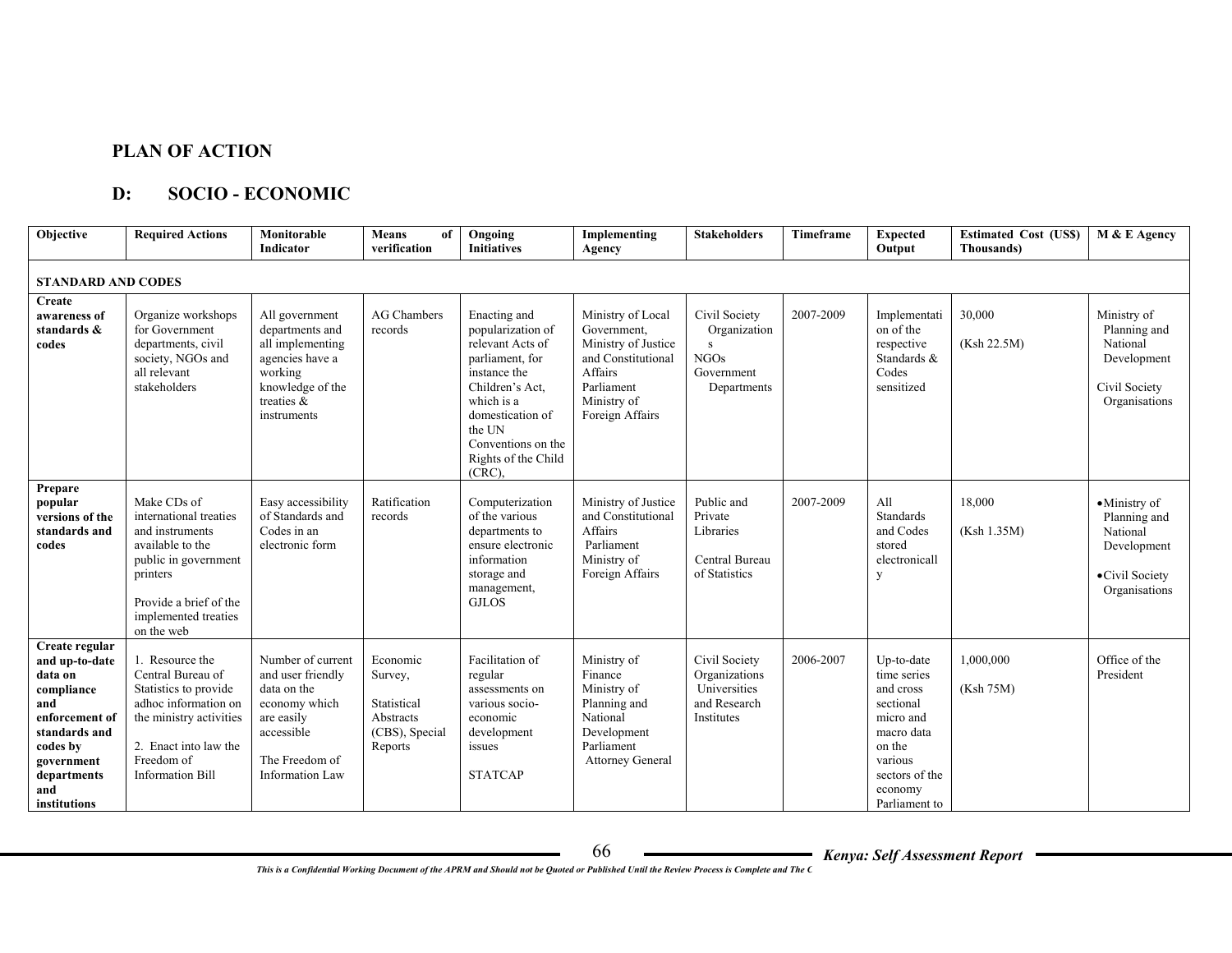## PLAN OF ACTION

### D: SOCIO - ECONOMIC

| Objective | Required Actions | Monitorable Indicator | Means of verification | Ongoing Initiatives | Implementing Agency | Stakeholders | Timeframe | Expected Output | Estimated Cost (US$) Thousands) | M & E Agency |
|---|---|---|---|---|---|---|---|---|---|---|
| **STANDARD AND CODES** | | | | | | | | | | |
| **Create awareness of standards & codes** | Organize workshops for Government departments, civil society, NGOs and all relevant stakeholders | All government departments and all implementing agencies have a working knowledge of the treaties & instruments | AG Chambers records | Enacting and popularization of relevant Acts of parliament, for instance the Children's Act, which is a domestication of the UN Conventions on the Rights of the Child (CRC), | Ministry of Local Government, Ministry of Justice and Constitutional Affairs Parliament Ministry of Foreign Affairs | Civil Society Organizations NGOs Government Departments | 2007-2009 | Implementation of the respective Standards & Codes sensitized | 30,000 (Ksh 22.5M) | Ministry of Planning and National Development Civil Society Organisations |
| **Prepare popular versions of the standards and codes** | Make CDs of international treaties and instruments available to the public in government printers<br><br>Provide a brief of the implemented treaties on the web | Easy accessibility of Standards and Codes in an electronic form | Ratification records | Computerization of the various departments to ensure electronic information storage and management, GJLOS | Ministry of Justice and Constitutional Affairs Parliament Ministry of Foreign Affairs | Public and Private Libraries<br><br>Central Bureau of Statistics | 2007-2009 | All Standards and Codes stored electronically | 18,000 (Ksh 1.35M) | • Ministry of Planning and National Development<br>• Civil Society Organisations |
| **Create regular and up-to-date data on compliance and enforcement of standards and codes by government departments and institutions** | 1. Resource the Central Bureau of Statistics to provide adhoc information on the ministry activities<br><br>2. Enact into law the Freedom of Information Bill | Number of current and user friendly data on the economy which are easily accessible<br><br>The Freedom of Information Law | Economic Survey,<br><br>Statistical Abstracts (CBS), Special Reports | Facilitation of regular assessments on various socio-economic development issues<br><br>STATCAP | Ministry of Finance Ministry of Planning and National Development Parliament Attorney General | Civil Society Organizations Universities and Research Institutes | 2006-2007 | Up-to-date time series and cross sectional micro and macro data on the various sectors of the economy Parliament to | 1,000,000 (Ksh 75M) | Office of the President |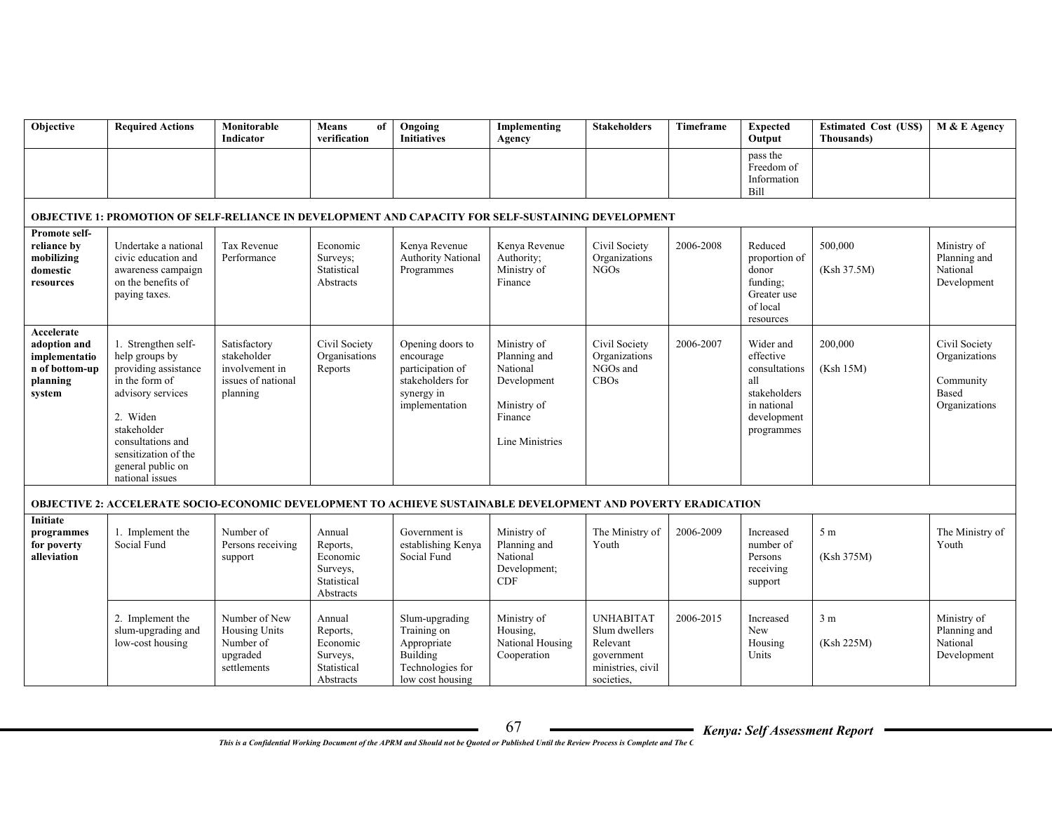| Objective | Required Actions | Monitorable Indicator | Means of verification | Ongoing Initiatives | Implementing Agency | Stakeholders | Timeframe | Expected Output | Estimated Cost (US$) Thousands) | M & E Agency |
|---|---|---|---|---|---|---|---|---|---|---|
| | | | | | | | | pass the Freedom of Information Bill | | |
| **OBJECTIVE 1: PROMOTION OF SELF-RELIANCE IN DEVELOPMENT AND CAPACITY FOR SELF-SUSTAINING DEVELOPMENT** | | | | | | | | | | |
| **Promote self-reliance by mobilizing domestic resources** | Undertake a national civic education and awareness campaign on the benefits of paying taxes. | Tax Revenue Performance | Economic Surveys; Statistical Abstracts | Kenya Revenue Authority National Programmes | Kenya Revenue Authority; Ministry of Finance | Civil Society Organizations NGOs | 2006-2008 | Reduced proportion of donor funding; Greater use of local resources | 500,000 (Ksh 37.5M) | Ministry of Planning and National Development |
| **Accelerate adoption and implementation of bottom-up planning system** | 1. Strengthen self-help groups by providing assistance in the form of advisory services 2. Widen stakeholder consultations and sensitization of the general public on national issues | Satisfactory stakeholder involvement in issues of national planning | Civil Society Organisations Reports | Opening doors to encourage participation of stakeholders for synergy in implementation | Ministry of Planning and National Development Ministry of Finance Line Ministries | Civil Society Organizations NGOs and CBOs | 2006-2007 | Wider and effective consultations all stakeholders in national development programmes | 200,000 (Ksh 15M) | Civil Society Organizations Community Based Organizations |
| **OBJECTIVE 2: ACCELERATE SOCIO-ECONOMIC DEVELOPMENT TO ACHIEVE SUSTAINABLE DEVELOPMENT AND POVERTY ERADICATION** | | | | | | | | | | |
| **Initiate programmes for poverty alleviation** | 1. Implement the Social Fund | Number of Persons receiving support | Annual Reports, Economic Surveys, Statistical Abstracts | Government is establishing Kenya Social Fund | Ministry of Planning and National Development; CDF | The Ministry of Youth | 2006-2009 | Increased number of Persons receiving support | 5 m (Ksh 375M) | The Ministry of Youth |
| | 2. Implement the slum-upgrading and low-cost housing | Number of New Housing Units Number of upgraded settlements | Annual Reports, Economic Surveys, Statistical Abstracts | Slum-upgrading Training on Appropriate Building Technologies for low cost housing | Ministry of Housing, National Housing Cooperation | UNHABITAT Slum dwellers Relevant government ministries, civil societies, | 2006-2015 | Increased New Housing Units | 3 m (Ksh 225M) | Ministry of Planning and National Development |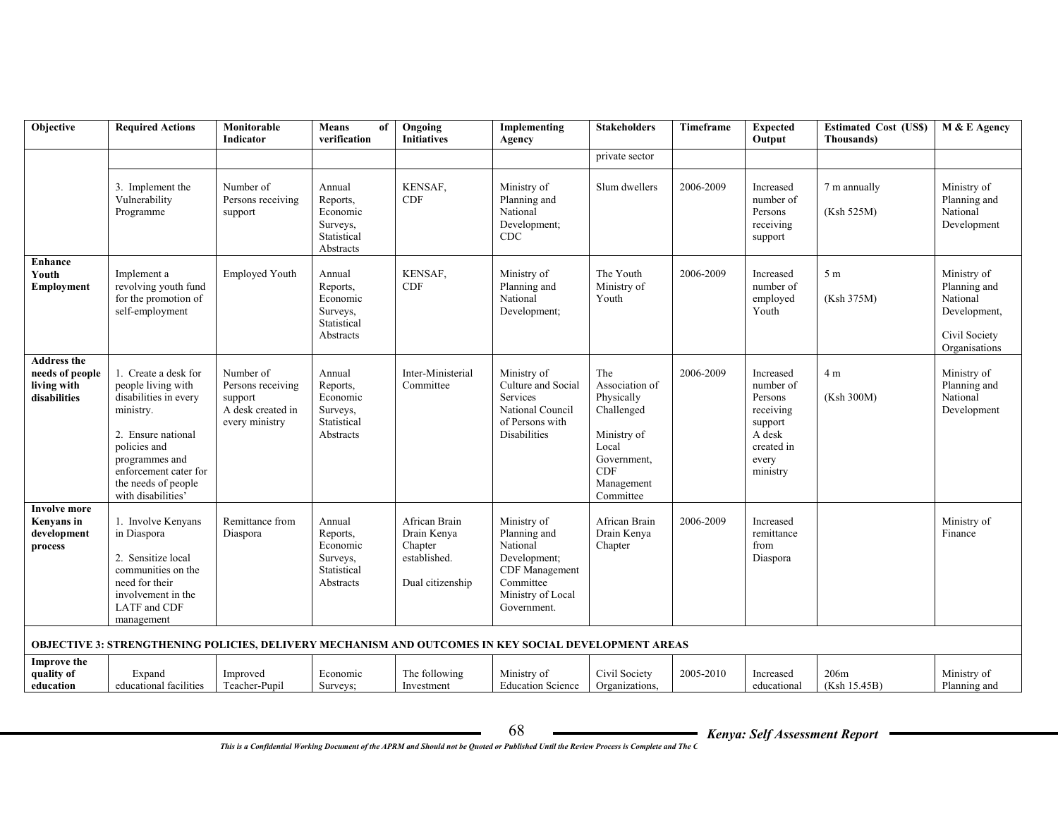| Objective | Required Actions | Monitorable Indicator | Means of verification | Ongoing Initiatives | Implementing Agency | Stakeholders | Timeframe | Expected Output | Estimated Cost (US$) Thousands) | M & E Agency |
|---|---|---|---|---|---|---|---|---|---|---|
| | | | | | | private sector | | | | |
| | 3. Implement the Vulnerability Programme | Number of Persons receiving support | Annual Reports, Economic Surveys, Statistical Abstracts | KENSAF, CDF | Ministry of Planning and National Development; CDC | Slum dwellers | 2006-2009 | Increased number of Persons receiving support | 7 m annually<br><br>(Ksh 525M) | Ministry of Planning and National Development |
| **Enhance Youth Employment** | Implement a revolving youth fund for the promotion of self-employment | Employed Youth | Annual Reports, Economic Surveys, Statistical Abstracts | KENSAF, CDF | Ministry of Planning and National Development; | The Youth Ministry of Youth | 2006-2009 | Increased number of employed Youth | 5 m<br><br>(Ksh 375M) | Ministry of Planning and National Development,<br><br>Civil Society Organisations |
| **Address the needs of people living with disabilities** | 1. Create a desk for people living with disabilities in every ministry.<br><br>2. Ensure national policies and programmes and enforcement cater for the needs of people with disabilities' | Number of Persons receiving support<br>A desk created in every ministry | Annual Reports, Economic Surveys, Statistical Abstracts | Inter-Ministerial Committee | Ministry of Culture and Social Services National Council of Persons with Disabilities | The Association of Physically Challenged<br><br>Ministry of Local Government, CDF Management Committee | 2006-2009 | Increased number of Persons receiving support A desk created in every ministry | 4 m<br><br>(Ksh 300M) | Ministry of Planning and National Development |
| **Involve more Kenyans in development process** | 1. Involve Kenyans in Diaspora<br><br>2. Sensitize local communities on the need for their involvement in the LATF and CDF management | Remittance from Diaspora | Annual Reports, Economic Surveys, Statistical Abstracts | African Brain Drain Kenya Chapter established.<br><br>Dual citizenship | Ministry of Planning and National Development; CDF Management Committee Ministry of Local Government. | African Brain Drain Kenya Chapter | 2006-2009 | Increased remittance from Diaspora | | Ministry of Finance |
| **OBJECTIVE 3: STRENGTHENING POLICIES, DELIVERY MECHANISM AND OUTCOMES IN KEY SOCIAL DEVELOPMENT AREAS** | | | | | | | | | | |
| **Improve the quality of education** | Expand educational facilities | Improved Teacher-Pupil | Economic Surveys; | The following Investment | Ministry of Education Science | Civil Society Organizations, | 2005-2010 | Increased educational | 206m<br>(Ksh 15.45B) | Ministry of Planning and |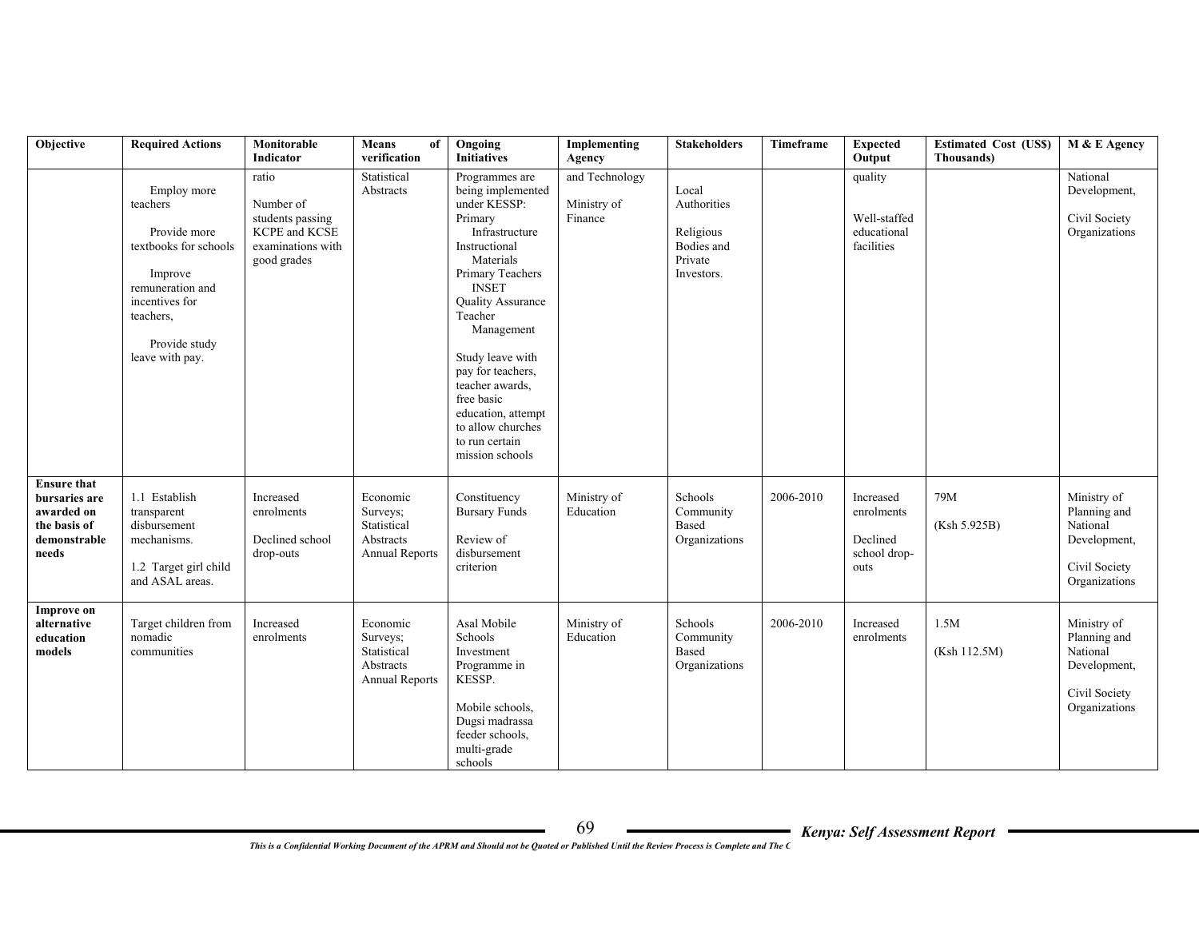| Objective | Required Actions | Monitorable Indicator | Means of verification | Ongoing Initiatives | Implementing Agency | Stakeholders | Timeframe | Expected Output | Estimated Cost (US$) Thousands) | M & E Agency |
|---|---|---|---|---|---|---|---|---|---|---|
| | Employ more teachers<br><br>Provide more textbooks for schools<br><br>Improve remuneration and incentives for teachers,<br><br>Provide study leave with pay. | ratio<br><br>Number of students passing KCPE and KCSE examinations with good grades | Statistical Abstracts | Programmes are being implemented under KESSP:<br>Primary Infrastructure<br>Instructional Materials<br>Primary Teachers INSET<br>Quality Assurance<br>Teacher Management<br><br>Study leave with pay for teachers, teacher awards, free basic education, attempt to allow churches to run certain mission schools | and Technology<br><br>Ministry of Finance | Local Authorities<br><br>Religious Bodies and Private Investors. | | quality<br><br>Well-staffed educational facilities | | National Development,<br><br>Civil Society Organizations |
| **Ensure that bursaries are awarded on the basis of demonstrable needs** | 1.1 Establish transparent disbursement mechanisms.<br><br>1.2 Target girl child and ASAL areas. | Increased enrolments<br><br>Declined school drop-outs | Economic Surveys; Statistical Abstracts Annual Reports | Constituency Bursary Funds<br><br>Review of disbursement criterion | Ministry of Education | Schools Community Based Organizations | 2006-2010 | Increased enrolments<br><br>Declined school drop-outs | 79M<br><br>(Ksh 5.925B) | Ministry of Planning and National Development,<br><br>Civil Society Organizations |
| **Improve on alternative education models** | Target children from nomadic communities | Increased enrolments | Economic Surveys; Statistical Abstracts Annual Reports | Asal Mobile Schools Investment Programme in KESSP.<br><br>Mobile schools, Dugsi madrassa feeder schools, multi-grade schools | Ministry of Education | Schools Community Based Organizations | 2006-2010 | Increased enrolments | 1.5M<br><br>(Ksh 112.5M) | Ministry of Planning and National Development,<br><br>Civil Society Organizations |

*This is a Confidential Working Document of the APRM and Should not be Quoted or Published Until the Review Process is Complete and The C*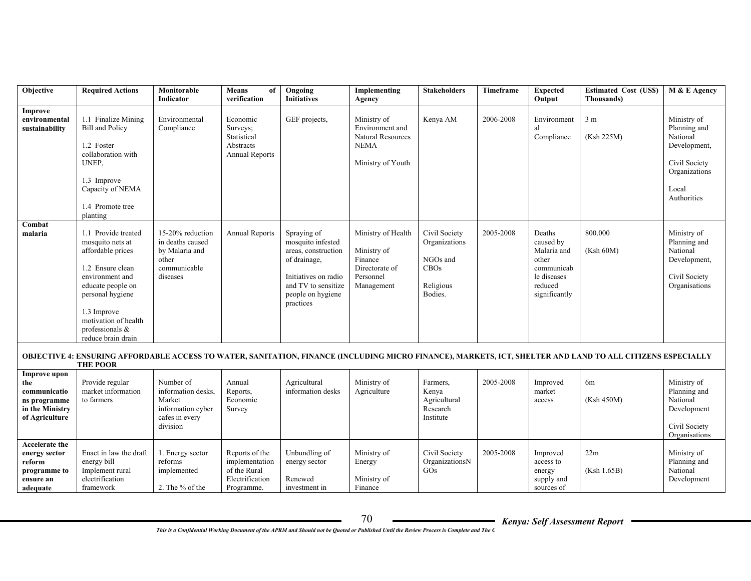| Objective | Required Actions | Monitorable Indicator | Means of verification | Ongoing Initiatives | Implementing Agency | Stakeholders | Timeframe | Expected Output | Estimated Cost (US$ Thousands) | M & E Agency |
|---|---|---|---|---|---|---|---|---|---|---|
| **Improve environmental sustainability** | 1.1 Finalize Mining Bill and Policy<br><br>1.2 Foster collaboration with UNEP,<br><br>1.3 Improve Capacity of NEMA<br><br>1.4 Promote tree planting | Environmental Compliance | Economic Surveys; Statistical Abstracts Annual Reports | GEF projects, | Ministry of Environment and Natural Resources NEMA<br><br>Ministry of Youth | Kenya AM | 2006-2008 | Environmental Compliance | 3 m<br><br>(Ksh 225M) | Ministry of Planning and National Development,<br><br>Civil Society Organizations<br><br>Local Authorities |
| **Combat malaria** | 1.1 Provide treated mosquito nets at affordable prices<br><br>1.2 Ensure clean environment and educate people on personal hygiene<br><br>1.3 Improve motivation of health professionals & reduce brain drain | 15-20% reduction in deaths caused by Malaria and other communicable diseases | Annual Reports | Spraying of mosquito infested areas, construction of drainage,<br><br>Initiatives on radio and TV to sensitize people on hygiene practices | Ministry of Health<br><br>Ministry of Finance Directorate of Personnel Management | Civil Society Organizations<br><br>NGOs and CBOs<br><br>Religious Bodies. | 2005-2008 | Deaths caused by Malaria and other communicable diseases reduced significantly | 800.000<br><br>(Ksh 60M) | Ministry of Planning and National Development,<br><br>Civil Society Organisations |
| **OBJECTIVE 4: ENSURING AFFORDABLE ACCESS TO WATER, SANITATION, FINANCE (INCLUDING MICRO FINANCE), MARKETS, ICT, SHELTER AND LAND TO ALL CITIZENS ESPECIALLY THE POOR** | | | | | | | | | | |
| **Improve upon the communications programme in the Ministry of Agriculture** | Provide regular market information to farmers | Number of information desks, Market information cyber cafes in every division | Annual Reports, Economic Survey | Agricultural information desks | Ministry of Agriculture | Farmers, Kenya Agricultural Research Institute | 2005-2008 | Improved market access | 6m<br><br>(Ksh 450M) | Ministry of Planning and National Development<br><br>Civil Society Organisations |
| **Accelerate the energy sector reform programme to ensure an adequate** | Enact in law the draft energy bill Implement rural electrification framework | 1. Energy sector reforms implemented<br><br>2. The % of the | Reports of the implementation of the Rural Electrification Programme. | Unbundling of energy sector<br><br>Renewed investment in | Ministry of Energy<br><br>Ministry of Finance | Civil Society OrganizationsNGOs | 2005-2008 | Improved access to energy supply and sources of | 22m<br><br>(Ksh 1.65B) | Ministry of Planning and National Development |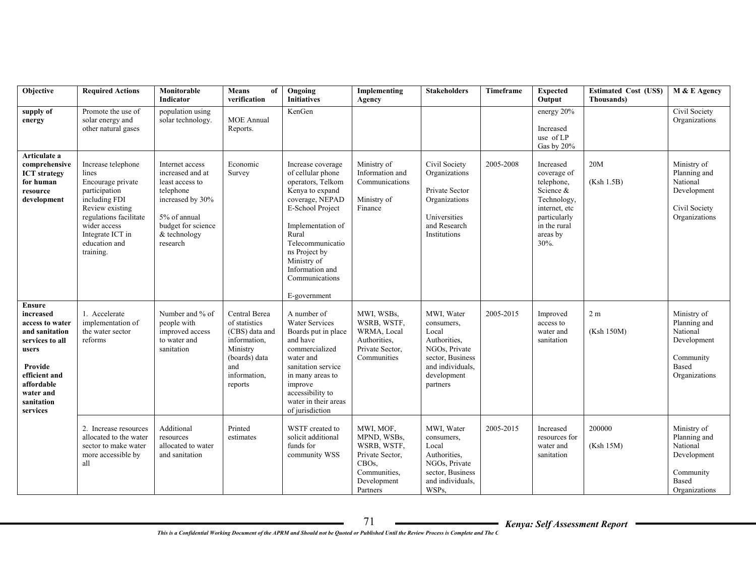| Objective | Required Actions | Monitorable Indicator | Means of verification | Ongoing Initiatives | Implementing Agency | Stakeholders | Timeframe | Expected Output | Estimated Cost (US$) Thousands) | M & E Agency |
|---|---|---|---|---|---|---|---|---|---|---|
| **supply of energy** | Promote the use of solar energy and other natural gases | population using solar technology. | MOE Annual Reports. | KenGen | | | | energy 20%<br><br>Increased use of LP Gas by 20% | | Civil Society Organizations |
| **Articulate a comprehensive ICT strategy for human resource development** | Increase telephone lines<br>Encourage private participation including FDI<br>Review existing regulations facilitate wider access<br>Integrate ICT in education and training. | Internet access increased and at least access to telephone increased by 30%<br><br>5% of annual budget for science & technology research | Economic Survey | Increase coverage of cellular phone operators, Telkom Kenya to expand coverage, NEPAD E-School Project<br><br>Implementation of Rural Telecommunications Project by Ministry of Information and Communications<br><br>E-government | Ministry of Information and Communications<br><br>Ministry of Finance | Civil Society Organizations<br><br>Private Sector Organizations<br><br>Universities and Research Institutions | 2005-2008 | Increased coverage of telephone, Science & Technology, internet, etc particularly in the rural areas by 30%. | 20M<br><br>(Ksh 1.5B) | Ministry of Planning and National Development<br><br>Civil Society Organizations |
| **Ensure increased access to water and sanitation services to all users**<br><br>**Provide efficient and affordable water and sanitation services** | 1. Accelerate implementation of the water sector reforms | Number and % of people with improved access to water and sanitation | Central Berea of statistics (CBS) data and information, Ministry (boards) data and information, reports | A number of Water Services Boards put in place and have commercialized water and sanitation service in many areas to improve accessibility to water in their areas of jurisdiction | MWI, WSBs, WSRB, WSTF, WRMA, Local Authorities, Private Sector, Communities | MWI, Water consumers, Local Authorities, NGOs, Private sector, Business and individuals, development partners | 2005-2015 | Improved access to water and sanitation | 2 m<br><br>(Ksh 150M) | Ministry of Planning and National Development<br><br>Community Based Organizations |
| | 2. Increase resources allocated to the water sector to make water more accessible by all | Additional resources allocated to water and sanitation | Printed estimates | WSTF created to solicit additional funds for community WSS | MWI, MOF, MPND, WSBs, WSRB, WSTF, Private Sector, CBOs, Communities, Development Partners | MWI, Water consumers, Local Authorities, NGOs, Private sector, Business and individuals, WSPs, | 2005-2015 | Increased resources for water and sanitation | 200000<br><br>(Ksh 15M) | Ministry of Planning and National Development<br><br>Community Based Organizations |

*This is a Confidential Working Document of the APRM and Should not be Quoted or Published Until the Review Process is Complete and The C*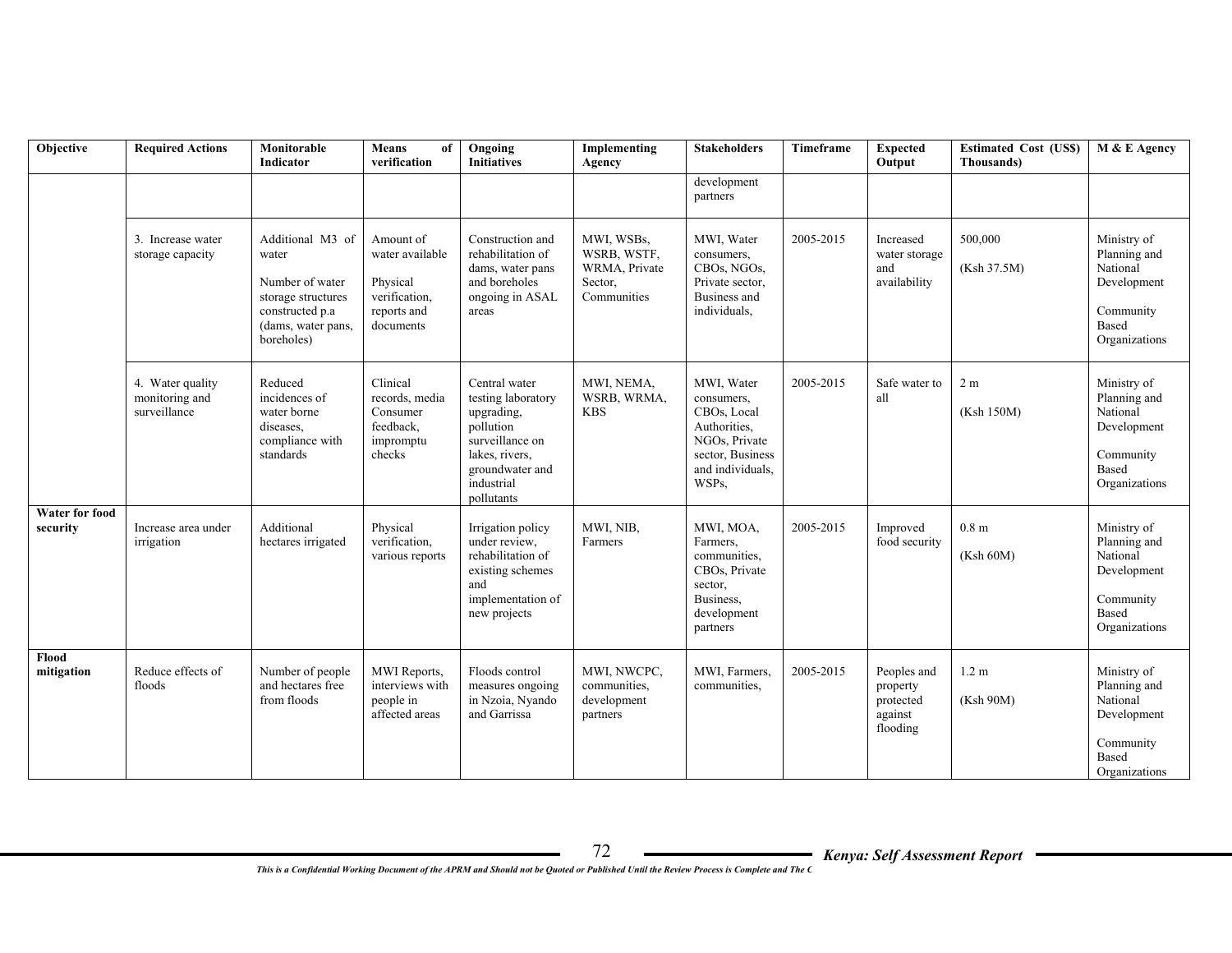| Objective | Required Actions | Monitorable Indicator | Means of verification | Ongoing Initiatives | Implementing Agency | Stakeholders | Timeframe | Expected Output | Estimated Cost (US$) Thousands) | M & E Agency |
|---|---|---|---|---|---|---|---|---|---|---|
| | | | | | | development partners | | | | |
| | 3. Increase water storage capacity | Additional M3 of water<br><br>Number of water storage structures constructed p.a (dams, water pans, boreholes) | Amount of water available<br><br>Physical verification, reports and documents | Construction and rehabilitation of dams, water pans and boreholes ongoing in ASAL areas | MWI, WSBs, WSRB, WSTF, WRMA, Private Sector, Communities | MWI, Water consumers, CBOs, NGOs, Private sector, Business and individuals, | 2005-2015 | Increased water storage and availability | 500,000<br><br>(Ksh 37.5M) | Ministry of Planning and National Development<br><br>Community Based Organizations |
| | 4. Water quality monitoring and surveillance | Reduced incidences of water borne diseases, compliance with standards | Clinical records, media Consumer feedback, impromptu checks | Central water testing laboratory upgrading, pollution surveillance on lakes, rivers, groundwater and industrial pollutants | MWI, NEMA, WSRB, WRMA, KBS | MWI, Water consumers, CBOs, Local Authorities, NGOs, Private sector, Business and individuals, WSPs, | 2005-2015 | Safe water to all | 2 m<br><br>(Ksh 150M) | Ministry of Planning and National Development<br><br>Community Based Organizations |
| **Water for food security** | Increase area under irrigation | Additional hectares irrigated | Physical verification, various reports | Irrigation policy under review, rehabilitation of existing schemes and implementation of new projects | MWI, NIB, Farmers | MWI, MOA, Farmers, communities, CBOs, Private sector, Business, development partners | 2005-2015 | Improved food security | 0.8 m<br><br>(Ksh 60M) | Ministry of Planning and National Development<br><br>Community Based Organizations |
| **Flood mitigation** | Reduce effects of floods | Number of people and hectares free from floods | MWI Reports, interviews with people in affected areas | Floods control measures ongoing in Nzoia, Nyando and Garrissa | MWI, NWCPC, communities, development partners | MWI, Farmers, communities, | 2005-2015 | Peoples and property protected against flooding | 1.2 m<br><br>(Ksh 90M) | Ministry of Planning and National Development<br><br>Community Based Organizations |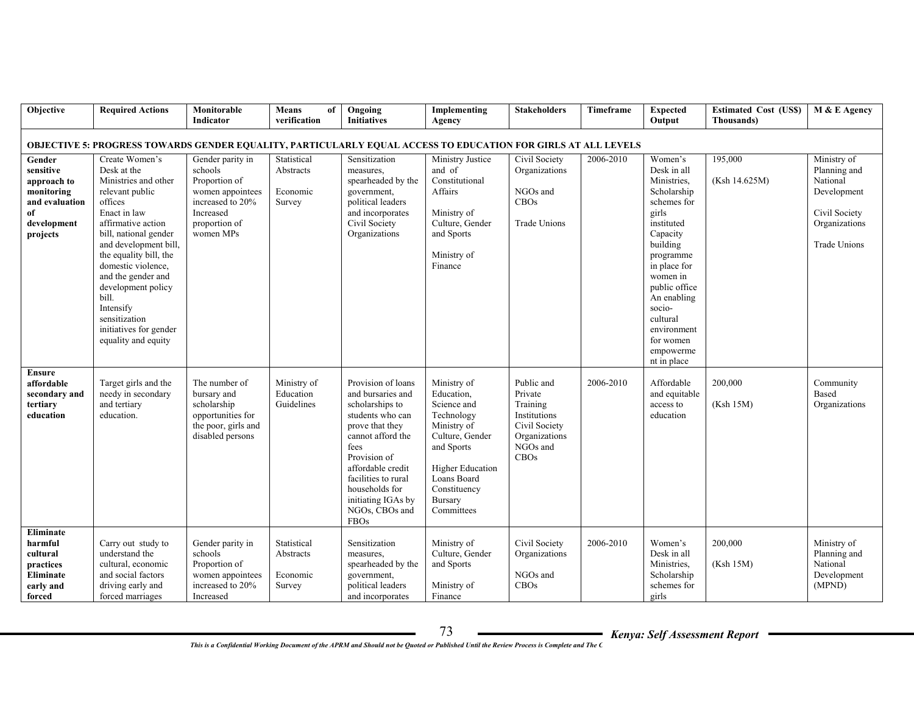| Objective | Required Actions | Monitorable Indicator | Means of verification | Ongoing Initiatives | Implementing Agency | Stakeholders | Timeframe | Expected Output | Estimated Cost (US$) Thousands) | M & E Agency |
|---|---|---|---|---|---|---|---|---|---|---|
| **OBJECTIVE 5: PROGRESS TOWARDS GENDER EQUALITY, PARTICULARLY EQUAL ACCESS TO EDUCATION FOR GIRLS AT ALL LEVELS** | | | | | | | | | | |
| **Gender sensitive approach to monitoring and evaluation of development projects** | Create Women's Desk at the Ministries and other relevant public offices<br>Enact in law affirmative action bill, national gender and development bill, the equality bill, the domestic violence, and the gender and development policy bill.<br>Intensify sensitization initiatives for gender equality and equity | Gender parity in schools<br>Proportion of women appointees increased to 20%<br>Increased proportion of women MPs | Statistical Abstracts<br><br>Economic Survey | Sensitization measures, spearheaded by the government, political leaders and incorporates Civil Society Organizations | Ministry Justice and of Constitutional Affairs<br><br>Ministry of Culture, Gender and Sports<br><br>Ministry of Finance | Civil Society Organizations<br><br>NGOs and CBOs<br><br>Trade Unions | 2006-2010 | Women's Desk in all Ministries, Scholarship schemes for girls instituted Capacity building programme in place for women in public office An enabling socio-cultural environment for women empowerment in place | 195,000<br><br>(Ksh 14.625M) | Ministry of Planning and National Development<br><br>Civil Society Organizations<br><br>Trade Unions |
| **Ensure affordable secondary and tertiary education** | Target girls and the needy in secondary and tertiary education. | The number of bursary and scholarship opportunities for the poor, girls and disabled persons | Ministry of Education Guidelines | Provision of loans and bursaries and scholarships to students who can prove that they cannot afford the fees<br>Provision of affordable credit facilities to rural households for initiating IGAs by NGOs, CBOs and FBOs | Ministry of Education, Science and Technology Ministry of Culture, Gender and Sports<br><br>Higher Education Loans Board Constituency Bursary Committees | Public and Private Training Institutions Civil Society Organizations NGOs and CBOs | 2006-2010 | Affordable and equitable access to education | 200,000<br><br>(Ksh 15M) | Community Based Organizations |
| **Eliminate harmful cultural practices Eliminate early and forced** | Carry out study to understand the cultural, economic and social factors driving early and forced marriages | Gender parity in schools<br>Proportion of women appointees increased to 20%<br>Increased | Statistical Abstracts<br><br>Economic Survey | Sensitization measures, spearheaded by the government, political leaders and incorporates | Ministry of Culture, Gender and Sports<br><br>Ministry of Finance | Civil Society Organizations<br><br>NGOs and CBOs | 2006-2010 | Women's Desk in all Ministries, Scholarship schemes for girls | 200,000<br><br>(Ksh 15M) | Ministry of Planning and National Development (MPND) |

*This is a Confidential Working Document of the APRM and Should not be Quoted or Published Until the Review Process is Complete and The C*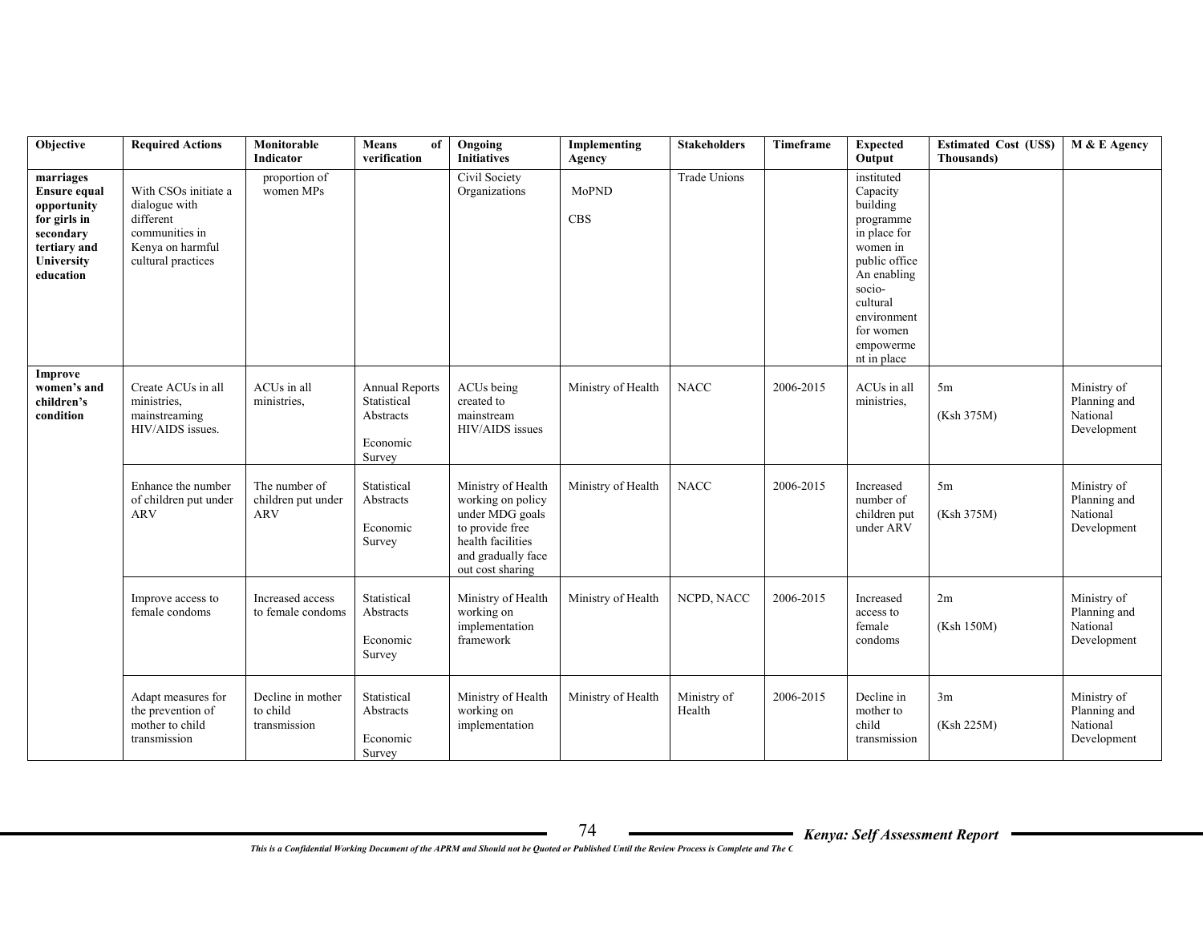| Objective | Required Actions | Monitorable Indicator | Means of verification | Ongoing Initiatives | Implementing Agency | Stakeholders | Timeframe | Expected Output | Estimated Cost (US$) Thousands) | M & E Agency |
|---|---|---|---|---|---|---|---|---|---|---|
| **marriages** **Ensure equal opportunity for girls in secondary tertiary and University education** | With CSOs initiate a dialogue with different communities in Kenya on harmful cultural practices | proportion of women MPs | | Civil Society Organizations | MoPND CBS | Trade Unions | | instituted Capacity building programme in place for women in public office An enabling socio-cultural environment for women empowerment in place | | |
| **Improve women's and children's condition** | Create ACUs in all ministries, mainstreaming HIV/AIDS issues. | ACUs in all ministries, | Annual Reports Statistical Abstracts Economic Survey | ACUs being created to mainstream HIV/AIDS issues | Ministry of Health | NACC | 2006-2015 | ACUs in all ministries, | 5m (Ksh 375M) | Ministry of Planning and National Development |
| | Enhance the number of children put under ARV | The number of children put under ARV | Statistical Abstracts Economic Survey | Ministry of Health working on policy under MDG goals to provide free health facilities and gradually face out cost sharing | Ministry of Health | NACC | 2006-2015 | Increased number of children put under ARV | 5m (Ksh 375M) | Ministry of Planning and National Development |
| | Improve access to female condoms | Increased access to female condoms | Statistical Abstracts Economic Survey | Ministry of Health working on implementation framework | Ministry of Health | NCPD, NACC | 2006-2015 | Increased access to female condoms | 2m (Ksh 150M) | Ministry of Planning and National Development |
| | Adapt measures for the prevention of mother to child transmission | Decline in mother to child transmission | Statistical Abstracts Economic Survey | Ministry of Health working on implementation | Ministry of Health | Ministry of Health | 2006-2015 | Decline in mother to child transmission | 3m (Ksh 225M) | Ministry of Planning and National Development |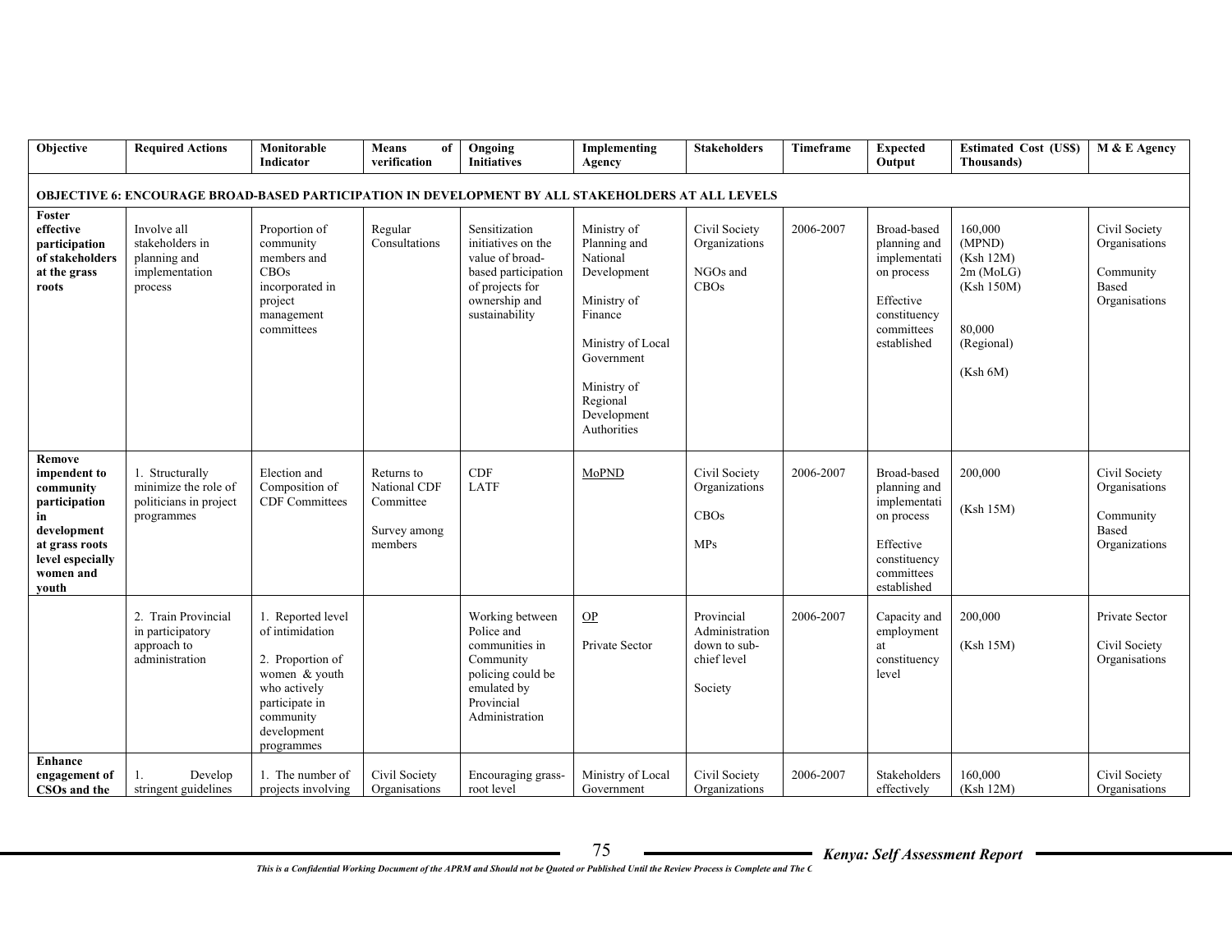| Objective | Required Actions | Monitorable Indicator | Means of verification | Ongoing Initiatives | Implementing Agency | Stakeholders | Timeframe | Expected Output | Estimated Cost (US$) Thousands) | M & E Agency |
|---|---|---|---|---|---|---|---|---|---|---|
| **OBJECTIVE 6: ENCOURAGE BROAD-BASED PARTICIPATION IN DEVELOPMENT BY ALL STAKEHOLDERS AT ALL LEVELS** | | | | | | | | | | |
| **Foster effective participation of stakeholders at the grass roots** | Involve all stakeholders in planning and implementation process | Proportion of community members and CBOs incorporated in project management committees | Regular Consultations | Sensitization initiatives on the value of broad-based participation of projects for ownership and sustainability | Ministry of Planning and National Development<br><br>Ministry of Finance<br><br>Ministry of Local Government<br><br>Ministry of Regional Development Authorities | Civil Society Organizations<br><br>NGOs and CBOs | 2006-2007 | Broad-based planning and implementation process<br><br>Effective constituency committees established | 160,000 (MPND) (Ksh 12M) 2m (MoLG) (Ksh 150M)<br><br>80,000 (Regional)<br><br>(Ksh 6M) | Civil Society Organisations<br><br>Community Based Organisations |
| **Remove impendent to community participation in development at grass roots level especially women and youth** | 1. Structurally minimize the role of politicians in project programmes | Election and Composition of CDF Committees | Returns to National CDF Committee<br><br>Survey among members | CDF LATF | MoPND | Civil Society Organizations<br><br>CBOs<br><br>MPs | 2006-2007 | Broad-based planning and implementation process<br><br>Effective constituency committees established | 200,000<br><br>(Ksh 15M) | Civil Society Organisations<br><br>Community Based Organizations |
| | 2. Train Provincial in participatory approach to administration | 1. Reported level of intimidation<br><br>2. Proportion of women & youth who actively participate in community development programmes | | Working between Police and communities in Community policing could be emulated by Provincial Administration | OP<br><br>Private Sector | Provincial Administration down to sub-chief level<br><br>Society | 2006-2007 | Capacity and employment at constituency level | 200,000<br><br>(Ksh 15M) | Private Sector<br><br>Civil Society Organisations |
| **Enhance engagement of CSOs and the** | 1. Develop stringent guidelines | 1. The number of projects involving | Civil Society Organisations | Encouraging grass-root level | Ministry of Local Government | Civil Society Organizations | 2006-2007 | Stakeholders effectively | 160,000 (Ksh 12M) | Civil Society Organisations |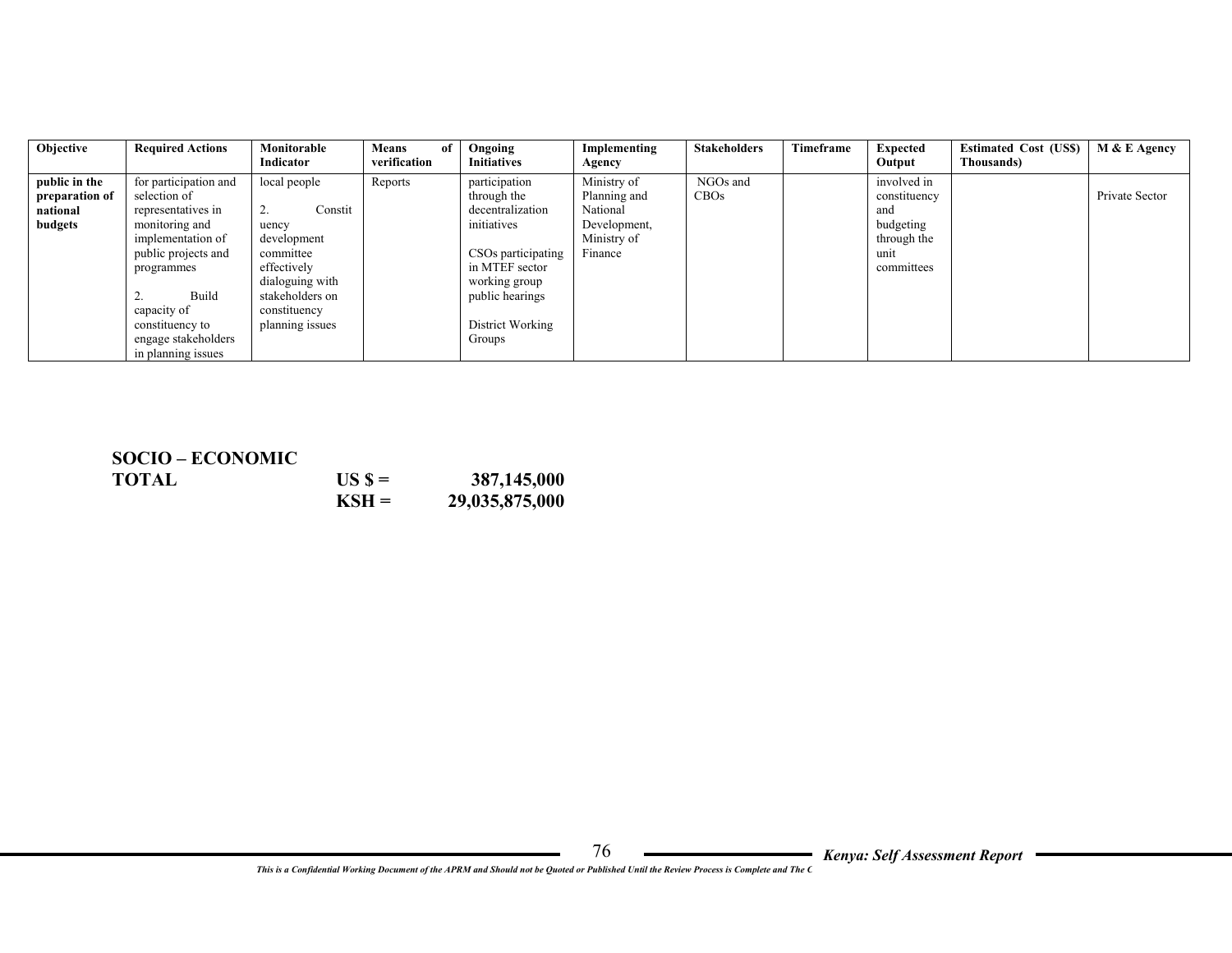| Objective | Required Actions | Monitorable Indicator | Means of verification | Ongoing Initiatives | Implementing Agency | Stakeholders | Timeframe | Expected Output | Estimated Cost (US$) Thousands) | M & E Agency |
|---|---|---|---|---|---|---|---|---|---|---|
| **public in the preparation of national budgets** | for participation and selection of representatives in monitoring and implementation of public projects and programmes<br><br>2. Build capacity of constituency to engage stakeholders in planning issues | local people<br><br>2. Constituency development committee effectively dialoguing with stakeholders on constituency planning issues | Reports | participation through the decentralization initiatives<br><br>CSOs participating in MTEF sector working group public hearings<br><br>District Working Groups | Ministry of Planning and National Development, Ministry of Finance | NGOs and CBOs | | involved in constituency and budgeting through the unit committees | | Private Sector |

**SOCIO – ECONOMIC TOTAL**

| | | |
|---|---|---|
| **TOTAL** | **US $ =** | **387,145,000** |
| | **KSH =** | **29,035,875,000** |

*This is a Confidential Working Document of the APRM and Should not be Quoted or Published Until the Review Process is Complete and The C*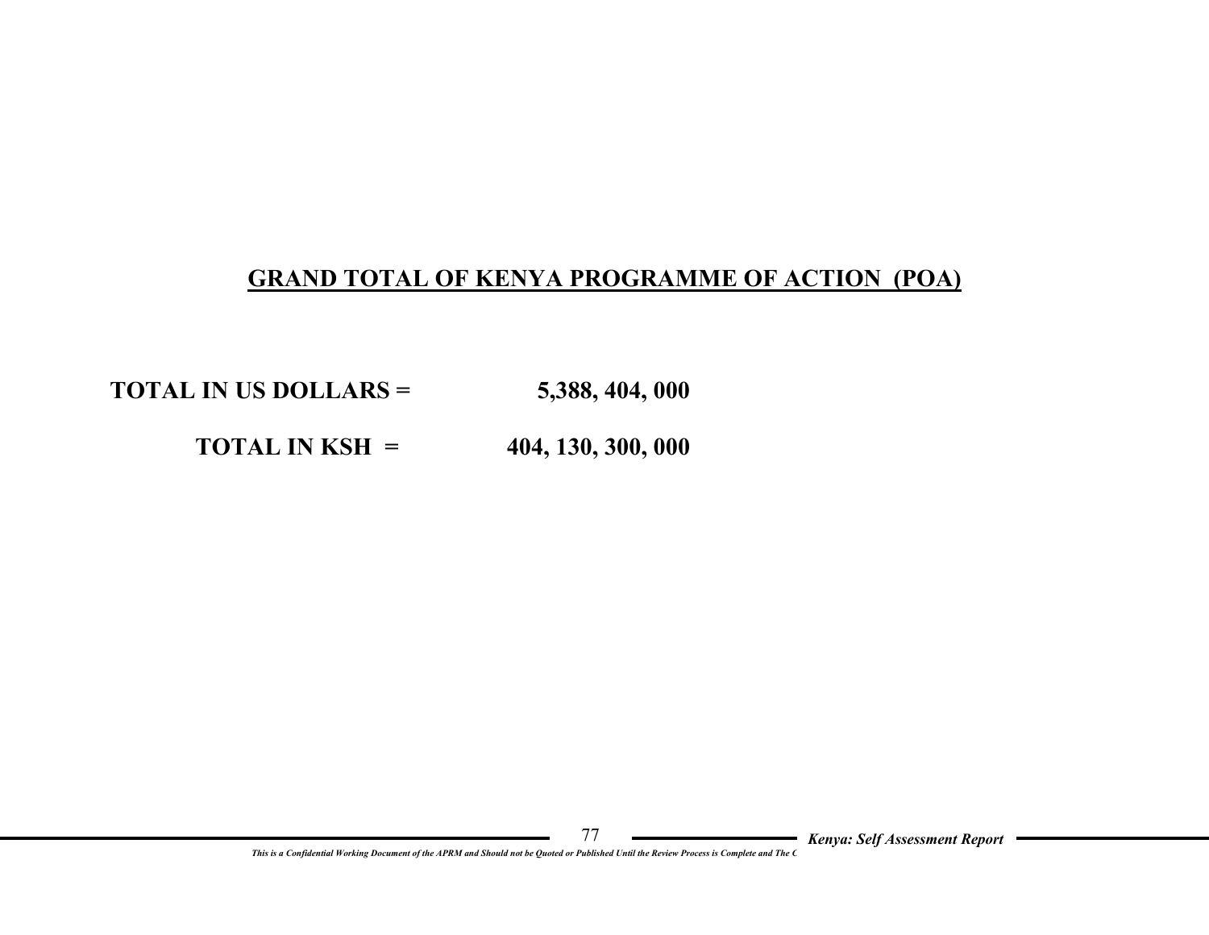# GRAND TOTAL OF KENYA PROGRAMME OF ACTION (POA)

**TOTAL IN US DOLLARS = 5,388, 404, 000**

**TOTAL IN KSH = 404, 130, 300, 000**